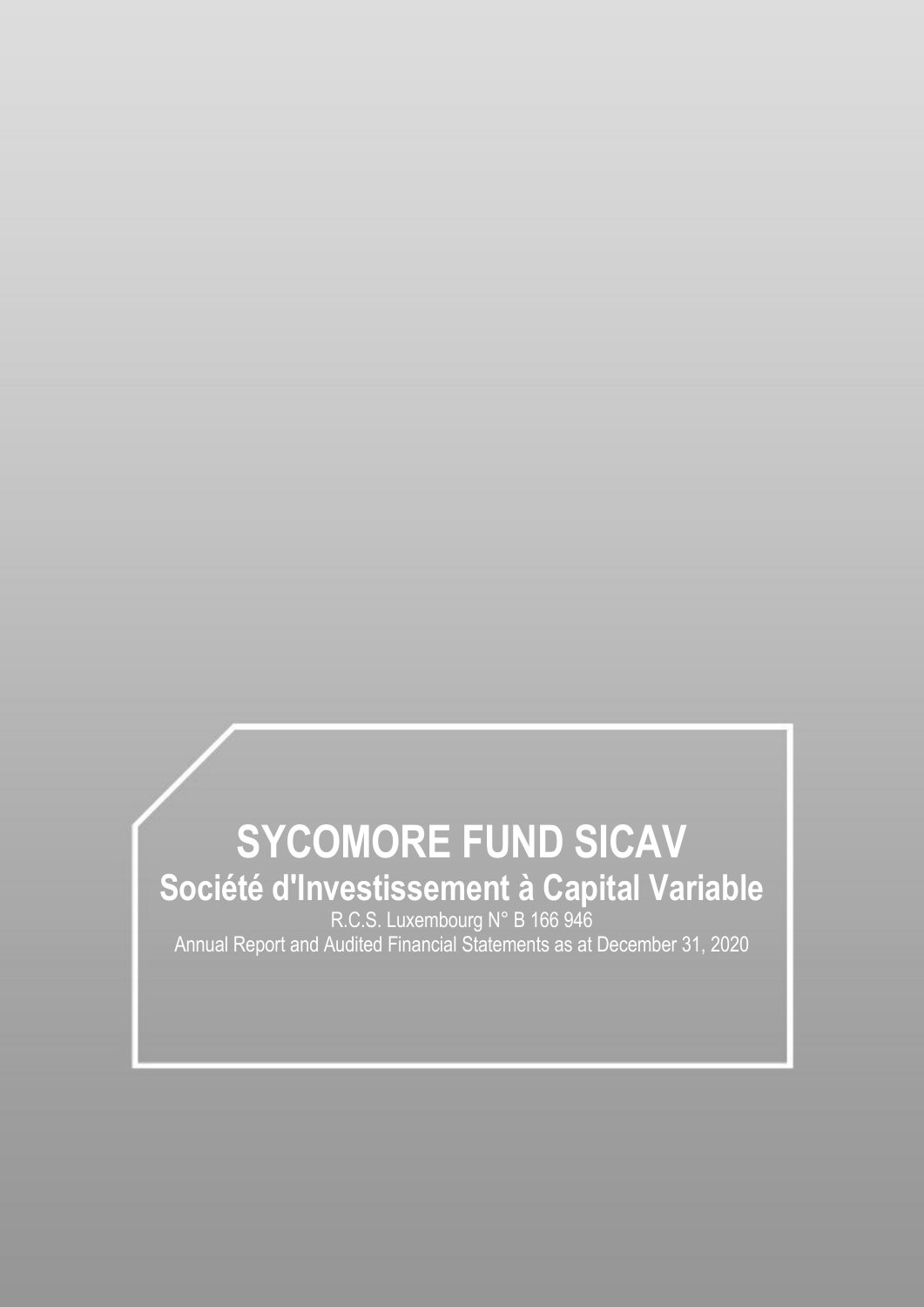# SYCOMORE FUND SICAV

## Société d'Investissement à Capital Variable

R.C.S. Luxembourg N° B 166 946

Annual Report and Audited Financial Statements as at December 31, 2020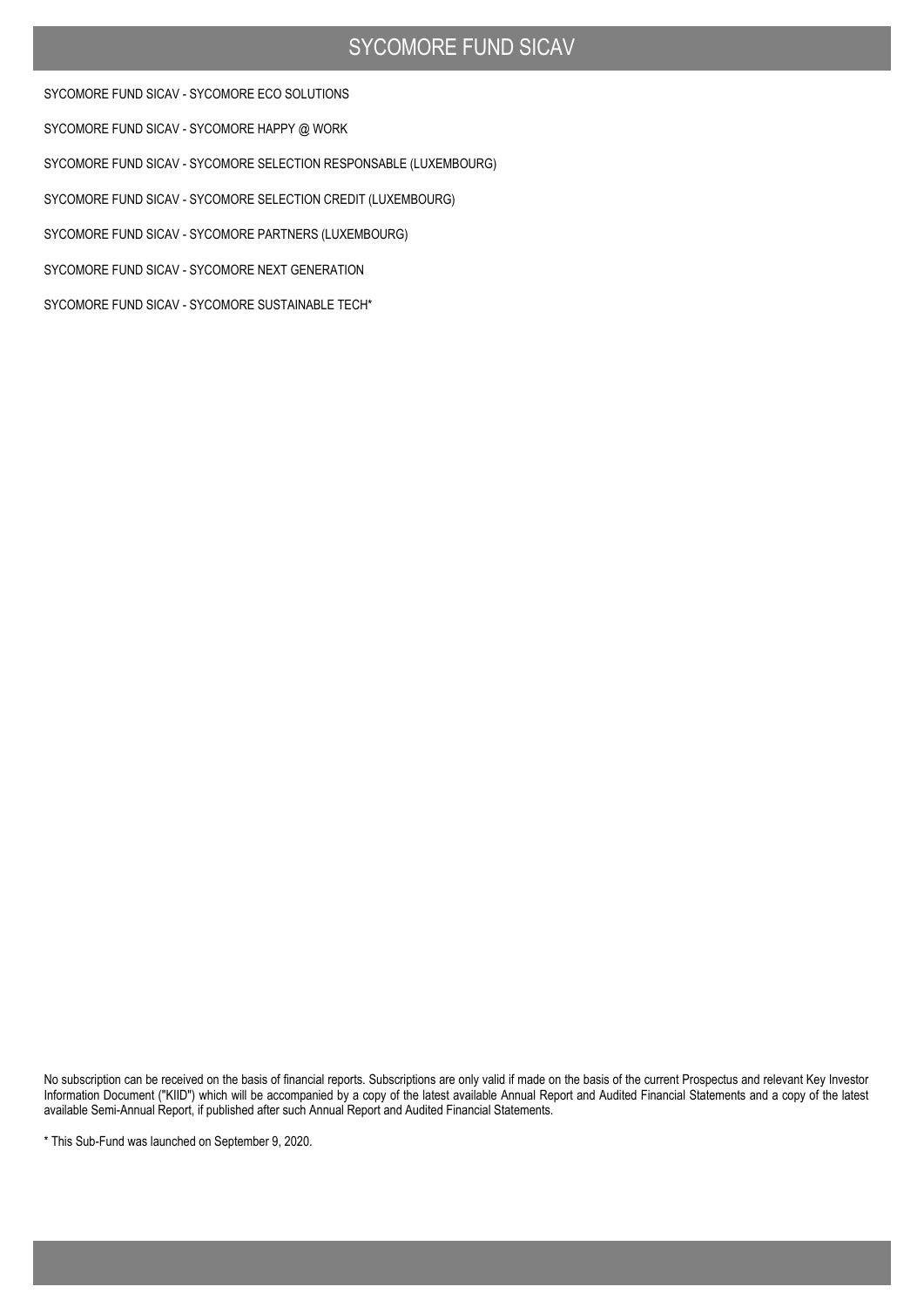# SYCOMORE FUND SICAV

SYCOMORE FUND SICAV - SYCOMORE ECO SOLUTIONS

SYCOMORE FUND SICAV - SYCOMORE HAPPY @ WORK

SYCOMORE FUND SICAV - SYCOMORE SELECTION RESPONSABLE (LUXEMBOURG)

SYCOMORE FUND SICAV - SYCOMORE SELECTION CREDIT (LUXEMBOURG)

SYCOMORE FUND SICAV - SYCOMORE PARTNERS (LUXEMBOURG)

SYCOMORE FUND SICAV - SYCOMORE NEXT GENERATION

SYCOMORE FUND SICAV - SYCOMORE SUSTAINABLE TECH*

No subscription can be received on the basis of financial reports. Subscriptions are only valid if made on the basis of the current Prospectus and relevant Key Investor Information Document ("KIID") which will be accompanied by a copy of the latest available Annual Report and Audited Financial Statements and a copy of the latest available Semi-Annual Report, if published after such Annual Report and Audited Financial Statements.

* This Sub-Fund was launched on September 9, 2020.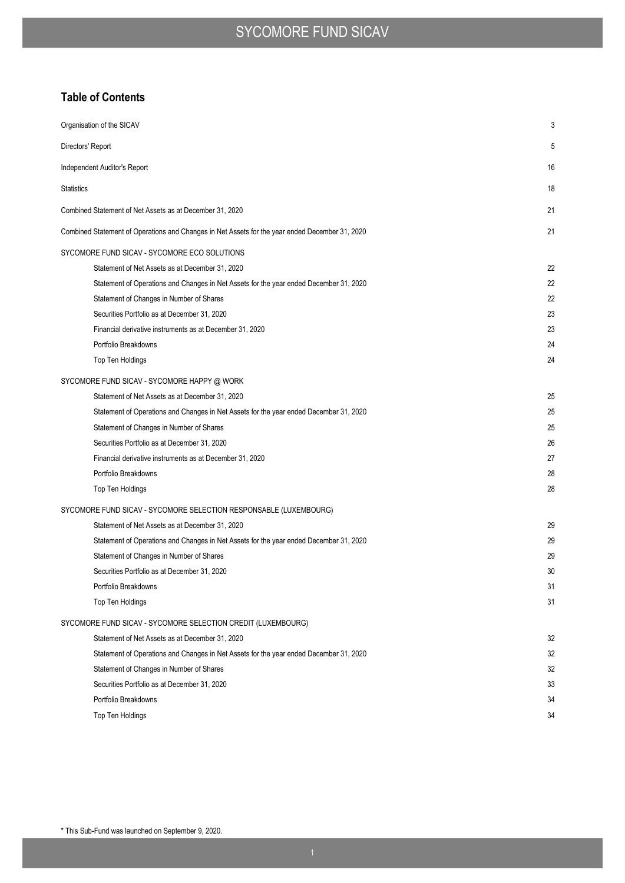## Table of Contents

| | |
|---|---|
| Organisation of the SICAV | 3 |
| Directors' Report | 5 |
| Independent Auditor's Report | 16 |
| Statistics | 18 |
| Combined Statement of Net Assets as at December 31, 2020 | 21 |
| Combined Statement of Operations and Changes in Net Assets for the year ended December 31, 2020 | 21 |
| SYCOMORE FUND SICAV - SYCOMORE ECO SOLUTIONS | |
| Statement of Net Assets as at December 31, 2020 | 22 |
| Statement of Operations and Changes in Net Assets for the year ended December 31, 2020 | 22 |
| Statement of Changes in Number of Shares | 22 |
| Securities Portfolio as at December 31, 2020 | 23 |
| Financial derivative instruments as at December 31, 2020 | 23 |
| Portfolio Breakdowns | 24 |
| Top Ten Holdings | 24 |
| SYCOMORE FUND SICAV - SYCOMORE HAPPY @ WORK | |
| Statement of Net Assets as at December 31, 2020 | 25 |
| Statement of Operations and Changes in Net Assets for the year ended December 31, 2020 | 25 |
| Statement of Changes in Number of Shares | 25 |
| Securities Portfolio as at December 31, 2020 | 26 |
| Financial derivative instruments as at December 31, 2020 | 27 |
| Portfolio Breakdowns | 28 |
| Top Ten Holdings | 28 |
| SYCOMORE FUND SICAV - SYCOMORE SELECTION RESPONSABLE (LUXEMBOURG) | |
| Statement of Net Assets as at December 31, 2020 | 29 |
| Statement of Operations and Changes in Net Assets for the year ended December 31, 2020 | 29 |
| Statement of Changes in Number of Shares | 29 |
| Securities Portfolio as at December 31, 2020 | 30 |
| Portfolio Breakdowns | 31 |
| Top Ten Holdings | 31 |
| SYCOMORE FUND SICAV - SYCOMORE SELECTION CREDIT (LUXEMBOURG) | |
| Statement of Net Assets as at December 31, 2020 | 32 |
| Statement of Operations and Changes in Net Assets for the year ended December 31, 2020 | 32 |
| Statement of Changes in Number of Shares | 32 |
| Securities Portfolio as at December 31, 2020 | 33 |
| Portfolio Breakdowns | 34 |
| Top Ten Holdings | 34 |

\* This Sub-Fund was launched on September 9, 2020.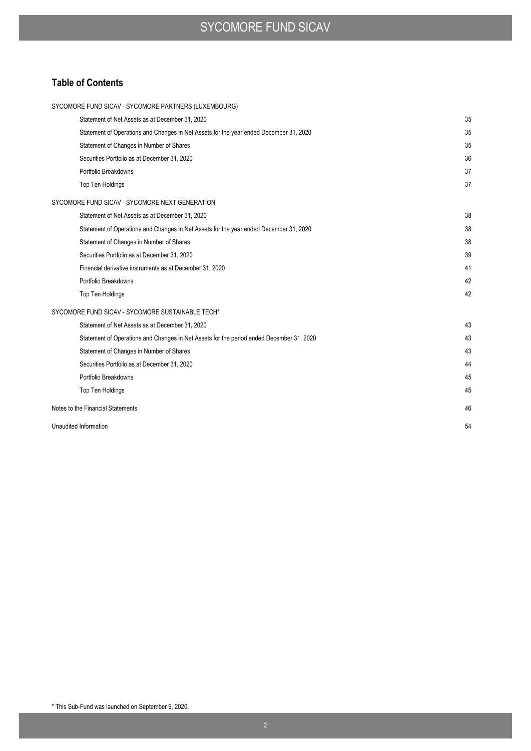## Table of Contents

| | |
|---|---|
| SYCOMORE FUND SICAV - SYCOMORE PARTNERS (LUXEMBOURG) | |
| Statement of Net Assets as at December 31, 2020 | 35 |
| Statement of Operations and Changes in Net Assets for the year ended December 31, 2020 | 35 |
| Statement of Changes in Number of Shares | 35 |
| Securities Portfolio as at December 31, 2020 | 36 |
| Portfolio Breakdowns | 37 |
| Top Ten Holdings | 37 |
| SYCOMORE FUND SICAV - SYCOMORE NEXT GENERATION | |
| Statement of Net Assets as at December 31, 2020 | 38 |
| Statement of Operations and Changes in Net Assets for the year ended December 31, 2020 | 38 |
| Statement of Changes in Number of Shares | 38 |
| Securities Portfolio as at December 31, 2020 | 39 |
| Financial derivative instruments as at December 31, 2020 | 41 |
| Portfolio Breakdowns | 42 |
| Top Ten Holdings | 42 |
| SYCOMORE FUND SICAV - SYCOMORE SUSTAINABLE TECH* | |
| Statement of Net Assets as at December 31, 2020 | 43 |
| Statement of Operations and Changes in Net Assets for the period ended December 31, 2020 | 43 |
| Statement of Changes in Number of Shares | 43 |
| Securities Portfolio as at December 31, 2020 | 44 |
| Portfolio Breakdowns | 45 |
| Top Ten Holdings | 45 |
| Notes to the Financial Statements | 46 |
| Unaudited Information | 54 |

* This Sub-Fund was launched on September 9, 2020.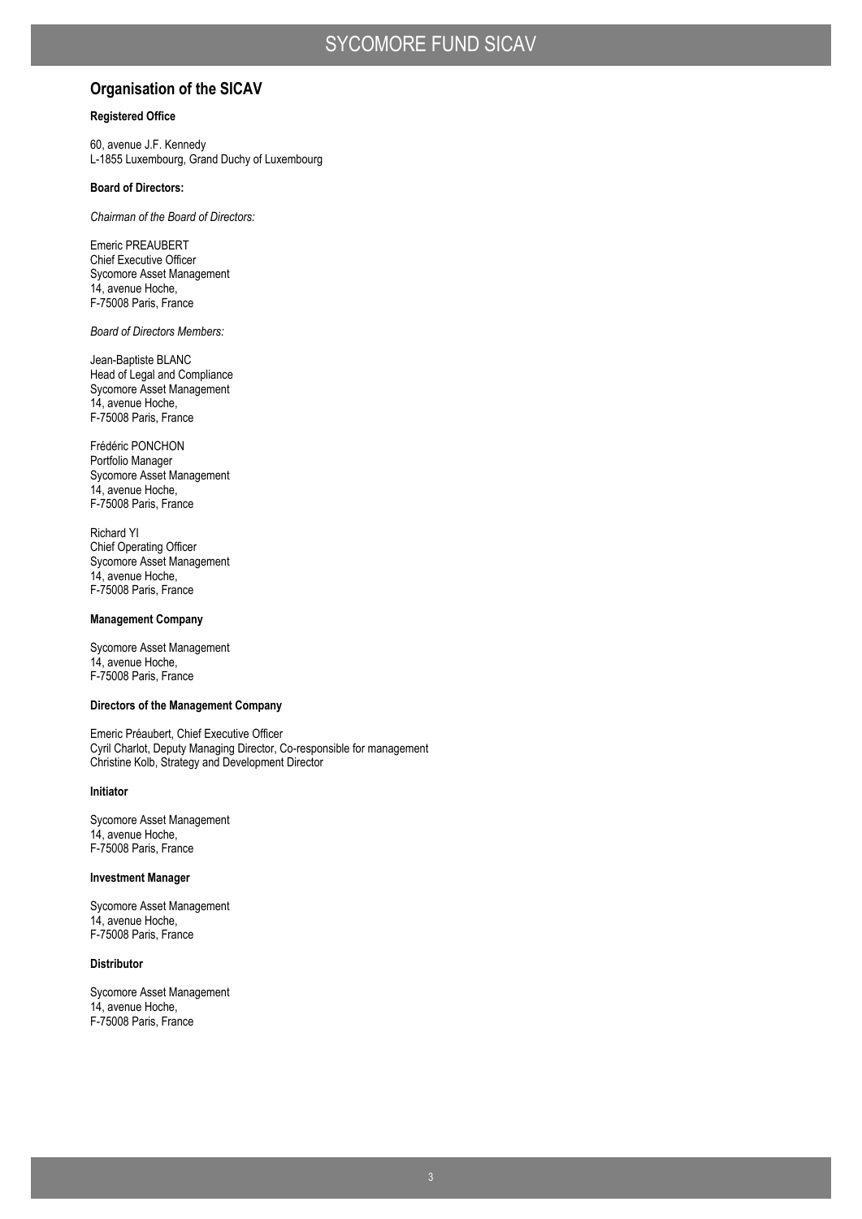## Organisation of the SICAV

**Registered Office**

60, avenue J.F. Kennedy
L-1855 Luxembourg, Grand Duchy of Luxembourg

**Board of Directors:**

*Chairman of the Board of Directors:*

Emeric PREAUBERT
Chief Executive Officer
Sycomore Asset Management
14, avenue Hoche,
F-75008 Paris, France

*Board of Directors Members:*

Jean-Baptiste BLANC
Head of Legal and Compliance
Sycomore Asset Management
14, avenue Hoche,
F-75008 Paris, France

Frédéric PONCHON
Portfolio Manager
Sycomore Asset Management
14, avenue Hoche,
F-75008 Paris, France

Richard YI
Chief Operating Officer
Sycomore Asset Management
14, avenue Hoche,
F-75008 Paris, France

**Management Company**

Sycomore Asset Management
14, avenue Hoche,
F-75008 Paris, France

**Directors of the Management Company**

Emeric Préaubert, Chief Executive Officer
Cyril Charlot, Deputy Managing Director, Co-responsible for management
Christine Kolb, Strategy and Development Director

**Initiator**

Sycomore Asset Management
14, avenue Hoche,
F-75008 Paris, France

**Investment Manager**

Sycomore Asset Management
14, avenue Hoche,
F-75008 Paris, France

**Distributor**

Sycomore Asset Management
14, avenue Hoche,
F-75008 Paris, France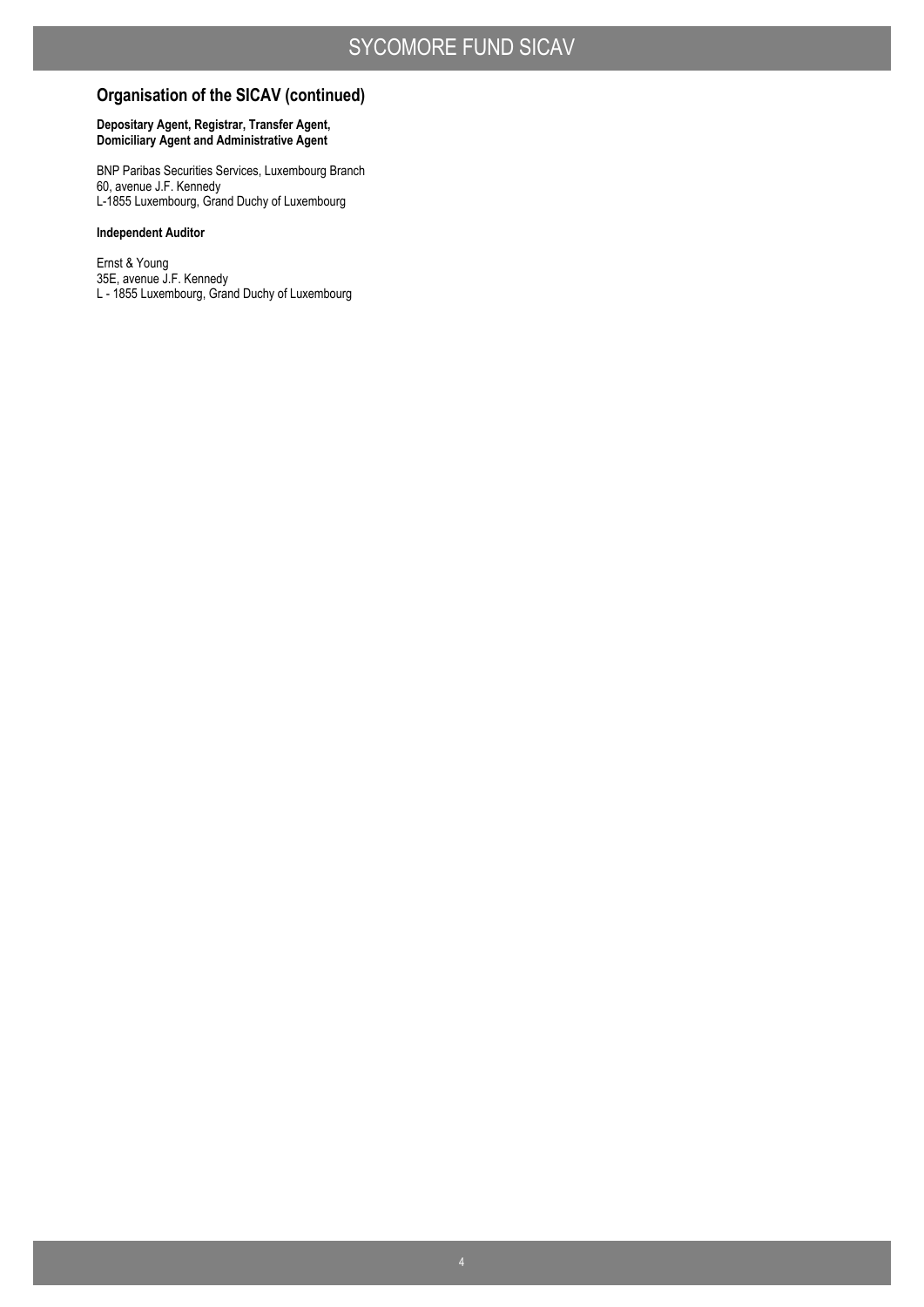## Organisation of the SICAV (continued)

**Depositary Agent, Registrar, Transfer Agent, Domiciliary Agent and Administrative Agent**

BNP Paribas Securities Services, Luxembourg Branch
60, avenue J.F. Kennedy
L-1855 Luxembourg, Grand Duchy of Luxembourg

**Independent Auditor**

Ernst & Young
35E, avenue J.F. Kennedy
L - 1855 Luxembourg, Grand Duchy of Luxembourg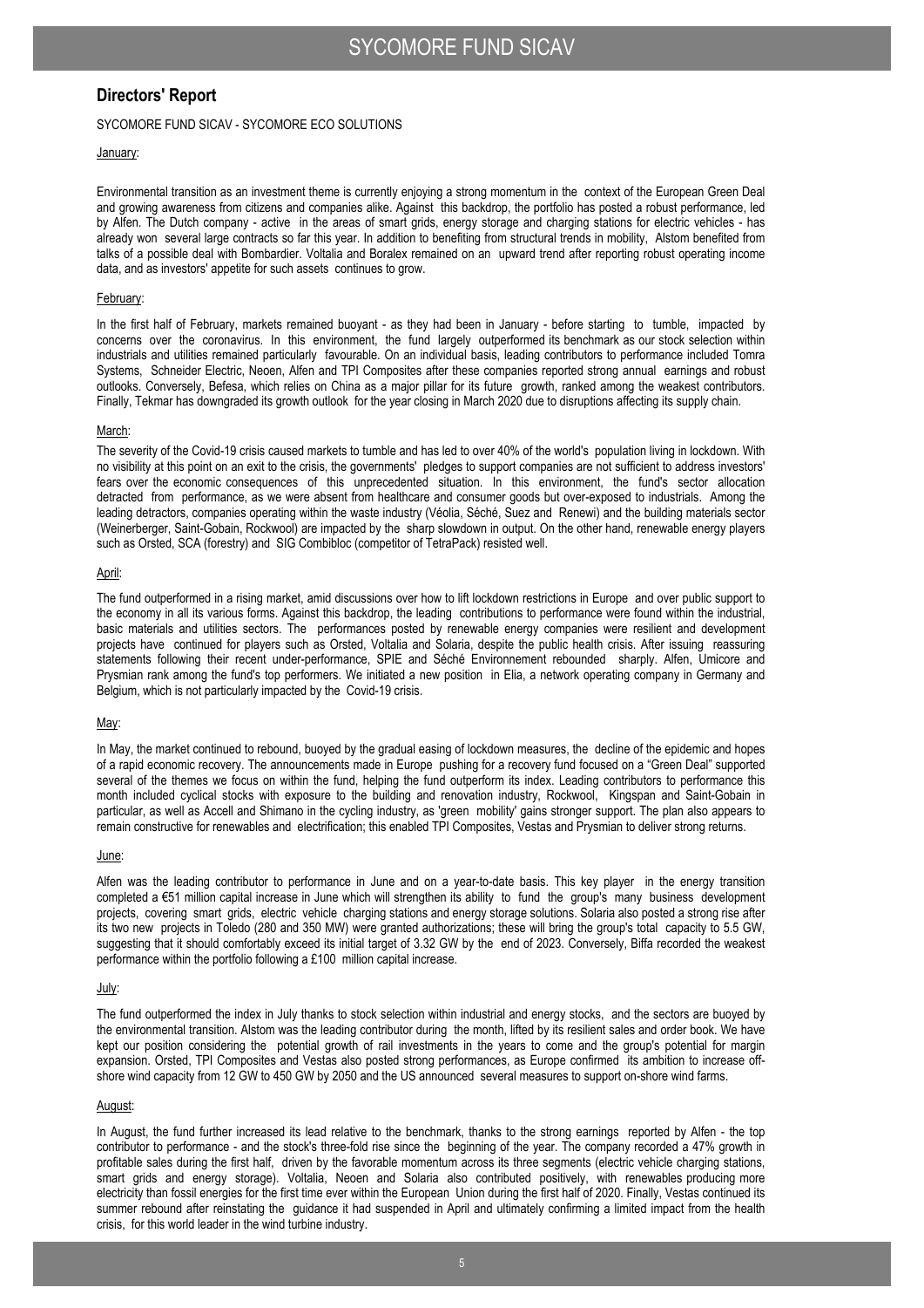## Directors' Report

SYCOMORE FUND SICAV - SYCOMORE ECO SOLUTIONS

January:

Environmental transition as an investment theme is currently enjoying a strong momentum in the context of the European Green Deal and growing awareness from citizens and companies alike. Against this backdrop, the portfolio has posted a robust performance, led by Alfen. The Dutch company - active in the areas of smart grids, energy storage and charging stations for electric vehicles - has already won several large contracts so far this year. In addition to benefiting from structural trends in mobility, Alstom benefited from talks of a possible deal with Bombardier. Voltalia and Boralex remained on an upward trend after reporting robust operating income data, and as investors' appetite for such assets continues to grow.

February:

In the first half of February, markets remained buoyant - as they had been in January - before starting to tumble, impacted by concerns over the coronavirus. In this environment, the fund largely outperformed its benchmark as our stock selection within industrials and utilities remained particularly favourable. On an individual basis, leading contributors to performance included Tomra Systems, Schneider Electric, Neoen, Alfen and TPI Composites after these companies reported strong annual earnings and robust outlooks. Conversely, Befesa, which relies on China as a major pillar for its future growth, ranked among the weakest contributors. Finally, Tekmar has downgraded its growth outlook for the year closing in March 2020 due to disruptions affecting its supply chain.

March:

The severity of the Covid-19 crisis caused markets to tumble and has led to over 40% of the world's population living in lockdown. With no visibility at this point on an exit to the crisis, the governments' pledges to support companies are not sufficient to address investors' fears over the economic consequences of this unprecedented situation. In this environment, the fund's sector allocation detracted from performance, as we were absent from healthcare and consumer goods but over-exposed to industrials. Among the leading detractors, companies operating within the waste industry (Véolia, Séché, Suez and Renewi) and the building materials sector (Weinerberger, Saint-Gobain, Rockwool) are impacted by the sharp slowdown in output. On the other hand, renewable energy players such as Orsted, SCA (forestry) and SIG Combibloc (competitor of TetraPack) resisted well.

April:

The fund outperformed in a rising market, amid discussions over how to lift lockdown restrictions in Europe and over public support to the economy in all its various forms. Against this backdrop, the leading contributions to performance were found within the industrial, basic materials and utilities sectors. The performances posted by renewable energy companies were resilient and development projects have continued for players such as Orsted, Voltalia and Solaria, despite the public health crisis. After issuing reassuring statements following their recent under-performance, SPIE and Séché Environnement rebounded sharply. Alfen, Umicore and Prysmian rank among the fund's top performers. We initiated a new position in Elia, a network operating company in Germany and Belgium, which is not particularly impacted by the Covid-19 crisis.

May:

In May, the market continued to rebound, buoyed by the gradual easing of lockdown measures, the decline of the epidemic and hopes of a rapid economic recovery. The announcements made in Europe pushing for a recovery fund focused on a "Green Deal" supported several of the themes we focus on within the fund, helping the fund outperform its index. Leading contributors to performance this month included cyclical stocks with exposure to the building and renovation industry, Rockwool, Kingspan and Saint-Gobain in particular, as well as Accell and Shimano in the cycling industry, as 'green mobility' gains stronger support. The plan also appears to remain constructive for renewables and electrification; this enabled TPI Composites, Vestas and Prysmian to deliver strong returns.

June:

Alfen was the leading contributor to performance in June and on a year-to-date basis. This key player in the energy transition completed a €51 million capital increase in June which will strengthen its ability to fund the group's many business development projects, covering smart grids, electric vehicle charging stations and energy storage solutions. Solaria also posted a strong rise after its two new projects in Toledo (280 and 350 MW) were granted authorizations; these will bring the group's total capacity to 5.5 GW, suggesting that it should comfortably exceed its initial target of 3.32 GW by the end of 2023. Conversely, Biffa recorded the weakest performance within the portfolio following a £100 million capital increase.

July:

The fund outperformed the index in July thanks to stock selection within industrial and energy stocks, and the sectors are buoyed by the environmental transition. Alstom was the leading contributor during the month, lifted by its resilient sales and order book. We have kept our position considering the potential growth of rail investments in the years to come and the group's potential for margin expansion. Orsted, TPI Composites and Vestas also posted strong performances, as Europe confirmed its ambition to increase off-shore wind capacity from 12 GW to 450 GW by 2050 and the US announced several measures to support on-shore wind farms.

August:

In August, the fund further increased its lead relative to the benchmark, thanks to the strong earnings reported by Alfen - the top contributor to performance - and the stock's three-fold rise since the beginning of the year. The company recorded a 47% growth in profitable sales during the first half, driven by the favorable momentum across its three segments (electric vehicle charging stations, smart grids and energy storage). Voltalia, Neoen and Solaria also contributed positively, with renewables producing more electricity than fossil energies for the first time ever within the European Union during the first half of 2020. Finally, Vestas continued its summer rebound after reinstating the guidance it had suspended in April and ultimately confirming a limited impact from the health crisis, for this world leader in the wind turbine industry.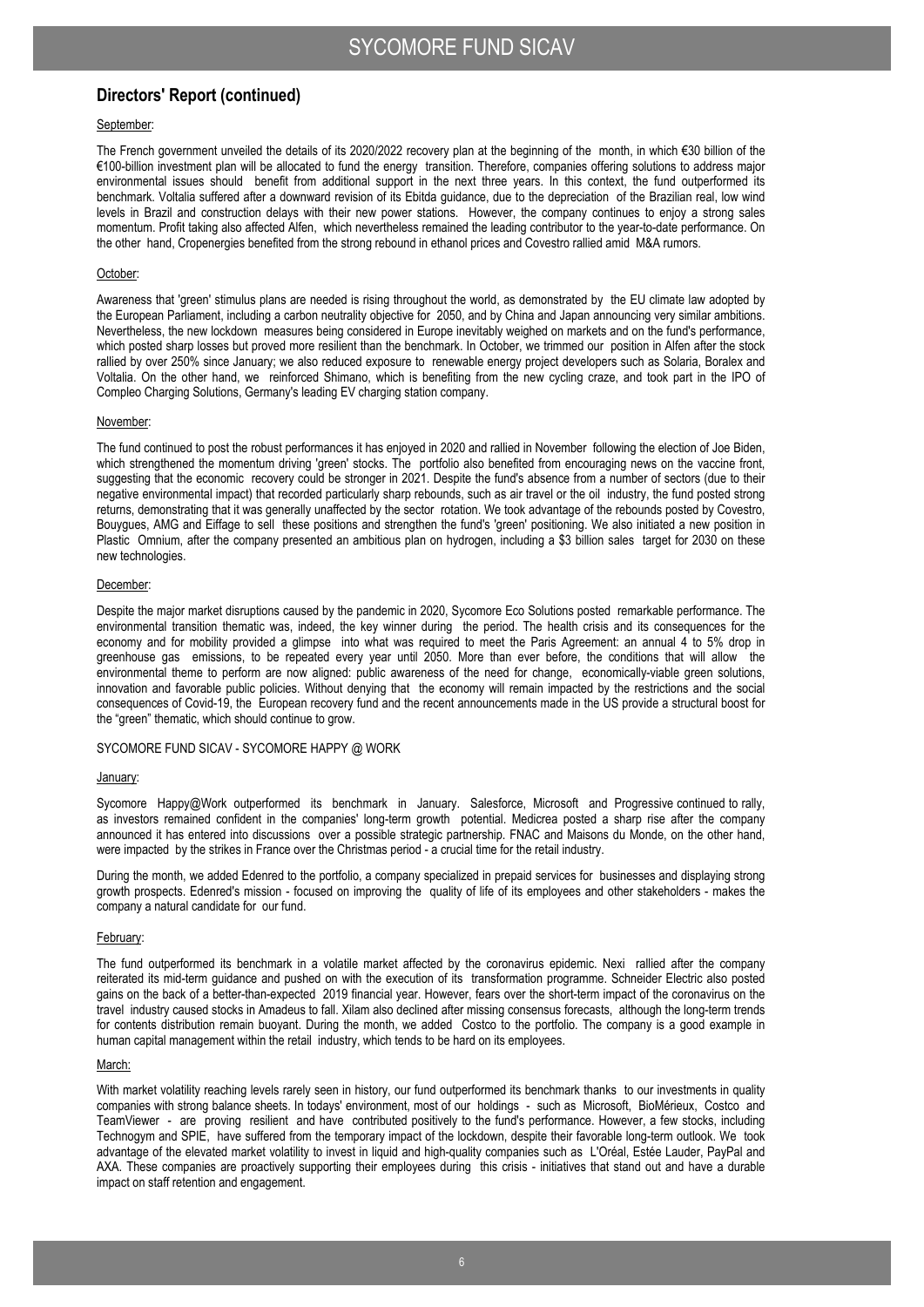## Directors' Report (continued)

September:

The French government unveiled the details of its 2020/2022 recovery plan at the beginning of the month, in which €30 billion of the €100-billion investment plan will be allocated to fund the energy transition. Therefore, companies offering solutions to address major environmental issues should benefit from additional support in the next three years. In this context, the fund outperformed its benchmark. Voltalia suffered after a downward revision of its Ebitda guidance, due to the depreciation of the Brazilian real, low wind levels in Brazil and construction delays with their new power stations. However, the company continues to enjoy a strong sales momentum. Profit taking also affected Alfen, which nevertheless remained the leading contributor to the year-to-date performance. On the other hand, Cropenergies benefited from the strong rebound in ethanol prices and Covestro rallied amid M&A rumors.

October:

Awareness that 'green' stimulus plans are needed is rising throughout the world, as demonstrated by the EU climate law adopted by the European Parliament, including a carbon neutrality objective for 2050, and by China and Japan announcing very similar ambitions. Nevertheless, the new lockdown measures being considered in Europe inevitably weighed on markets and on the fund's performance, which posted sharp losses but proved more resilient than the benchmark. In October, we trimmed our position in Alfen after the stock rallied by over 250% since January; we also reduced exposure to renewable energy project developers such as Solaria, Boralex and Voltalia. On the other hand, we reinforced Shimano, which is benefiting from the new cycling craze, and took part in the IPO of Compleo Charging Solutions, Germany's leading EV charging station company.

November:

The fund continued to post the robust performances it has enjoyed in 2020 and rallied in November following the election of Joe Biden, which strengthened the momentum driving 'green' stocks. The portfolio also benefited from encouraging news on the vaccine front, suggesting that the economic recovery could be stronger in 2021. Despite the fund's absence from a number of sectors (due to their negative environmental impact) that recorded particularly sharp rebounds, such as air travel or the oil industry, the fund posted strong returns, demonstrating that it was generally unaffected by the sector rotation. We took advantage of the rebounds posted by Covestro, Bouygues, AMG and Eiffage to sell these positions and strengthen the fund's 'green' positioning. We also initiated a new position in Plastic Omnium, after the company presented an ambitious plan on hydrogen, including a $3 billion sales target for 2030 on these new technologies.

December:

Despite the major market disruptions caused by the pandemic in 2020, Sycomore Eco Solutions posted remarkable performance. The environmental transition thematic was, indeed, the key winner during the period. The health crisis and its consequences for the economy and for mobility provided a glimpse into what was required to meet the Paris Agreement: an annual 4 to 5% drop in greenhouse gas emissions, to be repeated every year until 2050. More than ever before, the conditions that will allow the environmental theme to perform are now aligned: public awareness of the need for change, economically-viable green solutions, innovation and favorable public policies. Without denying that the economy will remain impacted by the restrictions and the social consequences of Covid-19, the European recovery fund and the recent announcements made in the US provide a structural boost for the "green" thematic, which should continue to grow.

SYCOMORE FUND SICAV - SYCOMORE HAPPY @ WORK

January:

Sycomore Happy@Work outperformed its benchmark in January. Salesforce, Microsoft and Progressive continued to rally, as investors remained confident in the companies' long-term growth potential. Medicrea posted a sharp rise after the company announced it has entered into discussions over a possible strategic partnership. FNAC and Maisons du Monde, on the other hand, were impacted by the strikes in France over the Christmas period - a crucial time for the retail industry.

During the month, we added Edenred to the portfolio, a company specialized in prepaid services for businesses and displaying strong growth prospects. Edenred's mission - focused on improving the quality of life of its employees and other stakeholders - makes the company a natural candidate for our fund.

February:

The fund outperformed its benchmark in a volatile market affected by the coronavirus epidemic. Nexi rallied after the company reiterated its mid-term guidance and pushed on with the execution of its transformation programme. Schneider Electric also posted gains on the back of a better-than-expected 2019 financial year. However, fears over the short-term impact of the coronavirus on the travel industry caused stocks in Amadeus to fall. Xilam also declined after missing consensus forecasts, although the long-term trends for contents distribution remain buoyant. During the month, we added Costco to the portfolio. The company is a good example in human capital management within the retail industry, which tends to be hard on its employees.

March:

With market volatility reaching levels rarely seen in history, our fund outperformed its benchmark thanks to our investments in quality companies with strong balance sheets. In todays' environment, most of our holdings - such as Microsoft, BioMérieux, Costco and TeamViewer - are proving resilient and have contributed positively to the fund's performance. However, a few stocks, including Technogym and SPIE, have suffered from the temporary impact of the lockdown, despite their favorable long-term outlook. We took advantage of the elevated market volatility to invest in liquid and high-quality companies such as L'Oréal, Estée Lauder, PayPal and AXA. These companies are proactively supporting their employees during this crisis - initiatives that stand out and have a durable impact on staff retention and engagement.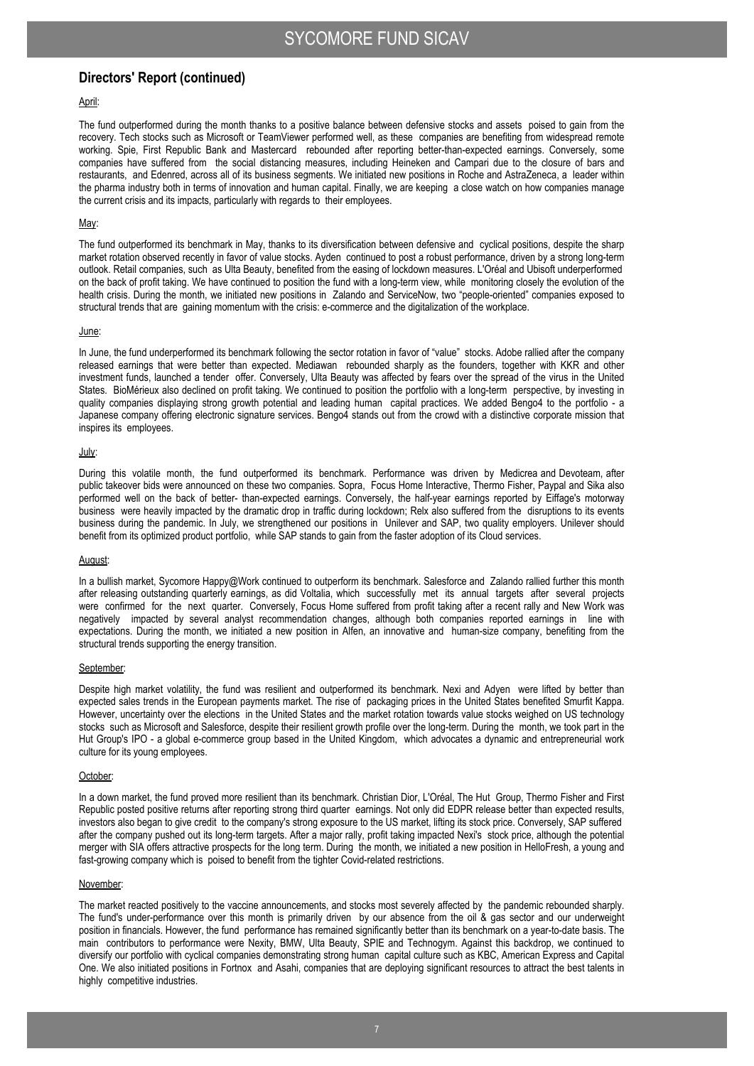## Directors' Report (continued)

April:

The fund outperformed during the month thanks to a positive balance between defensive stocks and assets poised to gain from the recovery. Tech stocks such as Microsoft or TeamViewer performed well, as these companies are benefiting from widespread remote working. Spie, First Republic Bank and Mastercard rebounded after reporting better-than-expected earnings. Conversely, some companies have suffered from the social distancing measures, including Heineken and Campari due to the closure of bars and restaurants, and Edenred, across all of its business segments. We initiated new positions in Roche and AstraZeneca, a leader within the pharma industry both in terms of innovation and human capital. Finally, we are keeping a close watch on how companies manage the current crisis and its impacts, particularly with regards to their employees.

May:

The fund outperformed its benchmark in May, thanks to its diversification between defensive and cyclical positions, despite the sharp market rotation observed recently in favor of value stocks. Ayden continued to post a robust performance, driven by a strong long-term outlook. Retail companies, such as Ulta Beauty, benefited from the easing of lockdown measures. L'Oréal and Ubisoft underperformed on the back of profit taking. We have continued to position the fund with a long-term view, while monitoring closely the evolution of the health crisis. During the month, we initiated new positions in Zalando and ServiceNow, two "people-oriented" companies exposed to structural trends that are gaining momentum with the crisis: e-commerce and the digitalization of the workplace.

June:

In June, the fund underperformed its benchmark following the sector rotation in favor of "value" stocks. Adobe rallied after the company released earnings that were better than expected. Mediawan rebounded sharply as the founders, together with KKR and other investment funds, launched a tender offer. Conversely, Ulta Beauty was affected by fears over the spread of the virus in the United States. BioMérieux also declined on profit taking. We continued to position the portfolio with a long-term perspective, by investing in quality companies displaying strong growth potential and leading human capital practices. We added Bengo4 to the portfolio - a Japanese company offering electronic signature services. Bengo4 stands out from the crowd with a distinctive corporate mission that inspires its employees.

July:

During this volatile month, the fund outperformed its benchmark. Performance was driven by Medicrea and Devoteam, after public takeover bids were announced on these two companies. Sopra, Focus Home Interactive, Thermo Fisher, Paypal and Sika also performed well on the back of better- than-expected earnings. Conversely, the half-year earnings reported by Eiffage's motorway business were heavily impacted by the dramatic drop in traffic during lockdown; Relx also suffered from the disruptions to its events business during the pandemic. In July, we strengthened our positions in Unilever and SAP, two quality employers. Unilever should benefit from its optimized product portfolio, while SAP stands to gain from the faster adoption of its Cloud services.

August:

In a bullish market, Sycomore Happy@Work continued to outperform its benchmark. Salesforce and Zalando rallied further this month after releasing outstanding quarterly earnings, as did Voltalia, which successfully met its annual targets after several projects were confirmed for the next quarter. Conversely, Focus Home suffered from profit taking after a recent rally and New Work was negatively impacted by several analyst recommendation changes, although both companies reported earnings in line with expectations. During the month, we initiated a new position in Alfen, an innovative and human-size company, benefiting from the structural trends supporting the energy transition.

September:

Despite high market volatility, the fund was resilient and outperformed its benchmark. Nexi and Adyen were lifted by better than expected sales trends in the European payments market. The rise of packaging prices in the United States benefited Smurfit Kappa. However, uncertainty over the elections in the United States and the market rotation towards value stocks weighed on US technology stocks such as Microsoft and Salesforce, despite their resilient growth profile over the long-term. During the month, we took part in the Hut Group's IPO - a global e-commerce group based in the United Kingdom, which advocates a dynamic and entrepreneurial work culture for its young employees.

October:

In a down market, the fund proved more resilient than its benchmark. Christian Dior, L'Oréal, The Hut Group, Thermo Fisher and First Republic posted positive returns after reporting strong third quarter earnings. Not only did EDPR release better than expected results, investors also began to give credit to the company's strong exposure to the US market, lifting its stock price. Conversely, SAP suffered after the company pushed out its long-term targets. After a major rally, profit taking impacted Nexi's stock price, although the potential merger with SIA offers attractive prospects for the long term. During the month, we initiated a new position in HelloFresh, a young and fast-growing company which is poised to benefit from the tighter Covid-related restrictions.

November:

The market reacted positively to the vaccine announcements, and stocks most severely affected by the pandemic rebounded sharply. The fund's under-performance over this month is primarily driven by our absence from the oil & gas sector and our underweight position in financials. However, the fund performance has remained significantly better than its benchmark on a year-to-date basis. The main contributors to performance were Nexity, BMW, Ulta Beauty, SPIE and Technogym. Against this backdrop, we continued to diversify our portfolio with cyclical companies demonstrating strong human capital culture such as KBC, American Express and Capital One. We also initiated positions in Fortnox and Asahi, companies that are deploying significant resources to attract the best talents in highly competitive industries.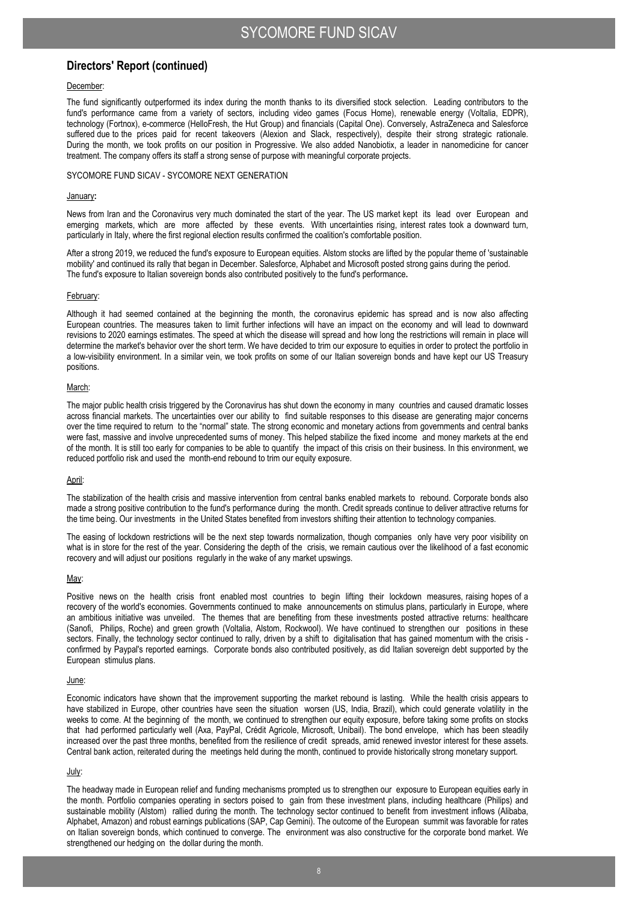## Directors' Report (continued)

December:

The fund significantly outperformed its index during the month thanks to its diversified stock selection. Leading contributors to the fund's performance came from a variety of sectors, including video games (Focus Home), renewable energy (Voltalia, EDPR), technology (Fortnox), e-commerce (HelloFresh, the Hut Group) and financials (Capital One). Conversely, AstraZeneca and Salesforce suffered due to the prices paid for recent takeovers (Alexion and Slack, respectively), despite their strong strategic rationale. During the month, we took profits on our position in Progressive. We also added Nanobiotix, a leader in nanomedicine for cancer treatment. The company offers its staff a strong sense of purpose with meaningful corporate projects.

SYCOMORE FUND SICAV - SYCOMORE NEXT GENERATION

January**:**

News from Iran and the Coronavirus very much dominated the start of the year. The US market kept its lead over European and emerging markets, which are more affected by these events. With uncertainties rising, interest rates took a downward turn, particularly in Italy, where the first regional election results confirmed the coalition's comfortable position.

After a strong 2019, we reduced the fund's exposure to European equities. Alstom stocks are lifted by the popular theme of 'sustainable mobility' and continued its rally that began in December. Salesforce, Alphabet and Microsoft posted strong gains during the period. The fund's exposure to Italian sovereign bonds also contributed positively to the fund's performance.

February:

Although it had seemed contained at the beginning the month, the coronavirus epidemic has spread and is now also affecting European countries. The measures taken to limit further infections will have an impact on the economy and will lead to downward revisions to 2020 earnings estimates. The speed at which the disease will spread and how long the restrictions will remain in place will determine the market's behavior over the short term. We have decided to trim our exposure to equities in order to protect the portfolio in a low-visibility environment. In a similar vein, we took profits on some of our Italian sovereign bonds and have kept our US Treasury positions.

March:

The major public health crisis triggered by the Coronavirus has shut down the economy in many countries and caused dramatic losses across financial markets. The uncertainties over our ability to find suitable responses to this disease are generating major concerns over the time required to return to the "normal" state. The strong economic and monetary actions from governments and central banks were fast, massive and involve unprecedented sums of money. This helped stabilize the fixed income and money markets at the end of the month. It is still too early for companies to be able to quantify the impact of this crisis on their business. In this environment, we reduced portfolio risk and used the month-end rebound to trim our equity exposure.

April:

The stabilization of the health crisis and massive intervention from central banks enabled markets to rebound. Corporate bonds also made a strong positive contribution to the fund's performance during the month. Credit spreads continue to deliver attractive returns for the time being. Our investments in the United States benefited from investors shifting their attention to technology companies.

The easing of lockdown restrictions will be the next step towards normalization, though companies only have very poor visibility on what is in store for the rest of the year. Considering the depth of the crisis, we remain cautious over the likelihood of a fast economic recovery and will adjust our positions regularly in the wake of any market upswings.

May:

Positive news on the health crisis front enabled most countries to begin lifting their lockdown measures, raising hopes of a recovery of the world's economies. Governments continued to make announcements on stimulus plans, particularly in Europe, where an ambitious initiative was unveiled. The themes that are benefiting from these investments posted attractive returns: healthcare (Sanofi, Philips, Roche) and green growth (Voltalia, Alstom, Rockwool). We have continued to strengthen our positions in these sectors. Finally, the technology sector continued to rally, driven by a shift to digitalisation that has gained momentum with the crisis - confirmed by Paypal's reported earnings. Corporate bonds also contributed positively, as did Italian sovereign debt supported by the European stimulus plans.

June:

Economic indicators have shown that the improvement supporting the market rebound is lasting. While the health crisis appears to have stabilized in Europe, other countries have seen the situation worsen (US, India, Brazil), which could generate volatility in the weeks to come. At the beginning of the month, we continued to strengthen our equity exposure, before taking some profits on stocks that had performed particularly well (Axa, PayPal, Crédit Agricole, Microsoft, Unibail). The bond envelope, which has been steadily increased over the past three months, benefited from the resilience of credit spreads, amid renewed investor interest for these assets. Central bank action, reiterated during the meetings held during the month, continued to provide historically strong monetary support.

July:

The headway made in European relief and funding mechanisms prompted us to strengthen our exposure to European equities early in the month. Portfolio companies operating in sectors poised to gain from these investment plans, including healthcare (Philips) and sustainable mobility (Alstom) rallied during the month. The technology sector continued to benefit from investment inflows (Alibaba, Alphabet, Amazon) and robust earnings publications (SAP, Cap Gemini). The outcome of the European summit was favorable for rates on Italian sovereign bonds, which continued to converge. The environment was also constructive for the corporate bond market. We strengthened our hedging on the dollar during the month.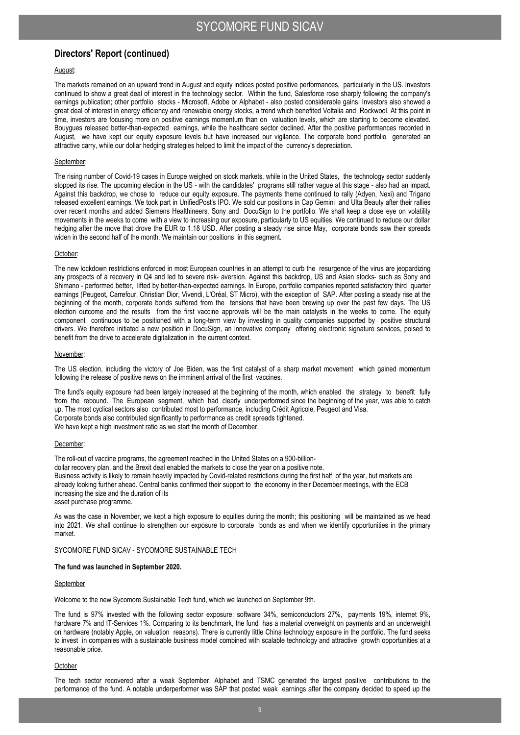## Directors' Report (continued)

August:

The markets remained on an upward trend in August and equity indices posted positive performances, particularly in the US. Investors continued to show a great deal of interest in the technology sector. Within the fund, Salesforce rose sharply following the company's earnings publication; other portfolio stocks - Microsoft, Adobe or Alphabet - also posted considerable gains. Investors also showed a great deal of interest in energy efficiency and renewable energy stocks, a trend which benefited Voltalia and Rockwool. At this point in time, investors are focusing more on positive earnings momentum than on valuation levels, which are starting to become elevated. Bouygues released better-than-expected earnings, while the healthcare sector declined. After the positive performances recorded in August, we have kept our equity exposure levels but have increased our vigilance. The corporate bond portfolio generated an attractive carry, while our dollar hedging strategies helped to limit the impact of the currency's depreciation.

September:

The rising number of Covid-19 cases in Europe weighed on stock markets, while in the United States, the technology sector suddenly stopped its rise. The upcoming election in the US - with the candidates' programs still rather vague at this stage - also had an impact. Against this backdrop, we chose to reduce our equity exposure. The payments theme continued to rally (Adyen, Nexi) and Trigano released excellent earnings. We took part in UnifiedPost's IPO. We sold our positions in Cap Gemini and Ulta Beauty after their rallies over recent months and added Siemens Healthineers, Sony and DocuSign to the portfolio. We shall keep a close eye on volatility movements in the weeks to come with a view to increasing our exposure, particularly to US equities. We continued to reduce our dollar hedging after the move that drove the EUR to 1.18 USD. After posting a steady rise since May, corporate bonds saw their spreads widen in the second half of the month. We maintain our positions in this segment.

October:

The new lockdown restrictions enforced in most European countries in an attempt to curb the resurgence of the virus are jeopardizing any prospects of a recovery in Q4 and led to severe risk- aversion. Against this backdrop, US and Asian stocks- such as Sony and Shimano - performed better, lifted by better-than-expected earnings. In Europe, portfolio companies reported satisfactory third quarter earnings (Peugeot, Carrefour, Christian Dior, Vivendi, L'Oréal, ST Micro), with the exception of SAP. After posting a steady rise at the beginning of the month, corporate bonds suffered from the tensions that have been brewing up over the past few days. The US election outcome and the results from the first vaccine approvals will be the main catalysts in the weeks to come. The equity component continuous to be positioned with a long-term view by investing in quality companies supported by positive structural drivers. We therefore initiated a new position in DocuSign, an innovative company offering electronic signature services, poised to benefit from the drive to accelerate digitalization in the current context.

November:

The US election, including the victory of Joe Biden, was the first catalyst of a sharp market movement which gained momentum following the release of positive news on the imminent arrival of the first vaccines.

The fund's equity exposure had been largely increased at the beginning of the month, which enabled the strategy to benefit fully from the rebound. The European segment, which had clearly underperformed since the beginning of the year, was able to catch up. The most cyclical sectors also contributed most to performance, including Crédit Agricole, Peugeot and Visa.
Corporate bonds also contributed significantly to performance as credit spreads tightened.
We have kept a high investment ratio as we start the month of December.

December:

The roll-out of vaccine programs, the agreement reached in the United States on a 900-billion-dollar recovery plan, and the Brexit deal enabled the markets to close the year on a positive note.
Business activity is likely to remain heavily impacted by Covid-related restrictions during the first half of the year, but markets are already looking further ahead. Central banks confirmed their support to the economy in their December meetings, with the ECB increasing the size and the duration of its asset purchase programme.

As was the case in November, we kept a high exposure to equities during the month; this positioning will be maintained as we head into 2021. We shall continue to strengthen our exposure to corporate bonds as and when we identify opportunities in the primary market.

SYCOMORE FUND SICAV - SYCOMORE SUSTAINABLE TECH

**The fund was launched in September 2020.**

September

Welcome to the new Sycomore Sustainable Tech fund, which we launched on September 9th.

The fund is 97% invested with the following sector exposure: software 34%, semiconductors 27%, payments 19%, internet 9%, hardware 7% and IT-Services 1%. Comparing to its benchmark, the fund has a material overweight on payments and an underweight on hardware (notably Apple, on valuation reasons). There is currently little China technology exposure in the portfolio. The fund seeks to invest in companies with a sustainable business model combined with scalable technology and attractive growth opportunities at a reasonable price.

October

The tech sector recovered after a weak September. Alphabet and TSMC generated the largest positive contributions to the performance of the fund. A notable underperformer was SAP that posted weak earnings after the company decided to speed up the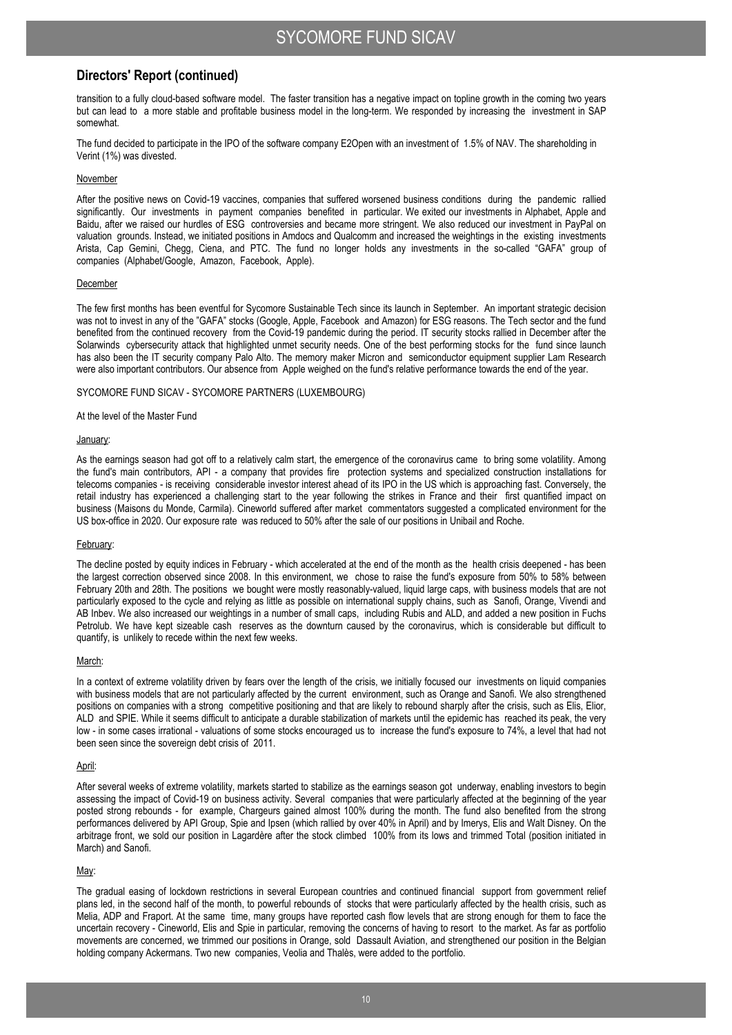## Directors' Report (continued)

transition to a fully cloud-based software model. The faster transition has a negative impact on topline growth in the coming two years but can lead to a more stable and profitable business model in the long-term. We responded by increasing the investment in SAP somewhat.

The fund decided to participate in the IPO of the software company E2Open with an investment of 1.5% of NAV. The shareholding in Verint (1%) was divested.

November

After the positive news on Covid-19 vaccines, companies that suffered worsened business conditions during the pandemic rallied significantly. Our investments in payment companies benefited in particular. We exited our investments in Alphabet, Apple and Baidu, after we raised our hurdles of ESG controversies and became more stringent. We also reduced our investment in PayPal on valuation grounds. Instead, we initiated positions in Amdocs and Qualcomm and increased the weightings in the existing investments Arista, Cap Gemini, Chegg, Ciena, and PTC. The fund no longer holds any investments in the so-called "GAFA" group of companies (Alphabet/Google, Amazon, Facebook, Apple).

December

The few first months has been eventful for Sycomore Sustainable Tech since its launch in September. An important strategic decision was not to invest in any of the "GAFA" stocks (Google, Apple, Facebook and Amazon) for ESG reasons. The Tech sector and the fund benefited from the continued recovery from the Covid-19 pandemic during the period. IT security stocks rallied in December after the Solarwinds cybersecurity attack that highlighted unmet security needs. One of the best performing stocks for the fund since launch has also been the IT security company Palo Alto. The memory maker Micron and semiconductor equipment supplier Lam Research were also important contributors. Our absence from Apple weighed on the fund's relative performance towards the end of the year.

SYCOMORE FUND SICAV - SYCOMORE PARTNERS (LUXEMBOURG)

At the level of the Master Fund

January:

As the earnings season had got off to a relatively calm start, the emergence of the coronavirus came to bring some volatility. Among the fund's main contributors, API - a company that provides fire protection systems and specialized construction installations for telecoms companies - is receiving considerable investor interest ahead of its IPO in the US which is approaching fast. Conversely, the retail industry has experienced a challenging start to the year following the strikes in France and their first quantified impact on business (Maisons du Monde, Carmila). Cineworld suffered after market commentators suggested a complicated environment for the US box-office in 2020. Our exposure rate was reduced to 50% after the sale of our positions in Unibail and Roche.

February:

The decline posted by equity indices in February - which accelerated at the end of the month as the health crisis deepened - has been the largest correction observed since 2008. In this environment, we chose to raise the fund's exposure from 50% to 58% between February 20th and 28th. The positions we bought were mostly reasonably-valued, liquid large caps, with business models that are not particularly exposed to the cycle and relying as little as possible on international supply chains, such as Sanofi, Orange, Vivendi and AB Inbev. We also increased our weightings in a number of small caps, including Rubis and ALD, and added a new position in Fuchs Petrolub. We have kept sizeable cash reserves as the downturn caused by the coronavirus, which is considerable but difficult to quantify, is unlikely to recede within the next few weeks.

March:

In a context of extreme volatility driven by fears over the length of the crisis, we initially focused our investments on liquid companies with business models that are not particularly affected by the current environment, such as Orange and Sanofi. We also strengthened positions on companies with a strong competitive positioning and that are likely to rebound sharply after the crisis, such as Elis, Elior, ALD and SPIE. While it seems difficult to anticipate a durable stabilization of markets until the epidemic has reached its peak, the very low - in some cases irrational - valuations of some stocks encouraged us to increase the fund's exposure to 74%, a level that had not been seen since the sovereign debt crisis of 2011.

April:

After several weeks of extreme volatility, markets started to stabilize as the earnings season got underway, enabling investors to begin assessing the impact of Covid-19 on business activity. Several companies that were particularly affected at the beginning of the year posted strong rebounds - for example, Chargeurs gained almost 100% during the month. The fund also benefited from the strong performances delivered by API Group, Spie and Ipsen (which rallied by over 40% in April) and by Imerys, Elis and Walt Disney. On the arbitrage front, we sold our position in Lagardère after the stock climbed 100% from its lows and trimmed Total (position initiated in March) and Sanofi.

May:

The gradual easing of lockdown restrictions in several European countries and continued financial support from government relief plans led, in the second half of the month, to powerful rebounds of stocks that were particularly affected by the health crisis, such as Melia, ADP and Fraport. At the same time, many groups have reported cash flow levels that are strong enough for them to face the uncertain recovery - Cineworld, Elis and Spie in particular, removing the concerns of having to resort to the market. As far as portfolio movements are concerned, we trimmed our positions in Orange, sold Dassault Aviation, and strengthened our position in the Belgian holding company Ackermans. Two new companies, Veolia and Thalès, were added to the portfolio.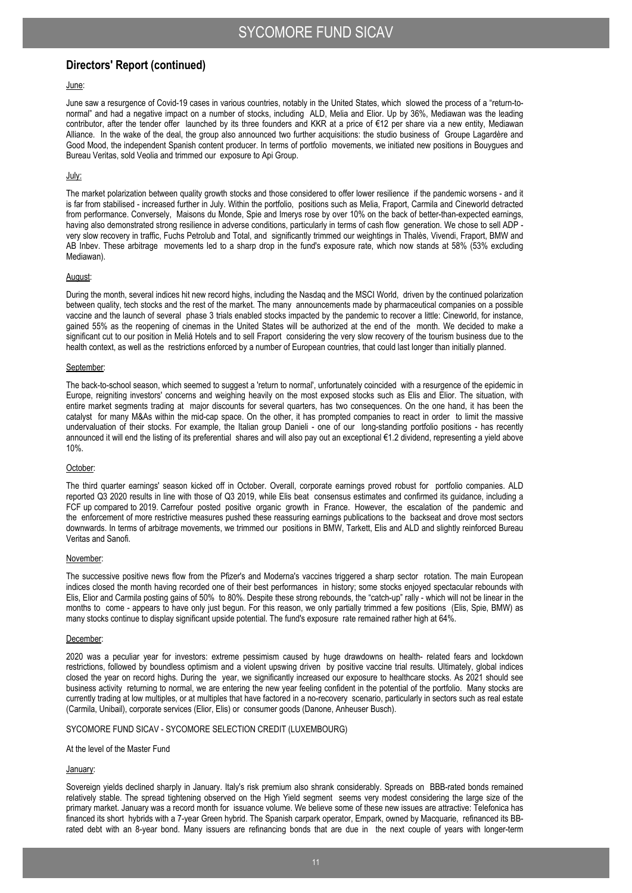## Directors' Report (continued)

June:

June saw a resurgence of Covid-19 cases in various countries, notably in the United States, which slowed the process of a "return-to-normal" and had a negative impact on a number of stocks, including ALD, Melia and Elior. Up by 36%, Mediawan was the leading contributor, after the tender offer launched by its three founders and KKR at a price of €12 per share via a new entity, Mediawan Alliance. In the wake of the deal, the group also announced two further acquisitions: the studio business of Groupe Lagardère and Good Mood, the independent Spanish content producer. In terms of portfolio movements, we initiated new positions in Bouygues and Bureau Veritas, sold Veolia and trimmed our exposure to Api Group.

July:

The market polarization between quality growth stocks and those considered to offer lower resilience if the pandemic worsens - and it is far from stabilised - increased further in July. Within the portfolio, positions such as Melia, Fraport, Carmila and Cineworld detracted from performance. Conversely, Maisons du Monde, Spie and Imerys rose by over 10% on the back of better-than-expected earnings, having also demonstrated strong resilience in adverse conditions, particularly in terms of cash flow generation. We chose to sell ADP - very slow recovery in traffic, Fuchs Petrolub and Total, and significantly trimmed our weightings in Thalès, Vivendi, Fraport, BMW and AB Inbev. These arbitrage movements led to a sharp drop in the fund's exposure rate, which now stands at 58% (53% excluding Mediawan).

August:

During the month, several indices hit new record highs, including the Nasdaq and the MSCI World, driven by the continued polarization between quality, tech stocks and the rest of the market. The many announcements made by pharmaceutical companies on a possible vaccine and the launch of several phase 3 trials enabled stocks impacted by the pandemic to recover a little: Cineworld, for instance, gained 55% as the reopening of cinemas in the United States will be authorized at the end of the month. We decided to make a significant cut to our position in Meliá Hotels and to sell Fraport considering the very slow recovery of the tourism business due to the health context, as well as the restrictions enforced by a number of European countries, that could last longer than initially planned.

September:

The back-to-school season, which seemed to suggest a 'return to normal', unfortunately coincided with a resurgence of the epidemic in Europe, reigniting investors' concerns and weighing heavily on the most exposed stocks such as Elis and Elior. The situation, with entire market segments trading at major discounts for several quarters, has two consequences. On the one hand, it has been the catalyst for many M&As within the mid-cap space. On the other, it has prompted companies to react in order to limit the massive undervaluation of their stocks. For example, the Italian group Danieli - one of our long-standing portfolio positions - has recently announced it will end the listing of its preferential shares and will also pay out an exceptional €1.2 dividend, representing a yield above 10%.

October:

The third quarter earnings' season kicked off in October. Overall, corporate earnings proved robust for portfolio companies. ALD reported Q3 2020 results in line with those of Q3 2019, while Elis beat consensus estimates and confirmed its guidance, including a FCF up compared to 2019. Carrefour posted positive organic growth in France. However, the escalation of the pandemic and the enforcement of more restrictive measures pushed these reassuring earnings publications to the backseat and drove most sectors downwards. In terms of arbitrage movements, we trimmed our positions in BMW, Tarkett, Elis and ALD and slightly reinforced Bureau Veritas and Sanofi.

November:

The successive positive news flow from the Pfizer's and Moderna's vaccines triggered a sharp sector rotation. The main European indices closed the month having recorded one of their best performances in history; some stocks enjoyed spectacular rebounds with Elis, Elior and Carmila posting gains of 50% to 80%. Despite these strong rebounds, the "catch-up" rally - which will not be linear in the months to come - appears to have only just begun. For this reason, we only partially trimmed a few positions (Elis, Spie, BMW) as many stocks continue to display significant upside potential. The fund's exposure rate remained rather high at 64%.

December:

2020 was a peculiar year for investors: extreme pessimism caused by huge drawdowns on health- related fears and lockdown restrictions, followed by boundless optimism and a violent upswing driven by positive vaccine trial results. Ultimately, global indices closed the year on record highs. During the year, we significantly increased our exposure to healthcare stocks. As 2021 should see business activity returning to normal, we are entering the new year feeling confident in the potential of the portfolio. Many stocks are currently trading at low multiples, or at multiples that have factored in a no-recovery scenario, particularly in sectors such as real estate (Carmila, Unibail), corporate services (Elior, Elis) or consumer goods (Danone, Anheuser Busch).

SYCOMORE FUND SICAV - SYCOMORE SELECTION CREDIT (LUXEMBOURG)

At the level of the Master Fund

January:

Sovereign yields declined sharply in January. Italy's risk premium also shrank considerably. Spreads on BBB-rated bonds remained relatively stable. The spread tightening observed on the High Yield segment seems very modest considering the large size of the primary market. January was a record month for issuance volume. We believe some of these new issues are attractive: Telefonica has financed its short hybrids with a 7-year Green hybrid. The Spanish carpark operator, Empark, owned by Macquarie, refinanced its BB-rated debt with an 8-year bond. Many issuers are refinancing bonds that are due in the next couple of years with longer-term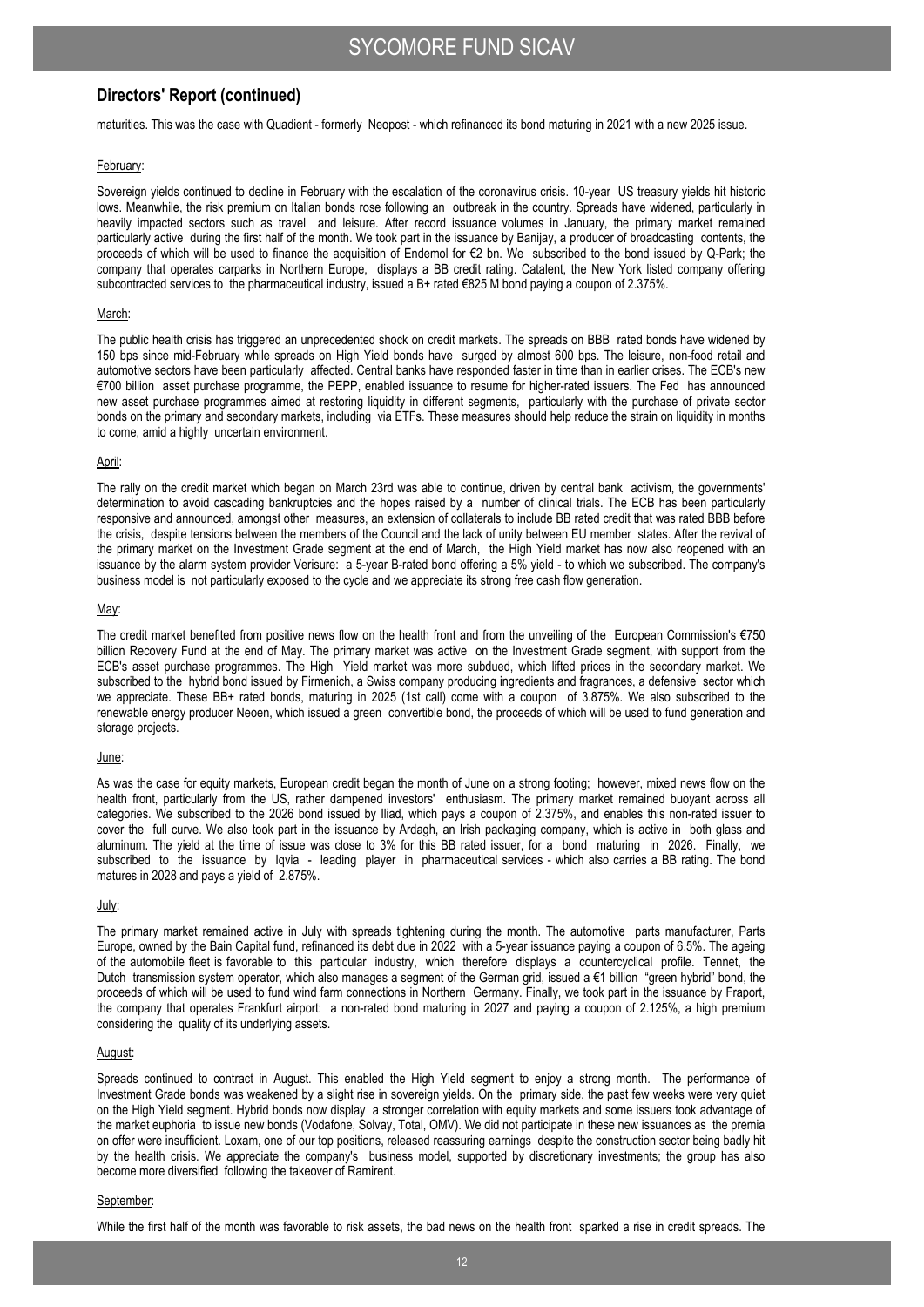## Directors' Report (continued)

maturities. This was the case with Quadient - formerly Neopost - which refinanced its bond maturing in 2021 with a new 2025 issue.

February:

Sovereign yields continued to decline in February with the escalation of the coronavirus crisis. 10-year US treasury yields hit historic lows. Meanwhile, the risk premium on Italian bonds rose following an outbreak in the country. Spreads have widened, particularly in heavily impacted sectors such as travel and leisure. After record issuance volumes in January, the primary market remained particularly active during the first half of the month. We took part in the issuance by Banijay, a producer of broadcasting contents, the proceeds of which will be used to finance the acquisition of Endemol for €2 bn. We subscribed to the bond issued by Q-Park; the company that operates carparks in Northern Europe, displays a BB credit rating. Catalent, the New York listed company offering subcontracted services to the pharmaceutical industry, issued a B+ rated €825 M bond paying a coupon of 2.375%.

March:

The public health crisis has triggered an unprecedented shock on credit markets. The spreads on BBB rated bonds have widened by 150 bps since mid-February while spreads on High Yield bonds have surged by almost 600 bps. The leisure, non-food retail and automotive sectors have been particularly affected. Central banks have responded faster in time than in earlier crises. The ECB's new €700 billion asset purchase programme, the PEPP, enabled issuance to resume for higher-rated issuers. The Fed has announced new asset purchase programmes aimed at restoring liquidity in different segments, particularly with the purchase of private sector bonds on the primary and secondary markets, including via ETFs. These measures should help reduce the strain on liquidity in months to come, amid a highly uncertain environment.

April:

The rally on the credit market which began on March 23rd was able to continue, driven by central bank activism, the governments' determination to avoid cascading bankruptcies and the hopes raised by a number of clinical trials. The ECB has been particularly responsive and announced, amongst other measures, an extension of collaterals to include BB rated credit that was rated BBB before the crisis, despite tensions between the members of the Council and the lack of unity between EU member states. After the revival of the primary market on the Investment Grade segment at the end of March, the High Yield market has now also reopened with an issuance by the alarm system provider Verisure: a 5-year B-rated bond offering a 5% yield - to which we subscribed. The company's business model is not particularly exposed to the cycle and we appreciate its strong free cash flow generation.

May:

The credit market benefited from positive news flow on the health front and from the unveiling of the European Commission's €750 billion Recovery Fund at the end of May. The primary market was active on the Investment Grade segment, with support from the ECB's asset purchase programmes. The High Yield market was more subdued, which lifted prices in the secondary market. We subscribed to the hybrid bond issued by Firmenich, a Swiss company producing ingredients and fragrances, a defensive sector which we appreciate. These BB+ rated bonds, maturing in 2025 (1st call) come with a coupon of 3.875%. We also subscribed to the renewable energy producer Neoen, which issued a green convertible bond, the proceeds of which will be used to fund generation and storage projects.

June:

As was the case for equity markets, European credit began the month of June on a strong footing; however, mixed news flow on the health front, particularly from the US, rather dampened investors' enthusiasm. The primary market remained buoyant across all categories. We subscribed to the 2026 bond issued by Iliad, which pays a coupon of 2.375%, and enables this non-rated issuer to cover the full curve. We also took part in the issuance by Ardagh, an Irish packaging company, which is active in both glass and aluminum. The yield at the time of issue was close to 3% for this BB rated issuer, for a bond maturing in 2026. Finally, we subscribed to the issuance by Iqvia - leading player in pharmaceutical services - which also carries a BB rating. The bond matures in 2028 and pays a yield of 2.875%.

July:

The primary market remained active in July with spreads tightening during the month. The automotive parts manufacturer, Parts Europe, owned by the Bain Capital fund, refinanced its debt due in 2022 with a 5-year issuance paying a coupon of 6.5%. The ageing of the automobile fleet is favorable to this particular industry, which therefore displays a countercyclical profile. Tennet, the Dutch transmission system operator, which also manages a segment of the German grid, issued a €1 billion "green hybrid" bond, the proceeds of which will be used to fund wind farm connections in Northern Germany. Finally, we took part in the issuance by Fraport, the company that operates Frankfurt airport: a non-rated bond maturing in 2027 and paying a coupon of 2.125%, a high premium considering the quality of its underlying assets.

August:

Spreads continued to contract in August. This enabled the High Yield segment to enjoy a strong month. The performance of Investment Grade bonds was weakened by a slight rise in sovereign yields. On the primary side, the past few weeks were very quiet on the High Yield segment. Hybrid bonds now display a stronger correlation with equity markets and some issuers took advantage of the market euphoria to issue new bonds (Vodafone, Solvay, Total, OMV). We did not participate in these new issuances as the premia on offer were insufficient. Loxam, one of our top positions, released reassuring earnings despite the construction sector being badly hit by the health crisis. We appreciate the company's business model, supported by discretionary investments; the group has also become more diversified following the takeover of Ramirent.

September:

While the first half of the month was favorable to risk assets, the bad news on the health front sparked a rise in credit spreads. The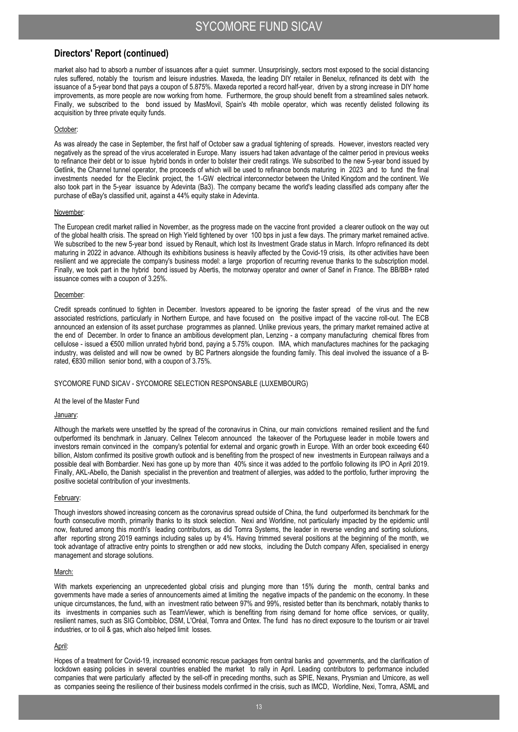## Directors' Report (continued)

market also had to absorb a number of issuances after a quiet summer. Unsurprisingly, sectors most exposed to the social distancing rules suffered, notably the tourism and leisure industries. Maxeda, the leading DIY retailer in Benelux, refinanced its debt with the issuance of a 5-year bond that pays a coupon of 5.875%. Maxeda reported a record half-year, driven by a strong increase in DIY home improvements, as more people are now working from home. Furthermore, the group should benefit from a streamlined sales network. Finally, we subscribed to the bond issued by MasMovil, Spain's 4th mobile operator, which was recently delisted following its acquisition by three private equity funds.

October:

As was already the case in September, the first half of October saw a gradual tightening of spreads. However, investors reacted very negatively as the spread of the virus accelerated in Europe. Many issuers had taken advantage of the calmer period in previous weeks to refinance their debt or to issue hybrid bonds in order to bolster their credit ratings. We subscribed to the new 5-year bond issued by Getlink, the Channel tunnel operator, the proceeds of which will be used to refinance bonds maturing in 2023 and to fund the final investments needed for the Eleclink project, the 1-GW electrical interconnector between the United Kingdom and the continent. We also took part in the 5-year issuance by Adevinta (Ba3). The company became the world's leading classified ads company after the purchase of eBay's classified unit, against a 44% equity stake in Adevinta.

November:

The European credit market rallied in November, as the progress made on the vaccine front provided a clearer outlook on the way out of the global health crisis. The spread on High Yield tightened by over 100 bps in just a few days. The primary market remained active. We subscribed to the new 5-year bond issued by Renault, which lost its Investment Grade status in March. Infopro refinanced its debt maturing in 2022 in advance. Although its exhibitions business is heavily affected by the Covid-19 crisis, its other activities have been resilient and we appreciate the company's business model: a large proportion of recurring revenue thanks to the subscription model. Finally, we took part in the hybrid bond issued by Abertis, the motorway operator and owner of Sanef in France. The BB/BB+ rated issuance comes with a coupon of 3.25%.

December:

Credit spreads continued to tighten in December. Investors appeared to be ignoring the faster spread of the virus and the new associated restrictions, particularly in Northern Europe, and have focused on the positive impact of the vaccine roll-out. The ECB announced an extension of its asset purchase programmes as planned. Unlike previous years, the primary market remained active at the end of December. In order to finance an ambitious development plan, Lenzing - a company manufacturing chemical fibres from cellulose - issued a €500 million unrated hybrid bond, paying a 5.75% coupon. IMA, which manufactures machines for the packaging industry, was delisted and will now be owned by BC Partners alongside the founding family. This deal involved the issuance of a B-rated, €830 million senior bond, with a coupon of 3.75%.

SYCOMORE FUND SICAV - SYCOMORE SELECTION RESPONSABLE (LUXEMBOURG)

At the level of the Master Fund

January:

Although the markets were unsettled by the spread of the coronavirus in China, our main convictions remained resilient and the fund outperformed its benchmark in January. Cellnex Telecom announced the takeover of the Portuguese leader in mobile towers and investors remain convinced in the company's potential for external and organic growth in Europe. With an order book exceeding €40 billion, Alstom confirmed its positive growth outlook and is benefiting from the prospect of new investments in European railways and a possible deal with Bombardier. Nexi has gone up by more than 40% since it was added to the portfolio following its IPO in April 2019. Finally, AKL-Abello, the Danish specialist in the prevention and treatment of allergies, was added to the portfolio, further improving the positive societal contribution of your investments.

February:

Though investors showed increasing concern as the coronavirus spread outside of China, the fund outperformed its benchmark for the fourth consecutive month, primarily thanks to its stock selection. Nexi and Worldline, not particularly impacted by the epidemic until now, featured among this month's leading contributors, as did Tomra Systems, the leader in reverse vending and sorting solutions, after reporting strong 2019 earnings including sales up by 4%. Having trimmed several positions at the beginning of the month, we took advantage of attractive entry points to strengthen or add new stocks, including the Dutch company Alfen, specialised in energy management and storage solutions.

March:

With markets experiencing an unprecedented global crisis and plunging more than 15% during the month, central banks and governments have made a series of announcements aimed at limiting the negative impacts of the pandemic on the economy. In these unique circumstances, the fund, with an investment ratio between 97% and 99%, resisted better than its benchmark, notably thanks to its investments in companies such as TeamViewer, which is benefiting from rising demand for home office services, or quality, resilient names, such as SIG Combibloc, DSM, L'Oréal, Tomra and Ontex. The fund has no direct exposure to the tourism or air travel industries, or to oil & gas, which also helped limit losses.

April:

Hopes of a treatment for Covid-19, increased economic rescue packages from central banks and governments, and the clarification of lockdown easing policies in several countries enabled the market to rally in April. Leading contributors to performance included companies that were particularly affected by the sell-off in preceding months, such as SPIE, Nexans, Prysmian and Umicore, as well as companies seeing the resilience of their business models confirmed in the crisis, such as IMCD, Worldline, Nexi, Tomra, ASML and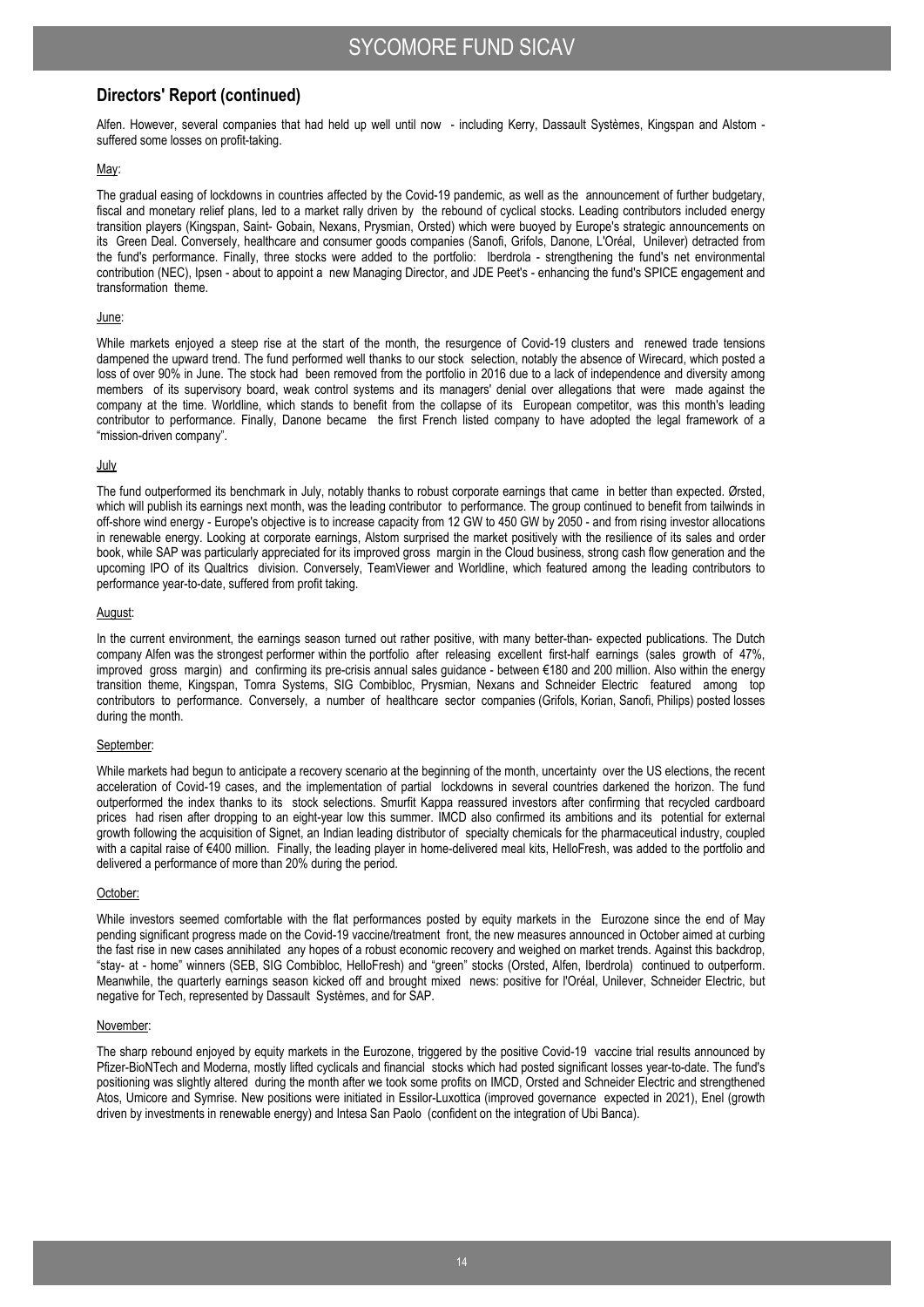## Directors' Report (continued)

Alfen. However, several companies that had held up well until now - including Kerry, Dassault Systèmes, Kingspan and Alstom - suffered some losses on profit-taking.

May:

The gradual easing of lockdowns in countries affected by the Covid-19 pandemic, as well as the announcement of further budgetary, fiscal and monetary relief plans, led to a market rally driven by the rebound of cyclical stocks. Leading contributors included energy transition players (Kingspan, Saint- Gobain, Nexans, Prysmian, Orsted) which were buoyed by Europe's strategic announcements on its Green Deal. Conversely, healthcare and consumer goods companies (Sanofi, Grifols, Danone, L'Oréal, Unilever) detracted from the fund's performance. Finally, three stocks were added to the portfolio: Iberdrola - strengthening the fund's net environmental contribution (NEC), Ipsen - about to appoint a new Managing Director, and JDE Peet's - enhancing the fund's SPICE engagement and transformation theme.

June:

While markets enjoyed a steep rise at the start of the month, the resurgence of Covid-19 clusters and renewed trade tensions dampened the upward trend. The fund performed well thanks to our stock selection, notably the absence of Wirecard, which posted a loss of over 90% in June. The stock had been removed from the portfolio in 2016 due to a lack of independence and diversity among members of its supervisory board, weak control systems and its managers' denial over allegations that were made against the company at the time. Worldline, which stands to benefit from the collapse of its European competitor, was this month's leading contributor to performance. Finally, Danone became the first French listed company to have adopted the legal framework of a "mission-driven company".

July

The fund outperformed its benchmark in July, notably thanks to robust corporate earnings that came in better than expected. Ørsted, which will publish its earnings next month, was the leading contributor to performance. The group continued to benefit from tailwinds in off-shore wind energy - Europe's objective is to increase capacity from 12 GW to 450 GW by 2050 - and from rising investor allocations in renewable energy. Looking at corporate earnings, Alstom surprised the market positively with the resilience of its sales and order book, while SAP was particularly appreciated for its improved gross margin in the Cloud business, strong cash flow generation and the upcoming IPO of its Qualtrics division. Conversely, TeamViewer and Worldline, which featured among the leading contributors to performance year-to-date, suffered from profit taking.

August:

In the current environment, the earnings season turned out rather positive, with many better-than- expected publications. The Dutch company Alfen was the strongest performer within the portfolio after releasing excellent first-half earnings (sales growth of 47%, improved gross margin) and confirming its pre-crisis annual sales guidance - between €180 and 200 million. Also within the energy transition theme, Kingspan, Tomra Systems, SIG Combibloc, Prysmian, Nexans and Schneider Electric featured among top contributors to performance. Conversely, a number of healthcare sector companies (Grifols, Korian, Sanofi, Philips) posted losses during the month.

September:

While markets had begun to anticipate a recovery scenario at the beginning of the month, uncertainty over the US elections, the recent acceleration of Covid-19 cases, and the implementation of partial lockdowns in several countries darkened the horizon. The fund outperformed the index thanks to its stock selections. Smurfit Kappa reassured investors after confirming that recycled cardboard prices had risen after dropping to an eight-year low this summer. IMCD also confirmed its ambitions and its potential for external growth following the acquisition of Signet, an Indian leading distributor of specialty chemicals for the pharmaceutical industry, coupled with a capital raise of €400 million. Finally, the leading player in home-delivered meal kits, HelloFresh, was added to the portfolio and delivered a performance of more than 20% during the period.

October:

While investors seemed comfortable with the flat performances posted by equity markets in the Eurozone since the end of May pending significant progress made on the Covid-19 vaccine/treatment front, the new measures announced in October aimed at curbing the fast rise in new cases annihilated any hopes of a robust economic recovery and weighed on market trends. Against this backdrop, "stay- at - home" winners (SEB, SIG Combibloc, HelloFresh) and "green" stocks (Orsted, Alfen, Iberdrola) continued to outperform. Meanwhile, the quarterly earnings season kicked off and brought mixed news: positive for l'Oréal, Unilever, Schneider Electric, but negative for Tech, represented by Dassault Systèmes, and for SAP.

November:

The sharp rebound enjoyed by equity markets in the Eurozone, triggered by the positive Covid-19 vaccine trial results announced by Pfizer-BioNTech and Moderna, mostly lifted cyclicals and financial stocks which had posted significant losses year-to-date. The fund's positioning was slightly altered during the month after we took some profits on IMCD, Orsted and Schneider Electric and strengthened Atos, Umicore and Symrise. New positions were initiated in Essilor-Luxottica (improved governance expected in 2021), Enel (growth driven by investments in renewable energy) and Intesa San Paolo (confident on the integration of Ubi Banca).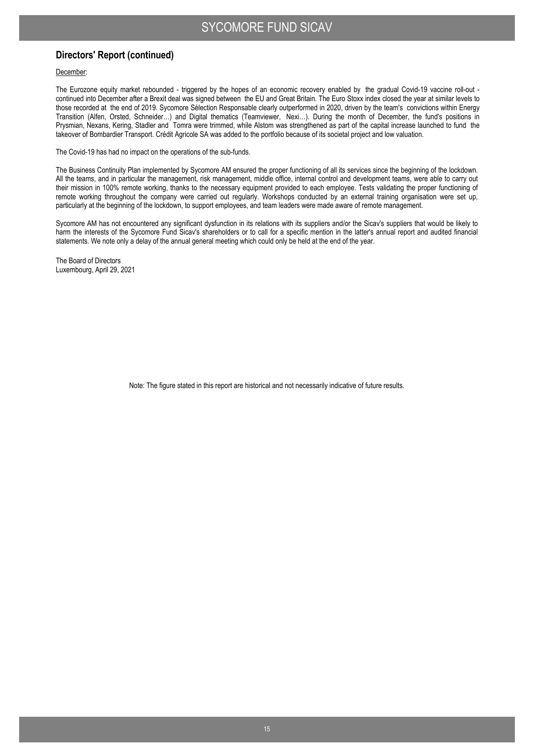## Directors' Report (continued)

December:

The Eurozone equity market rebounded - triggered by the hopes of an economic recovery enabled by the gradual Covid-19 vaccine roll-out - continued into December after a Brexit deal was signed between the EU and Great Britain. The Euro Stoxx index closed the year at similar levels to those recorded at the end of 2019. Sycomore Sélection Responsable clearly outperformed in 2020, driven by the team's convictions within Energy Transition (Alfen, Orsted, Schneider…) and Digital thematics (Teamviewer, Nexi…). During the month of December, the fund's positions in Prysmian, Nexans, Kering, Stadler and Tomra were trimmed, while Alstom was strengthened as part of the capital increase launched to fund the takeover of Bombardier Transport. Crédit Agricole SA was added to the portfolio because of its societal project and low valuation.

The Covid-19 has had no impact on the operations of the sub-funds.

The Business Continuity Plan implemented by Sycomore AM ensured the proper functioning of all its services since the beginning of the lockdown. All the teams, and in particular the management, risk management, middle office, internal control and development teams, were able to carry out their mission in 100% remote working, thanks to the necessary equipment provided to each employee. Tests validating the proper functioning of remote working throughout the company were carried out regularly. Workshops conducted by an external training organisation were set up, particularly at the beginning of the lockdown, to support employees, and team leaders were made aware of remote management.

Sycomore AM has not encountered any significant dysfunction in its relations with its suppliers and/or the Sicav's suppliers that would be likely to harm the interests of the Sycomore Fund Sicav's shareholders or to call for a specific mention in the latter's annual report and audited financial statements. We note only a delay of the annual general meeting which could only be held at the end of the year.

The Board of Directors
Luxembourg, April 29, 2021

Note: The figure stated in this report are historical and not necessarily indicative of future results.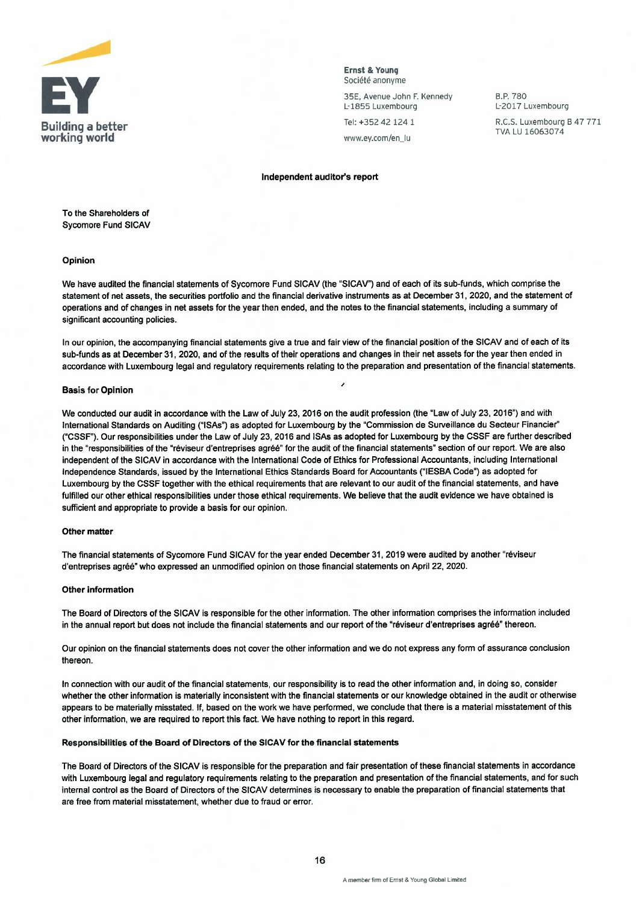Ernst & Young
Société anonyme

35E, Avenue John F. Kennedy
L-1855 Luxembourg

Tel: +352 42 124 1

www.ey.com/en_lu

B.P. 780
L-2017 Luxembourg

R.C.S. Luxembourg B 47 771
TVA LU 16063074

## Independent auditor's report

To the Shareholders of
Sycomore Fund SICAV

### Opinion

We have audited the financial statements of Sycomore Fund SICAV (the "SICAV") and of each of its sub-funds, which comprise the statement of net assets, the securities portfolio and the financial derivative instruments as at December 31, 2020, and the statement of operations and of changes in net assets for the year then ended, and the notes to the financial statements, including a summary of significant accounting policies.

In our opinion, the accompanying financial statements give a true and fair view of the financial position of the SICAV and of each of its sub-funds as at December 31, 2020, and of the results of their operations and changes in their net assets for the year then ended in accordance with Luxembourg legal and regulatory requirements relating to the preparation and presentation of the financial statements.

### Basis for Opinion

We conducted our audit in accordance with the Law of July 23, 2016 on the audit profession (the "Law of July 23, 2016") and with International Standards on Auditing ("ISAs") as adopted for Luxembourg by the "Commission de Surveillance du Secteur Financier" ("CSSF"). Our responsibilities under the Law of July 23, 2016 and ISAs as adopted for Luxembourg by the CSSF are further described in the "responsibilities of the "réviseur d'entreprises agréé" for the audit of the financial statements" section of our report. We are also independent of the SICAV in accordance with the International Code of Ethics for Professional Accountants, including International Independence Standards, issued by the International Ethics Standards Board for Accountants ("IESBA Code") as adopted for Luxembourg by the CSSF together with the ethical requirements that are relevant to our audit of the financial statements, and have fulfilled our other ethical responsibilities under those ethical requirements. We believe that the audit evidence we have obtained is sufficient and appropriate to provide a basis for our opinion.

### Other matter

The financial statements of Sycomore Fund SICAV for the year ended December 31, 2019 were audited by another "réviseur d'entreprises agréé" who expressed an unmodified opinion on those financial statements on April 22, 2020.

### Other information

The Board of Directors of the SICAV is responsible for the other information. The other information comprises the information included in the annual report but does not include the financial statements and our report of the "réviseur d'entreprises agréé" thereon.

Our opinion on the financial statements does not cover the other information and we do not express any form of assurance conclusion thereon.

In connection with our audit of the financial statements, our responsibility is to read the other information and, in doing so, consider whether the other information is materially inconsistent with the financial statements or our knowledge obtained in the audit or otherwise appears to be materially misstated. If, based on the work we have performed, we conclude that there is a material misstatement of this other information, we are required to report this fact. We have nothing to report in this regard.

### Responsibilities of the Board of Directors of the SICAV for the financial statements

The Board of Directors of the SICAV is responsible for the preparation and fair presentation of these financial statements in accordance with Luxembourg legal and regulatory requirements relating to the preparation and presentation of the financial statements, and for such internal control as the Board of Directors of the SICAV determines is necessary to enable the preparation of financial statements that are free from material misstatement, whether due to fraud or error.

A member firm of Ernst & Young Global Limited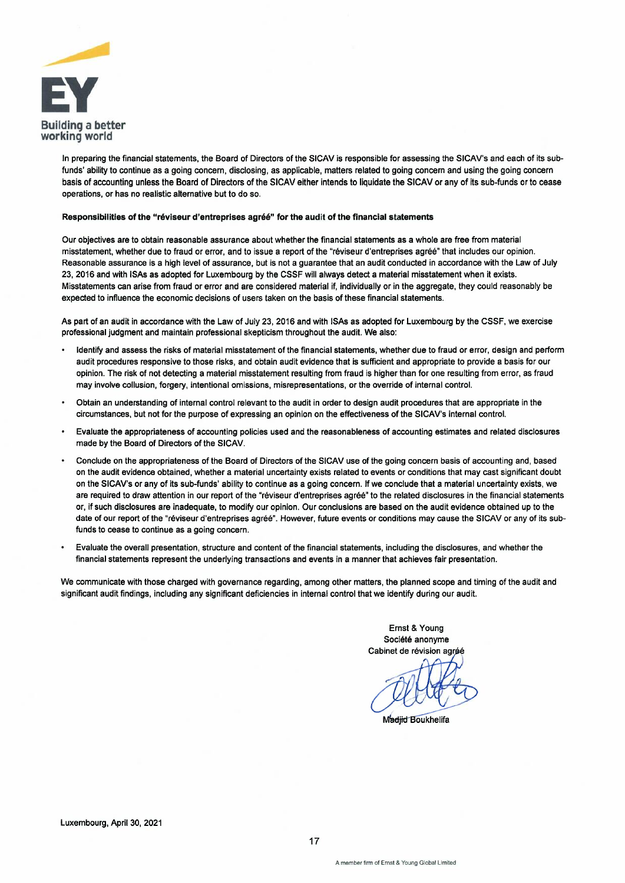In preparing the financial statements, the Board of Directors of the SICAV is responsible for assessing the SICAV's and each of its sub-funds' ability to continue as a going concern, disclosing, as applicable, matters related to going concern and using the going concern basis of accounting unless the Board of Directors of the SICAV either intends to liquidate the SICAV or any of its sub-funds or to cease operations, or has no realistic alternative but to do so.

**Responsibilities of the "réviseur d'entreprises agréé" for the audit of the financial statements**

Our objectives are to obtain reasonable assurance about whether the financial statements as a whole are free from material misstatement, whether due to fraud or error, and to issue a report of the "réviseur d'entreprises agréé" that includes our opinion. Reasonable assurance is a high level of assurance, but is not a guarantee that an audit conducted in accordance with the Law of July 23, 2016 and with ISAs as adopted for Luxembourg by the CSSF will always detect a material misstatement when it exists. Misstatements can arise from fraud or error and are considered material if, individually or in the aggregate, they could reasonably be expected to influence the economic decisions of users taken on the basis of these financial statements.

As part of an audit in accordance with the Law of July 23, 2016 and with ISAs as adopted for Luxembourg by the CSSF, we exercise professional judgment and maintain professional skepticism throughout the audit. We also:

- Identify and assess the risks of material misstatement of the financial statements, whether due to fraud or error, design and perform audit procedures responsive to those risks, and obtain audit evidence that is sufficient and appropriate to provide a basis for our opinion. The risk of not detecting a material misstatement resulting from fraud is higher than for one resulting from error, as fraud may involve collusion, forgery, intentional omissions, misrepresentations, or the override of internal control.
- Obtain an understanding of internal control relevant to the audit in order to design audit procedures that are appropriate in the circumstances, but not for the purpose of expressing an opinion on the effectiveness of the SICAV's internal control.
- Evaluate the appropriateness of accounting policies used and the reasonableness of accounting estimates and related disclosures made by the Board of Directors of the SICAV.
- Conclude on the appropriateness of the Board of Directors of the SICAV use of the going concern basis of accounting and, based on the audit evidence obtained, whether a material uncertainty exists related to events or conditions that may cast significant doubt on the SICAV's or any of its sub-funds' ability to continue as a going concern. If we conclude that a material uncertainty exists, we are required to draw attention in our report of the "réviseur d'entreprises agréé" to the related disclosures in the financial statements or, if such disclosures are inadequate, to modify our opinion. Our conclusions are based on the audit evidence obtained up to the date of our report of the "réviseur d'entreprises agréé". However, future events or conditions may cause the SICAV or any of its sub-funds to cease to continue as a going concern.
- Evaluate the overall presentation, structure and content of the financial statements, including the disclosures, and whether the financial statements represent the underlying transactions and events in a manner that achieves fair presentation.

We communicate with those charged with governance regarding, among other matters, the planned scope and timing of the audit and significant audit findings, including any significant deficiencies in internal control that we identify during our audit.

Ernst & Young
Société anonyme
Cabinet de révision agréé

Madjid Boukhelifa

Luxembourg, April 30, 2021

A member firm of Ernst & Young Global Limited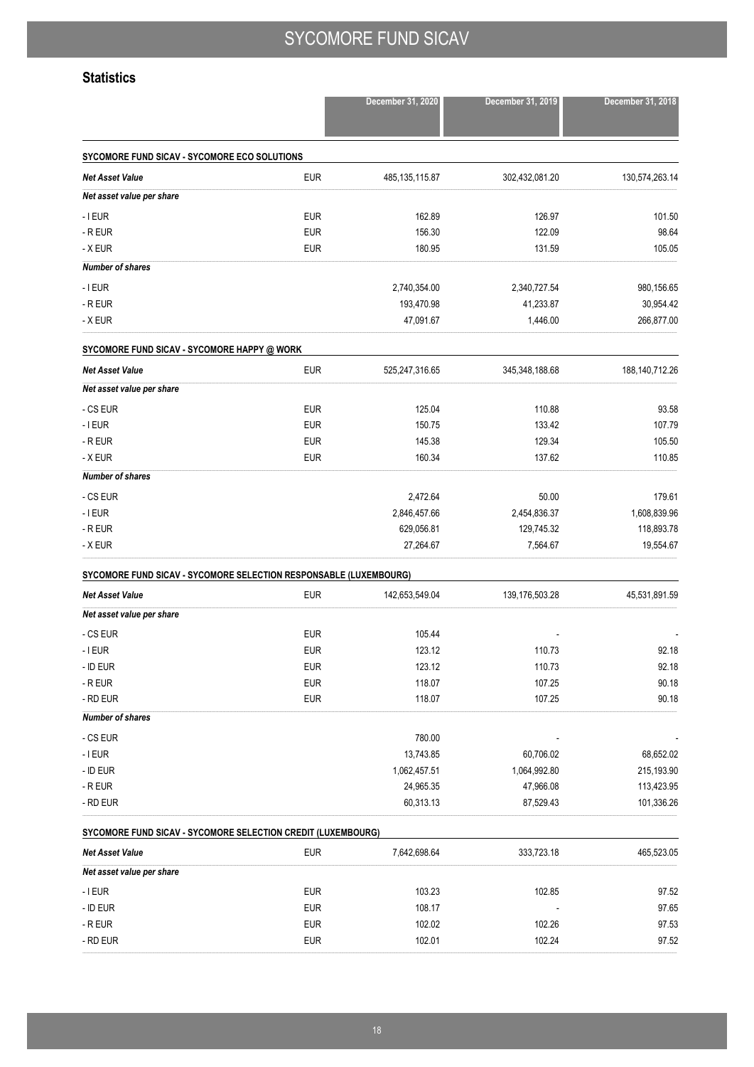## Statistics

| | | December 31, 2020 | December 31, 2019 | December 31, 2018 |
|---|---|---|---|---|
| **SYCOMORE FUND SICAV - SYCOMORE ECO SOLUTIONS** | | | | |
| ***Net Asset Value*** | EUR | 485,135,115.87 | 302,432,081.20 | 130,574,263.14 |
| ***Net asset value per share*** | | | | |
| - I EUR | EUR | 162.89 | 126.97 | 101.50 |
| - R EUR | EUR | 156.30 | 122.09 | 98.64 |
| - X EUR | EUR | 180.95 | 131.59 | 105.05 |
| ***Number of shares*** | | | | |
| - I EUR | | 2,740,354.00 | 2,340,727.54 | 980,156.65 |
| - R EUR | | 193,470.98 | 41,233.87 | 30,954.42 |
| - X EUR | | 47,091.67 | 1,446.00 | 266,877.00 |
| **SYCOMORE FUND SICAV - SYCOMORE HAPPY @ WORK** | | | | |
| ***Net Asset Value*** | EUR | 525,247,316.65 | 345,348,188.68 | 188,140,712.26 |
| ***Net asset value per share*** | | | | |
| - CS EUR | EUR | 125.04 | 110.88 | 93.58 |
| - I EUR | EUR | 150.75 | 133.42 | 107.79 |
| - R EUR | EUR | 145.38 | 129.34 | 105.50 |
| - X EUR | EUR | 160.34 | 137.62 | 110.85 |
| ***Number of shares*** | | | | |
| - CS EUR | | 2,472.64 | 50.00 | 179.61 |
| - I EUR | | 2,846,457.66 | 2,454,836.37 | 1,608,839.96 |
| - R EUR | | 629,056.81 | 129,745.32 | 118,893.78 |
| - X EUR | | 27,264.67 | 7,564.67 | 19,554.67 |
| **SYCOMORE FUND SICAV - SYCOMORE SELECTION RESPONSABLE (LUXEMBOURG)** | | | | |
| ***Net Asset Value*** | EUR | 142,653,549.04 | 139,176,503.28 | 45,531,891.59 |
| ***Net asset value per share*** | | | | |
| - CS EUR | EUR | 105.44 | - | - |
| - I EUR | EUR | 123.12 | 110.73 | 92.18 |
| - ID EUR | EUR | 123.12 | 110.73 | 92.18 |
| - R EUR | EUR | 118.07 | 107.25 | 90.18 |
| - RD EUR | EUR | 118.07 | 107.25 | 90.18 |
| ***Number of shares*** | | | | |
| - CS EUR | | 780.00 | - | - |
| - I EUR | | 13,743.85 | 60,706.02 | 68,652.02 |
| - ID EUR | | 1,062,457.51 | 1,064,992.80 | 215,193.90 |
| - R EUR | | 24,965.35 | 47,966.08 | 113,423.95 |
| - RD EUR | | 60,313.13 | 87,529.43 | 101,336.26 |
| **SYCOMORE FUND SICAV - SYCOMORE SELECTION CREDIT (LUXEMBOURG)** | | | | |
| ***Net Asset Value*** | EUR | 7,642,698.64 | 333,723.18 | 465,523.05 |
| ***Net asset value per share*** | | | | |
| - I EUR | EUR | 103.23 | 102.85 | 97.52 |
| - ID EUR | EUR | 108.17 | - | 97.65 |
| - R EUR | EUR | 102.02 | 102.26 | 97.53 |
| - RD EUR | EUR | 102.01 | 102.24 | 97.52 |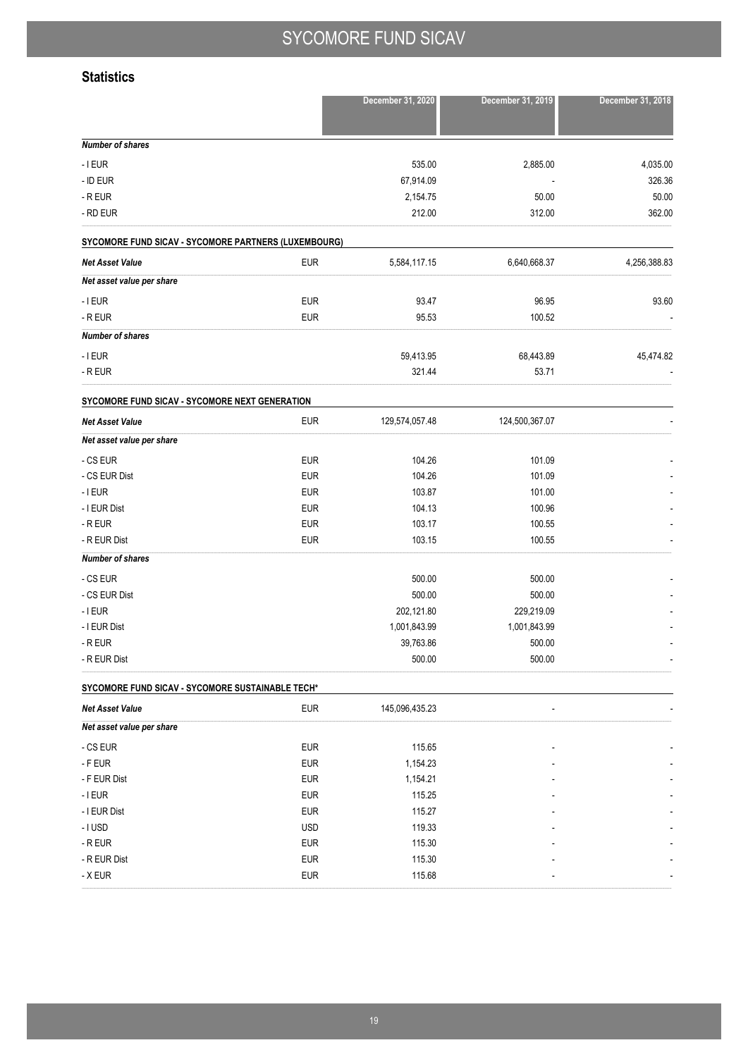## Statistics

| | | December 31, 2020 | December 31, 2019 | December 31, 2018 |
|---|---|---|---|---|
| ***Number of shares*** | | | | |
| - I EUR | | 535.00 | 2,885.00 | 4,035.00 |
| - ID EUR | | 67,914.09 | - | 326.36 |
| - R EUR | | 2,154.75 | 50.00 | 50.00 |
| - RD EUR | | 212.00 | 312.00 | 362.00 |
| **SYCOMORE FUND SICAV - SYCOMORE PARTNERS (LUXEMBOURG)** | | | | |
| ***Net Asset Value*** | EUR | 5,584,117.15 | 6,640,668.37 | 4,256,388.83 |
| ***Net asset value per share*** | | | | |
| - I EUR | EUR | 93.47 | 96.95 | 93.60 |
| - R EUR | EUR | 95.53 | 100.52 | - |
| ***Number of shares*** | | | | |
| - I EUR | | 59,413.95 | 68,443.89 | 45,474.82 |
| - R EUR | | 321.44 | 53.71 | - |
| **SYCOMORE FUND SICAV - SYCOMORE NEXT GENERATION** | | | | |
| ***Net Asset Value*** | EUR | 129,574,057.48 | 124,500,367.07 | - |
| ***Net asset value per share*** | | | | |
| - CS EUR | EUR | 104.26 | 101.09 | - |
| - CS EUR Dist | EUR | 104.26 | 101.09 | - |
| - I EUR | EUR | 103.87 | 101.00 | - |
| - I EUR Dist | EUR | 104.13 | 100.96 | - |
| - R EUR | EUR | 103.17 | 100.55 | - |
| - R EUR Dist | EUR | 103.15 | 100.55 | - |
| ***Number of shares*** | | | | |
| - CS EUR | | 500.00 | 500.00 | - |
| - CS EUR Dist | | 500.00 | 500.00 | - |
| - I EUR | | 202,121.80 | 229,219.09 | - |
| - I EUR Dist | | 1,001,843.99 | 1,001,843.99 | - |
| - R EUR | | 39,763.86 | 500.00 | - |
| - R EUR Dist | | 500.00 | 500.00 | - |
| **SYCOMORE FUND SICAV - SYCOMORE SUSTAINABLE TECH*** | | | | |
| ***Net Asset Value*** | EUR | 145,096,435.23 | - | - |
| ***Net asset value per share*** | | | | |
| - CS EUR | EUR | 115.65 | - | - |
| - F EUR | EUR | 1,154.23 | - | - |
| - F EUR Dist | EUR | 1,154.21 | - | - |
| - I EUR | EUR | 115.25 | - | - |
| - I EUR Dist | EUR | 115.27 | - | - |
| - I USD | USD | 119.33 | - | - |
| - R EUR | EUR | 115.30 | - | - |
| - R EUR Dist | EUR | 115.30 | - | - |
| - X EUR | EUR | 115.68 | - | - |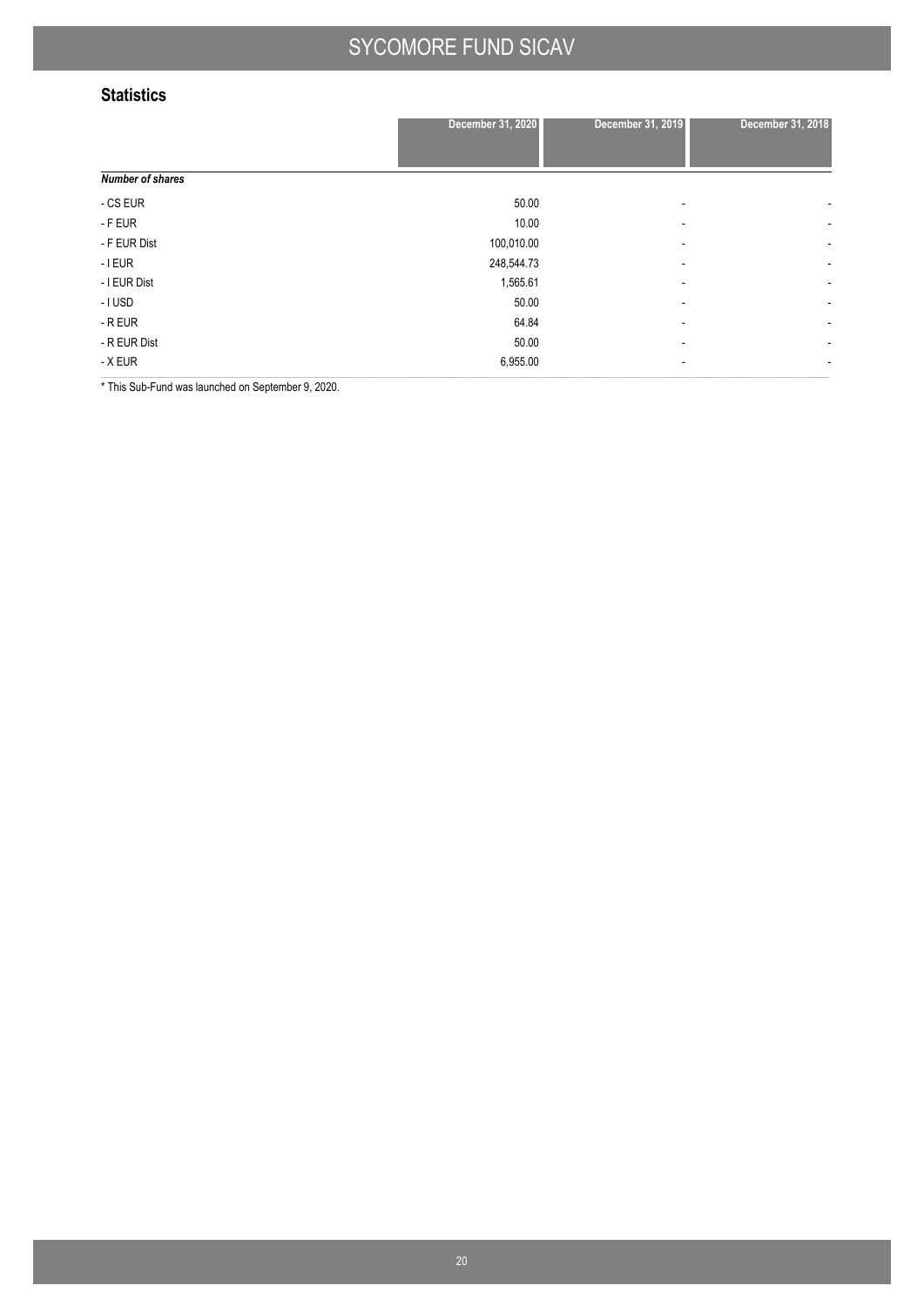## Statistics

| | December 31, 2020 | December 31, 2019 | December 31, 2018 |
|---|---|---|---|
| ***Number of shares*** | | | |
| - CS EUR | 50.00 | - | - |
| - F EUR | 10.00 | - | - |
| - F EUR Dist | 100,010.00 | - | - |
| - I EUR | 248,544.73 | - | - |
| - I EUR Dist | 1,565.61 | - | - |
| - I USD | 50.00 | - | - |
| - R EUR | 64.84 | - | - |
| - R EUR Dist | 50.00 | - | - |
| - X EUR | 6,955.00 | - | - |

* This Sub-Fund was launched on September 9, 2020.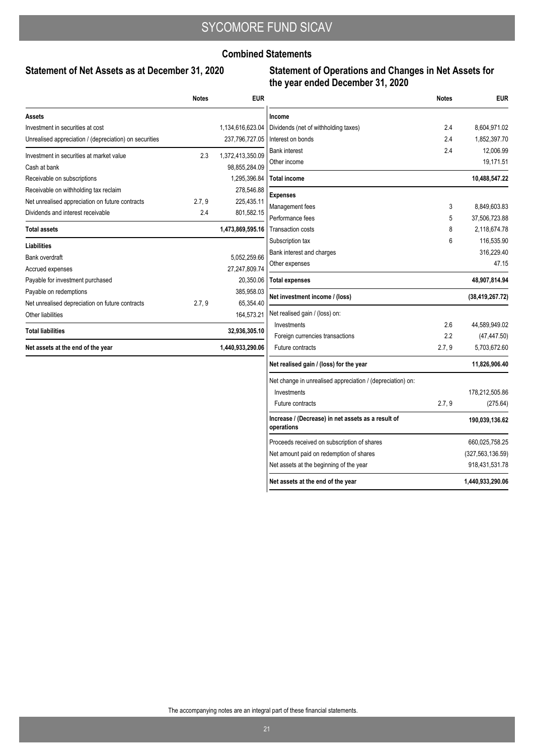# SYCOMORE FUND SICAV

## Combined Statements

### Statement of Net Assets as at December 31, 2020

| | Notes | EUR |
|---|---|---|
| **Assets** | | |
| Investment in securities at cost | | 1,134,616,623.04 |
| Unrealised appreciation / (depreciation) on securities | | 237,796,727.05 |
| Investment in securities at market value | 2.3 | 1,372,413,350.09 |
| Cash at bank | | 98,855,284.09 |
| Receivable on subscriptions | | 1,295,396.84 |
| Receivable on withholding tax reclaim | | 278,546.88 |
| Net unrealised appreciation on future contracts | 2.7, 9 | 225,435.11 |
| Dividends and interest receivable | 2.4 | 801,582.15 |
| **Total assets** | | **1,473,869,595.16** |
| **Liabilities** | | |
| Bank overdraft | | 5,052,259.66 |
| Accrued expenses | | 27,247,809.74 |
| Payable for investment purchased | | 20,350.06 |
| Payable on redemptions | | 385,958.03 |
| Net unrealised depreciation on future contracts | 2.7, 9 | 65,354.40 |
| Other liabilities | | 164,573.21 |
| **Total liabilities** | | **32,936,305.10** |
| **Net assets at the end of the year** | | **1,440,933,290.06** |

### Statement of Operations and Changes in Net Assets for the year ended December 31, 2020

| | Notes | EUR |
|---|---|---|
| **Income** | | |
| Dividends (net of withholding taxes) | 2.4 | 8,604,971.02 |
| Interest on bonds | 2.4 | 1,852,397.70 |
| Bank interest | 2.4 | 12,006.99 |
| Other income | | 19,171.51 |
| **Total income** | | **10,488,547.22** |
| **Expenses** | | |
| Management fees | 3 | 8,849,603.83 |
| Performance fees | 5 | 37,506,723.88 |
| Transaction costs | 8 | 2,118,674.78 |
| Subscription tax | 6 | 116,535.90 |
| Bank interest and charges | | 316,229.40 |
| Other expenses | | 47.15 |
| **Total expenses** | | **48,907,814.94** |
| **Net investment income / (loss)** | | **(38,419,267.72)** |
| Net realised gain / (loss) on: | | |
| Investments | 2.6 | 44,589,949.02 |
| Foreign currencies transactions | 2.2 | (47,447.50) |
| Future contracts | 2.7, 9 | 5,703,672.60 |
| **Net realised gain / (loss) for the year** | | **11,826,906.40** |
| Net change in unrealised appreciation / (depreciation) on: | | |
| Investments | | 178,212,505.86 |
| Future contracts | 2.7, 9 | (275.64) |
| **Increase / (Decrease) in net assets as a result of operations** | | **190,039,136.62** |
| Proceeds received on subscription of shares | | 660,025,758.25 |
| Net amount paid on redemption of shares | | (327,563,136.59) |
| Net assets at the beginning of the year | | 918,431,531.78 |
| **Net assets at the end of the year** | | **1,440,933,290.06** |

The accompanying notes are an integral part of these financial statements.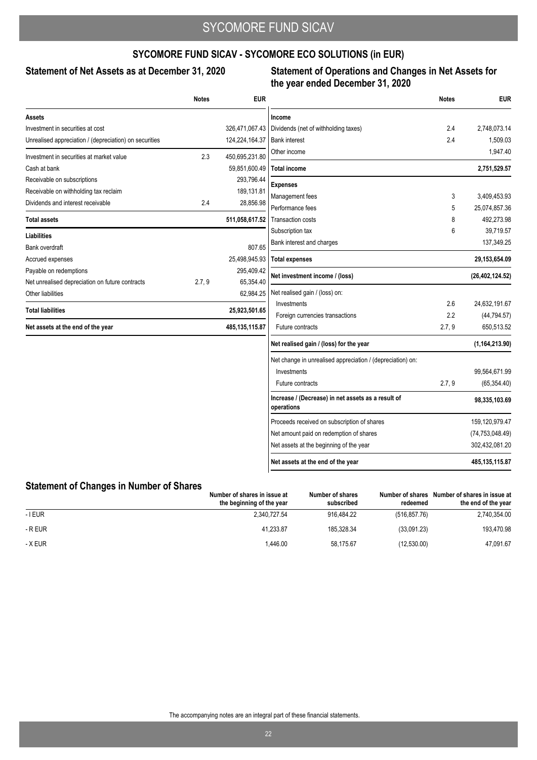## SYCOMORE FUND SICAV - SYCOMORE ECO SOLUTIONS (in EUR)

### Statement of Net Assets as at December 31, 2020

| | Notes | EUR |
|---|---|---|
| **Assets** | | |
| Investment in securities at cost | | 326,471,067.43 |
| Unrealised appreciation / (depreciation) on securities | | 124,224,164.37 |
| Investment in securities at market value | 2.3 | 450,695,231.80 |
| Cash at bank | | 59,851,600.49 |
| Receivable on subscriptions | | 293,796.44 |
| Receivable on withholding tax reclaim | | 189,131.81 |
| Dividends and interest receivable | 2.4 | 28,856.98 |
| **Total assets** | | **511,058,617.52** |
| **Liabilities** | | |
| Bank overdraft | | 807.65 |
| Accrued expenses | | 25,498,945.93 |
| Payable on redemptions | | 295,409.42 |
| Net unrealised depreciation on future contracts | 2.7, 9 | 65,354.40 |
| Other liabilities | | 62,984.25 |
| **Total liabilities** | | **25,923,501.65** |
| **Net assets at the end of the year** | | **485,135,115.87** |

### Statement of Operations and Changes in Net Assets for the year ended December 31, 2020

| | Notes | EUR |
|---|---|---|
| **Income** | | |
| Dividends (net of withholding taxes) | 2.4 | 2,748,073.14 |
| Bank interest | 2.4 | 1,509.03 |
| Other income | | 1,947.40 |
| **Total income** | | **2,751,529.57** |
| **Expenses** | | |
| Management fees | 3 | 3,409,453.93 |
| Performance fees | 5 | 25,074,857.36 |
| Transaction costs | 8 | 492,273.98 |
| Subscription tax | 6 | 39,719.57 |
| Bank interest and charges | | 137,349.25 |
| **Total expenses** | | **29,153,654.09** |
| **Net investment income / (loss)** | | **(26,402,124.52)** |
| Net realised gain / (loss) on: | | |
| Investments | 2.6 | 24,632,191.67 |
| Foreign currencies transactions | 2.2 | (44,794.57) |
| Future contracts | 2.7, 9 | 650,513.52 |
| **Net realised gain / (loss) for the year** | | **(1,164,213.90)** |
| Net change in unrealised appreciation / (depreciation) on: | | |
| Investments | | 99,564,671.99 |
| Future contracts | 2.7, 9 | (65,354.40) |
| **Increase / (Decrease) in net assets as a result of operations** | | **98,335,103.69** |
| Proceeds received on subscription of shares | | 159,120,979.47 |
| Net amount paid on redemption of shares | | (74,753,048.49) |
| Net assets at the beginning of the year | | 302,432,081.20 |
| **Net assets at the end of the year** | | **485,135,115.87** |

### Statement of Changes in Number of Shares

| | Number of shares in issue at the beginning of the year | Number of shares subscribed | Number of shares redeemed | Number of shares in issue at the end of the year |
|---|---|---|---|---|
| - I EUR | 2,340,727.54 | 916,484.22 | (516,857.76) | 2,740,354.00 |
| - R EUR | 41,233.87 | 185,328.34 | (33,091.23) | 193,470.98 |
| - X EUR | 1,446.00 | 58,175.67 | (12,530.00) | 47,091.67 |

The accompanying notes are an integral part of these financial statements.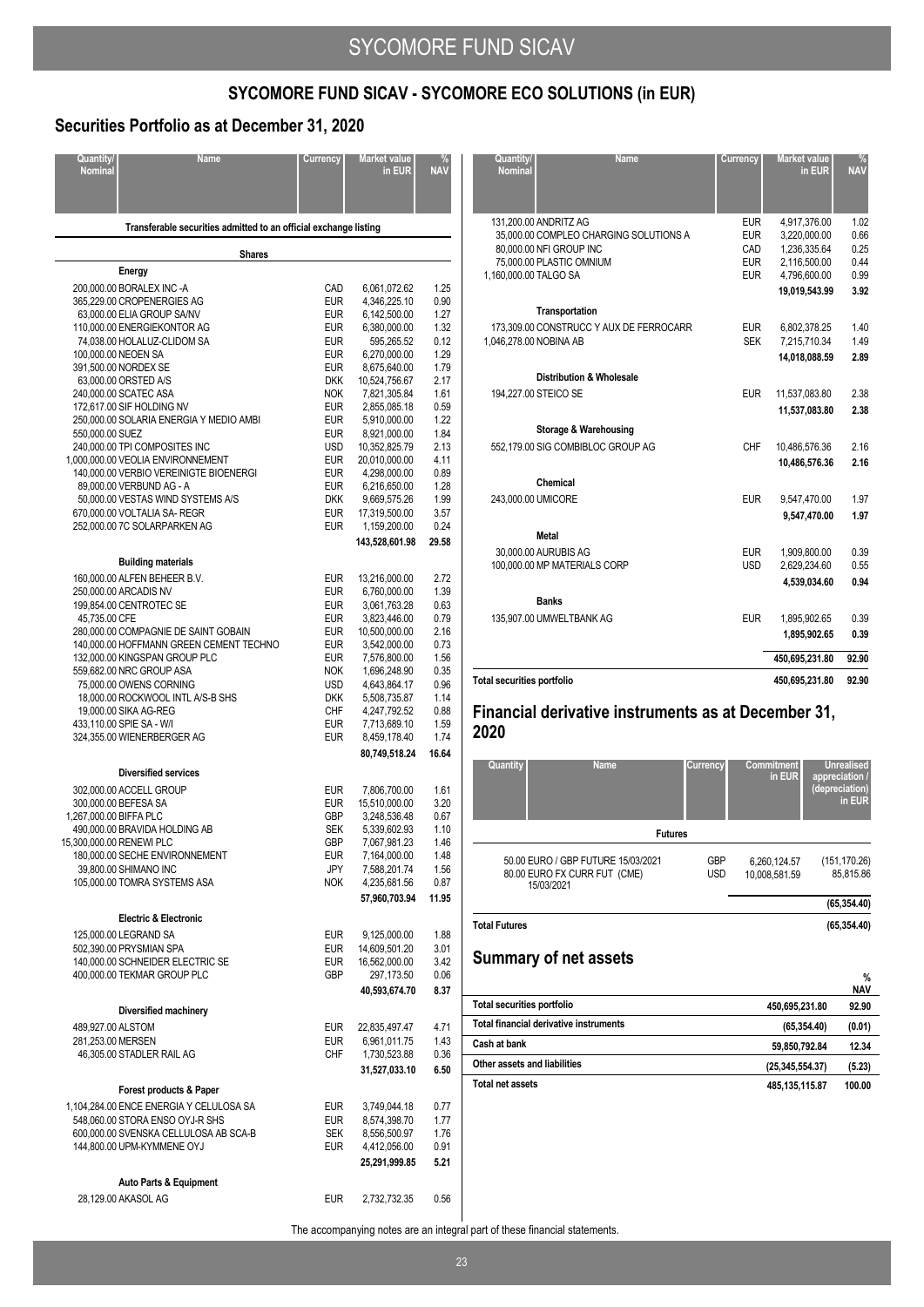# SYCOMORE FUND SICAV - SYCOMORE ECO SOLUTIONS (in EUR)

## Securities Portfolio as at December 31, 2020

| Quantity/ Nominal | Name | Currency | Market value in EUR | % NAV |
|---|---|---|---|---|
| | **Transferable securities admitted to an official exchange listing** | | | |
| | **Shares** | | | |
| | **Energy** | | | |
| 200,000.00 | BORALEX INC -A | CAD | 6,061,072.62 | 1.25 |
| 365,229.00 | CROPENERGIES AG | EUR | 4,346,225.10 | 0.90 |
| 63,000.00 | ELIA GROUP SA/NV | EUR | 6,142,500.00 | 1.27 |
| 110,000.00 | ENERGIEKONTOR AG | EUR | 6,380,000.00 | 1.32 |
| 74,038.00 | HOLALUZ-CLIDOM SA | EUR | 595,265.52 | 0.12 |
| 100,000.00 | NEOEN SA | EUR | 6,270,000.00 | 1.29 |
| 391,500.00 | NORDEX SE | EUR | 8,675,640.00 | 1.79 |
| 63,000.00 | ORSTED A/S | DKK | 10,524,756.67 | 2.17 |
| 240,000.00 | SCATEC ASA | NOK | 7,821,305.84 | 1.61 |
| 172,617.00 | SIF HOLDING NV | EUR | 2,855,085.18 | 0.59 |
| 250,000.00 | SOLARIA ENERGIA Y MEDIO AMBI | EUR | 5,910,000.00 | 1.22 |
| 550,000.00 | SUEZ | EUR | 8,921,000.00 | 1.84 |
| 240,000.00 | TPI COMPOSITES INC | USD | 10,352,825.79 | 2.13 |
| 1,000,000.00 | VEOLIA ENVIRONNEMENT | EUR | 20,010,000.00 | 4.11 |
| 140,000.00 | VERBIO VEREINIGTE BIOENERGI | EUR | 4,298,000.00 | 0.89 |
| 89,000.00 | VERBUND AG - A | EUR | 6,216,650.00 | 1.28 |
| 50,000.00 | VESTAS WIND SYSTEMS A/S | DKK | 9,669,575.26 | 1.99 |
| 670,000.00 | VOLTALIA SA- REGR | EUR | 17,319,500.00 | 3.57 |
| 252,000.00 | 7C SOLARPARKEN AG | EUR | 1,159,200.00 | 0.24 |
| | | | **143,528,601.98** | **29.58** |
| | **Building materials** | | | |
| 160,000.00 | ALFEN BEHEER B.V. | EUR | 13,216,000.00 | 2.72 |
| 250,000.00 | ARCADIS NV | EUR | 6,760,000.00 | 1.39 |
| 199,854.00 | CENTROTEC SE | EUR | 3,061,763.28 | 0.63 |
| 45,735.00 | CFE | EUR | 3,823,446.00 | 0.79 |
| 280,000.00 | COMPAGNIE DE SAINT GOBAIN | EUR | 10,500,000.00 | 2.16 |
| 140,000.00 | HOFFMANN GREEN CEMENT TECHNO | EUR | 3,542,000.00 | 0.73 |
| 132,000.00 | KINGSPAN GROUP PLC | EUR | 7,576,800.00 | 1.56 |
| 559,682.00 | NRC GROUP ASA | NOK | 1,696,248.90 | 0.35 |
| 75,000.00 | OWENS CORNING | USD | 4,643,864.17 | 0.96 |
| 18,000.00 | ROCKWOOL INTL A/S-B SHS | DKK | 5,508,735.87 | 1.14 |
| 19,000.00 | SIKA AG-REG | CHF | 4,247,792.52 | 0.88 |
| 433,110.00 | SPIE SA - W/I | EUR | 7,713,689.10 | 1.59 |
| 324,355.00 | WIENERBERGER AG | EUR | 8,459,178.40 | 1.74 |
| | | | **80,749,518.24** | **16.64** |
| | **Diversified services** | | | |
| 302,000.00 | ACCELL GROUP | EUR | 7,806,700.00 | 1.61 |
| 300,000.00 | BEFESA SA | EUR | 15,510,000.00 | 3.20 |
| 1,267,000.00 | BIFFA PLC | GBP | 3,248,536.48 | 0.67 |
| 490,000.00 | BRAVIDA HOLDING AB | SEK | 5,339,602.93 | 1.10 |
| 15,300,000.00 | RENEWI PLC | GBP | 7,067,981.23 | 1.46 |
| 180,000.00 | SECHE ENVIRONNEMENT | EUR | 7,164,000.00 | 1.48 |
| 39,800.00 | SHIMANO INC | JPY | 7,588,201.74 | 1.56 |
| 105,000.00 | TOMRA SYSTEMS ASA | NOK | 4,235,681.56 | 0.87 |
| | | | **57,960,703.94** | **11.95** |
| | **Electric & Electronic** | | | |
| 125,000.00 | LEGRAND SA | EUR | 9,125,000.00 | 1.88 |
| 502,390.00 | PRYSMIAN SPA | EUR | 14,609,501.20 | 3.01 |
| 140,000.00 | SCHNEIDER ELECTRIC SE | EUR | 16,562,000.00 | 3.42 |
| 400,000.00 | TEKMAR GROUP PLC | GBP | 297,173.50 | 0.06 |
| | | | **40,593,674.70** | **8.37** |
| | **Diversified machinery** | | | |
| 489,927.00 | ALSTOM | EUR | 22,835,497.47 | 4.71 |
| 281,253.00 | MERSEN | EUR | 6,961,011.75 | 1.43 |
| 46,305.00 | STADLER RAIL AG | CHF | 1,730,523.88 | 0.36 |
| | | | **31,527,033.10** | **6.50** |
| | **Forest products & Paper** | | | |
| 1,104,284.00 | ENCE ENERGIA Y CELULOSA SA | EUR | 3,749,044.18 | 0.77 |
| 548,060.00 | STORA ENSO OYJ-R SHS | EUR | 8,574,398.70 | 1.77 |
| 600,000.00 | SVENSKA CELLULOSA AB SCA-B | SEK | 8,556,500.97 | 1.76 |
| 144,800.00 | UPM-KYMMENE OYJ | EUR | 4,412,056.00 | 0.91 |
| | | | **25,291,999.85** | **5.21** |
| | **Auto Parts & Equipment** | | | |
| 28,129.00 | AKASOL AG | EUR | 2,732,732.35 | 0.56 |
| 131,200.00 | ANDRITZ AG | EUR | 4,917,376.00 | 1.02 |
| 35,000.00 | COMPLEO CHARGING SOLUTIONS A | EUR | 3,220,000.00 | 0.66 |
| 80,000.00 | NFI GROUP INC | CAD | 1,236,335.64 | 0.25 |
| 75,000.00 | PLASTIC OMNIUM | EUR | 2,116,500.00 | 0.44 |
| 1,160,000.00 | TALGO SA | EUR | 4,796,600.00 | 0.99 |
| | | | **19,019,543.99** | **3.92** |
| | **Transportation** | | | |
| 173,309.00 | CONSTRUCC Y AUX DE FERROCARR | EUR | 6,802,378.25 | 1.40 |
| 1,046,278.00 | NOBINA AB | SEK | 7,215,710.34 | 1.49 |
| | | | **14,018,088.59** | **2.89** |
| | **Distribution & Wholesale** | | | |
| 194,227.00 | STEICO SE | EUR | 11,537,083.80 | 2.38 |
| | | | **11,537,083.80** | **2.38** |
| | **Storage & Warehousing** | | | |
| 552,179.00 | SIG COMBIBLOC GROUP AG | CHF | 10,486,576.36 | 2.16 |
| | | | **10,486,576.36** | **2.16** |
| | **Chemical** | | | |
| 243,000.00 | UMICORE | EUR | 9,547,470.00 | 1.97 |
| | | | **9,547,470.00** | **1.97** |
| | **Metal** | | | |
| 30,000.00 | AURUBIS AG | EUR | 1,909,800.00 | 0.39 |
| 100,000.00 | MP MATERIALS CORP | USD | 2,629,234.60 | 0.55 |
| | | | **4,539,034.60** | **0.94** |
| | **Banks** | | | |
| 135,907.00 | UMWELTBANK AG | EUR | 1,895,902.65 | 0.39 |
| | | | **1,895,902.65** | **0.39** |
| | | | **450,695,231.80** | **92.90** |
| **Total securities portfolio** | | | **450,695,231.80** | **92.90** |

## Financial derivative instruments as at December 31, 2020

| Quantity | Name | Currency | Commitment in EUR | Unrealised appreciation / (depreciation) in EUR |
|---|---|---|---|---|
| | **Futures** | | | |
| 50.00 | EURO / GBP FUTURE 15/03/2021 | GBP | 6,260,124.57 | (151,170.26) |
| 80.00 | EURO FX CURR FUT (CME) 15/03/2021 | USD | 10,008,581.59 | 85,815.86 |
| | | | | **(65,354.40)** |
| **Total Futures** | | | | **(65,354.40)** |

## Summary of net assets

| | | % NAV |
|---|---|---|
| Total securities portfolio | 450,695,231.80 | 92.90 |
| Total financial derivative instruments | (65,354.40) | (0.01) |
| Cash at bank | 59,850,792.84 | 12.34 |
| Other assets and liabilities | (25,345,554.37) | (5.23) |
| **Total net assets** | **485,135,115.87** | **100.00** |

The accompanying notes are an integral part of these financial statements.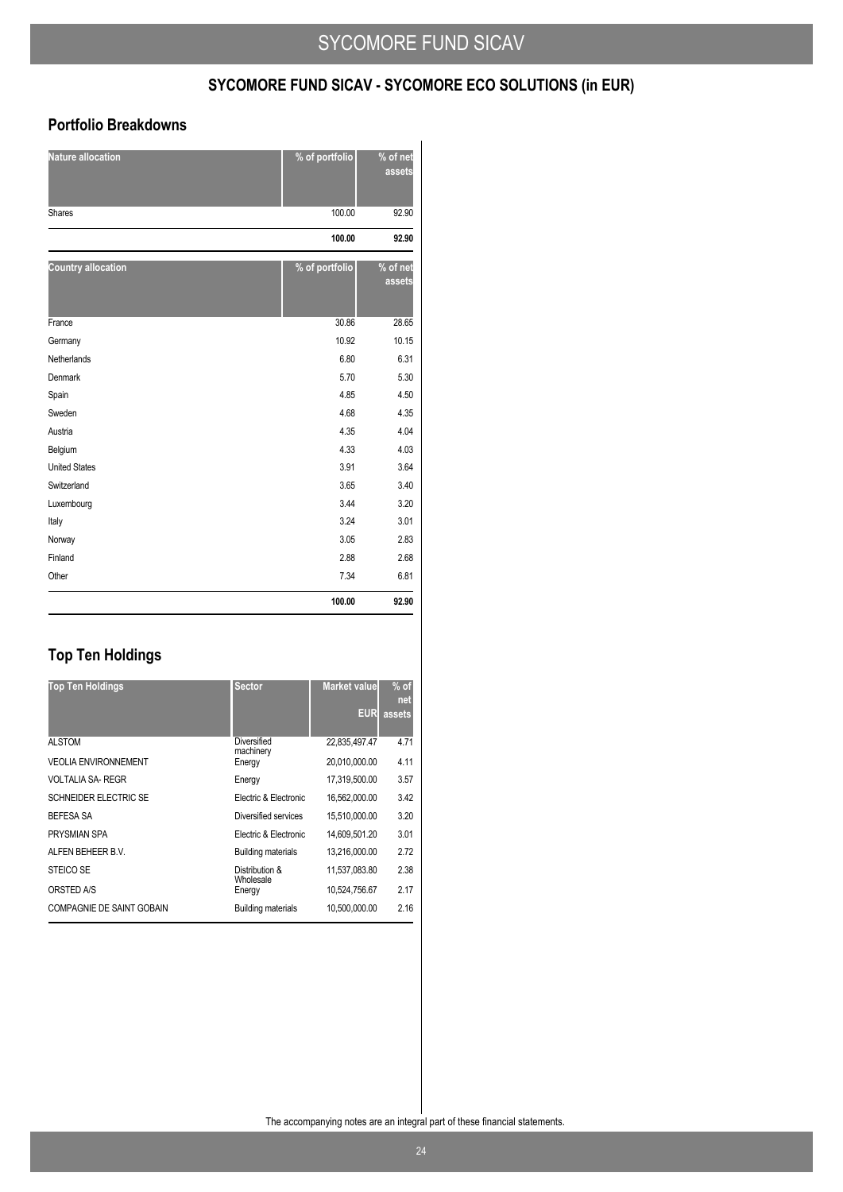## SYCOMORE FUND SICAV - SYCOMORE ECO SOLUTIONS (in EUR)

### Portfolio Breakdowns

| Nature allocation | % of portfolio | % of net assets |
|---|---|---|
| Shares | 100.00 | 92.90 |
| | **100.00** | **92.90** |

| Country allocation | % of portfolio | % of net assets |
|---|---|---|
| France | 30.86 | 28.65 |
| Germany | 10.92 | 10.15 |
| Netherlands | 6.80 | 6.31 |
| Denmark | 5.70 | 5.30 |
| Spain | 4.85 | 4.50 |
| Sweden | 4.68 | 4.35 |
| Austria | 4.35 | 4.04 |
| Belgium | 4.33 | 4.03 |
| United States | 3.91 | 3.64 |
| Switzerland | 3.65 | 3.40 |
| Luxembourg | 3.44 | 3.20 |
| Italy | 3.24 | 3.01 |
| Norway | 3.05 | 2.83 |
| Finland | 2.88 | 2.68 |
| Other | 7.34 | 6.81 |
| | **100.00** | **92.90** |

### Top Ten Holdings

| Top Ten Holdings | Sector | Market value EUR | % of net assets |
|---|---|---|---|
| ALSTOM | Diversified machinery | 22,835,497.47 | 4.71 |
| VEOLIA ENVIRONNEMENT | Energy | 20,010,000.00 | 4.11 |
| VOLTALIA SA- REGR | Energy | 17,319,500.00 | 3.57 |
| SCHNEIDER ELECTRIC SE | Electric & Electronic | 16,562,000.00 | 3.42 |
| BEFESA SA | Diversified services | 15,510,000.00 | 3.20 |
| PRYSMIAN SPA | Electric & Electronic | 14,609,501.20 | 3.01 |
| ALFEN BEHEER B.V. | Building materials | 13,216,000.00 | 2.72 |
| STEICO SE | Distribution & Wholesale | 11,537,083.80 | 2.38 |
| ORSTED A/S | Energy | 10,524,756.67 | 2.17 |
| COMPAGNIE DE SAINT GOBAIN | Building materials | 10,500,000.00 | 2.16 |

The accompanying notes are an integral part of these financial statements.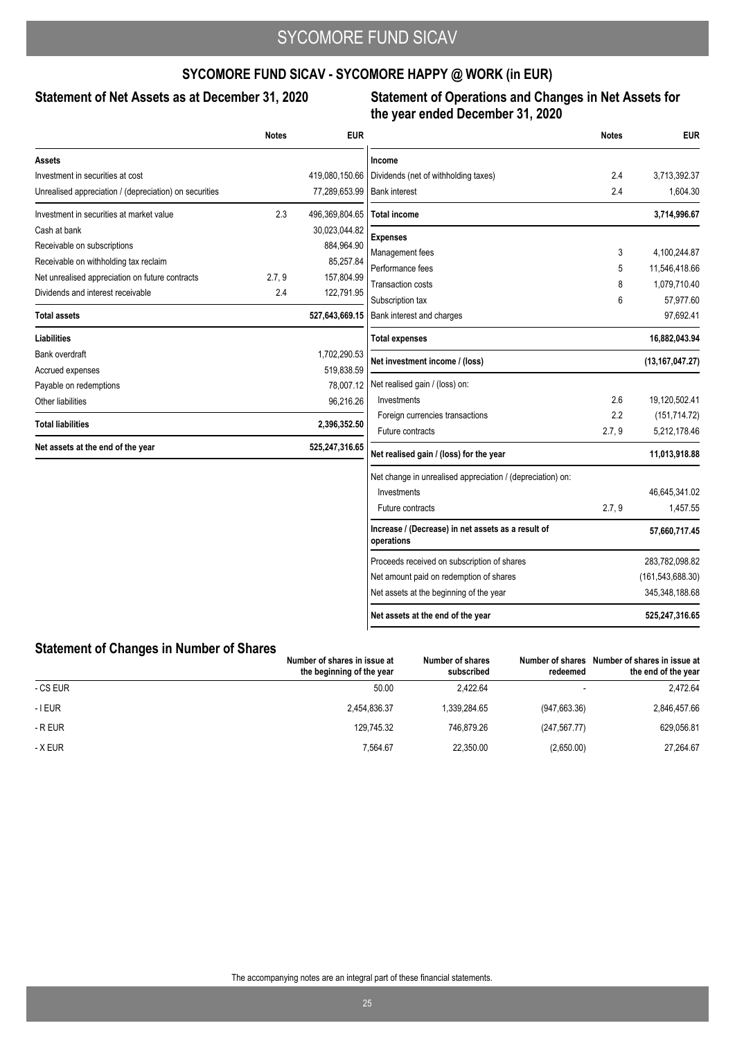## SYCOMORE FUND SICAV - SYCOMORE HAPPY @ WORK (in EUR)

### Statement of Net Assets as at December 31, 2020

| | Notes | EUR |
|---|---|---|
| **Assets** | | |
| Investment in securities at cost | | 419,080,150.66 |
| Unrealised appreciation / (depreciation) on securities | | 77,289,653.99 |
| Investment in securities at market value | 2.3 | 496,369,804.65 |
| Cash at bank | | 30,023,044.82 |
| Receivable on subscriptions | | 884,964.90 |
| Receivable on withholding tax reclaim | | 85,257.84 |
| Net unrealised appreciation on future contracts | 2.7, 9 | 157,804.99 |
| Dividends and interest receivable | 2.4 | 122,791.95 |
| **Total assets** | | **527,643,669.15** |
| **Liabilities** | | |
| Bank overdraft | | 1,702,290.53 |
| Accrued expenses | | 519,838.59 |
| Payable on redemptions | | 78,007.12 |
| Other liabilities | | 96,216.26 |
| **Total liabilities** | | **2,396,352.50** |
| **Net assets at the end of the year** | | **525,247,316.65** |

### Statement of Operations and Changes in Net Assets for the year ended December 31, 2020

| | Notes | EUR |
|---|---|---|
| **Income** | | |
| Dividends (net of withholding taxes) | 2.4 | 3,713,392.37 |
| Bank interest | 2.4 | 1,604.30 |
| **Total income** | | **3,714,996.67** |
| **Expenses** | | |
| Management fees | 3 | 4,100,244.87 |
| Performance fees | 5 | 11,546,418.66 |
| Transaction costs | 8 | 1,079,710.40 |
| Subscription tax | 6 | 57,977.60 |
| Bank interest and charges | | 97,692.41 |
| **Total expenses** | | **16,882,043.94** |
| **Net investment income / (loss)** | | **(13,167,047.27)** |
| Net realised gain / (loss) on: | | |
| Investments | 2.6 | 19,120,502.41 |
| Foreign currencies transactions | 2.2 | (151,714.72) |
| Future contracts | 2.7, 9 | 5,212,178.46 |
| **Net realised gain / (loss) for the year** | | **11,013,918.88** |
| Net change in unrealised appreciation / (depreciation) on: | | |
| Investments | | 46,645,341.02 |
| Future contracts | 2.7, 9 | 1,457.55 |
| **Increase / (Decrease) in net assets as a result of operations** | | **57,660,717.45** |
| Proceeds received on subscription of shares | | 283,782,098.82 |
| Net amount paid on redemption of shares | | (161,543,688.30) |
| Net assets at the beginning of the year | | 345,348,188.68 |
| **Net assets at the end of the year** | | **525,247,316.65** |

### Statement of Changes in Number of Shares

| | Number of shares in issue at the beginning of the year | Number of shares subscribed | Number of shares redeemed | Number of shares in issue at the end of the year |
|---|---|---|---|---|
| - CS EUR | 50.00 | 2,422.64 | - | 2,472.64 |
| - I EUR | 2,454,836.37 | 1,339,284.65 | (947,663.36) | 2,846,457.66 |
| - R EUR | 129,745.32 | 746,879.26 | (247,567.77) | 629,056.81 |
| - X EUR | 7,564.67 | 22,350.00 | (2,650.00) | 27,264.67 |

The accompanying notes are an integral part of these financial statements.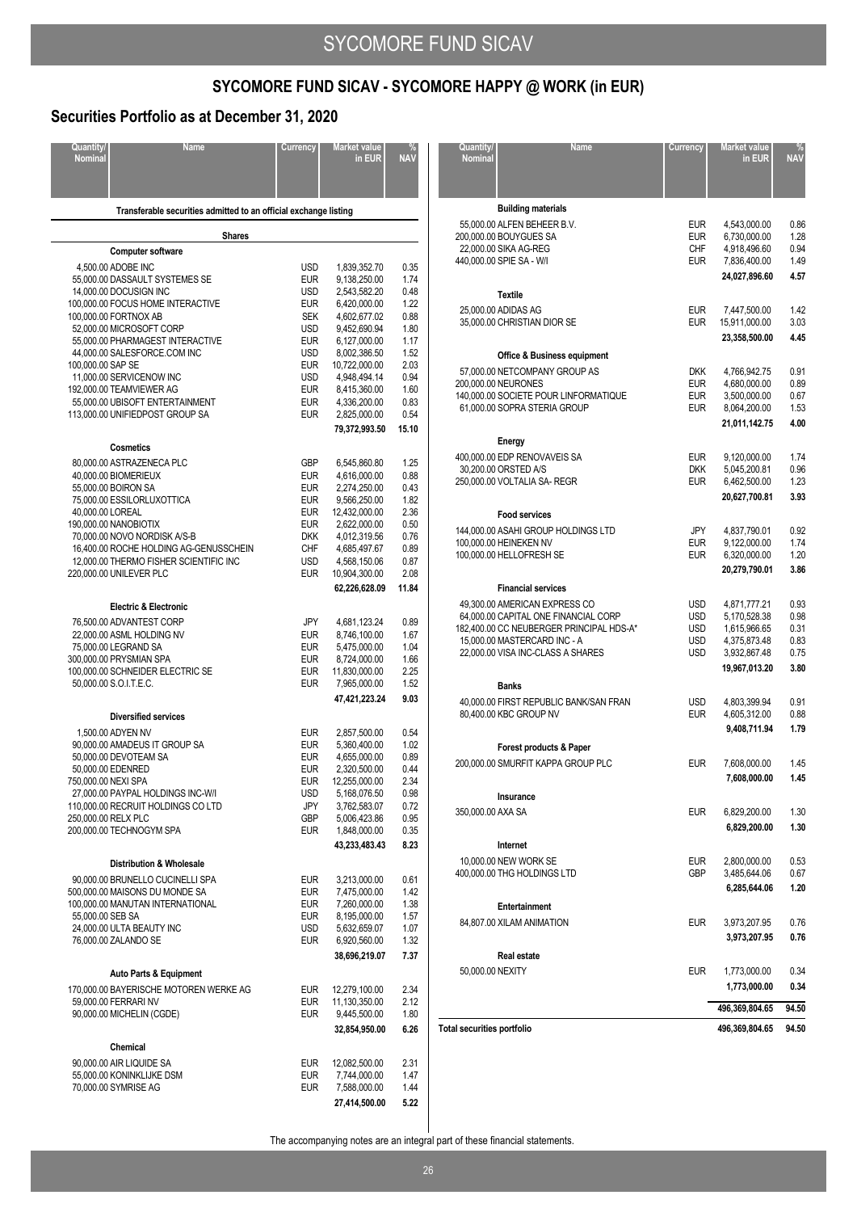# SYCOMORE FUND SICAV - SYCOMORE HAPPY @ WORK (in EUR)

## Securities Portfolio as at December 31, 2020

| Quantity/ Nominal | Name | Currency | Market value in EUR | % NAV |
|---|---|---|---|---|
| | **Transferable securities admitted to an official exchange listing** | | | |
| | **Shares** | | | |
| | **Computer software** | | | |
| 4,500.00 | ADOBE INC | USD | 1,839,352.70 | 0.35 |
| 55,000.00 | DASSAULT SYSTEMES SE | EUR | 9,138,250.00 | 1.74 |
| 14,000.00 | DOCUSIGN INC | USD | 2,543,582.20 | 0.48 |
| 100,000.00 | FOCUS HOME INTERACTIVE | EUR | 6,420,000.00 | 1.22 |
| 100,000.00 | FORTNOX AB | SEK | 4,602,677.02 | 0.88 |
| 52,000.00 | MICROSOFT CORP | USD | 9,452,690.94 | 1.80 |
| 55,000.00 | PHARMAGEST INTERACTIVE | EUR | 6,127,000.00 | 1.17 |
| 44,000.00 | SALESFORCE.COM INC | USD | 8,002,386.50 | 1.52 |
| 100,000.00 | SAP SE | EUR | 10,722,000.00 | 2.03 |
| 11,000.00 | SERVICENOW INC | USD | 4,948,494.14 | 0.94 |
| 192,000.00 | TEAMVIEWER AG | EUR | 8,415,360.00 | 1.60 |
| 55,000.00 | UBISOFT ENTERTAINMENT | EUR | 4,336,200.00 | 0.83 |
| 113,000.00 | UNIFIEDPOST GROUP SA | EUR | 2,825,000.00 | 0.54 |
| | | | **79,372,993.50** | **15.10** |
| | **Cosmetics** | | | |
| 80,000.00 | ASTRAZENECA PLC | GBP | 6,545,860.80 | 1.25 |
| 40,000.00 | BIOMERIEUX | EUR | 4,616,000.00 | 0.88 |
| 55,000.00 | BOIRON SA | EUR | 2,274,250.00 | 0.43 |
| 75,000.00 | ESSILORLUXOTTICA | EUR | 9,566,250.00 | 1.82 |
| 40,000.00 | LOREAL | EUR | 12,432,000.00 | 2.36 |
| 190,000.00 | NANOBIOTIX | EUR | 2,622,000.00 | 0.50 |
| 70,000.00 | NOVO NORDISK A/S-B | DKK | 4,012,319.56 | 0.76 |
| 16,400.00 | ROCHE HOLDING AG-GENUSSCHEIN | CHF | 4,685,497.67 | 0.89 |
| 12,000.00 | THERMO FISHER SCIENTIFIC INC | USD | 4,568,150.06 | 0.87 |
| 220,000.00 | UNILEVER PLC | EUR | 10,904,300.00 | 2.08 |
| | | | **62,226,628.09** | **11.84** |
| | **Electric & Electronic** | | | |
| 76,500.00 | ADVANTEST CORP | JPY | 4,681,123.24 | 0.89 |
| 22,000.00 | ASML HOLDING NV | EUR | 8,746,100.00 | 1.67 |
| 75,000.00 | LEGRAND SA | EUR | 5,475,000.00 | 1.04 |
| 300,000.00 | PRYSMIAN SPA | EUR | 8,724,000.00 | 1.66 |
| 100,000.00 | SCHNEIDER ELECTRIC SE | EUR | 11,830,000.00 | 2.25 |
| 50,000.00 | S.O.I.T.E.C. | EUR | 7,965,000.00 | 1.52 |
| | | | **47,421,223.24** | **9.03** |
| | **Diversified services** | | | |
| 1,500.00 | ADYEN NV | EUR | 2,857,500.00 | 0.54 |
| 90,000.00 | AMADEUS IT GROUP SA | EUR | 5,360,400.00 | 1.02 |
| 50,000.00 | DEVOTEAM SA | EUR | 4,655,000.00 | 0.89 |
| 50,000.00 | EDENRED | EUR | 2,320,500.00 | 0.44 |
| 750,000.00 | NEXI SPA | EUR | 12,255,000.00 | 2.34 |
| 27,000.00 | PAYPAL HOLDINGS INC-W/I | USD | 5,168,076.50 | 0.98 |
| 110,000.00 | RECRUIT HOLDINGS CO LTD | JPY | 3,762,583.07 | 0.72 |
| 250,000.00 | RELX PLC | GBP | 5,006,423.86 | 0.95 |
| 200,000.00 | TECHNOGYM SPA | EUR | 1,848,000.00 | 0.35 |
| | | | **43,233,483.43** | **8.23** |
| | **Distribution & Wholesale** | | | |
| 90,000.00 | BRUNELLO CUCINELLI SPA | EUR | 3,213,000.00 | 0.61 |
| 500,000.00 | MAISONS DU MONDE SA | EUR | 7,475,000.00 | 1.42 |
| 100,000.00 | MANUTAN INTERNATIONAL | EUR | 7,260,000.00 | 1.38 |
| 55,000.00 | SEB SA | EUR | 8,195,000.00 | 1.57 |
| 24,000.00 | ULTA BEAUTY INC | USD | 5,632,659.07 | 1.07 |
| 76,000.00 | ZALANDO SE | EUR | 6,920,560.00 | 1.32 |
| | | | **38,696,219.07** | **7.37** |
| | **Auto Parts & Equipment** | | | |
| 170,000.00 | BAYERISCHE MOTOREN WERKE AG | EUR | 12,279,100.00 | 2.34 |
| 59,000.00 | FERRARI NV | EUR | 11,130,350.00 | 2.12 |
| 90,000.00 | MICHELIN (CGDE) | EUR | 9,445,500.00 | 1.80 |
| | | | **32,854,950.00** | **6.26** |
| | **Chemical** | | | |
| 90,000.00 | AIR LIQUIDE SA | EUR | 12,082,500.00 | 2.31 |
| 55,000.00 | KONINKLIJKE DSM | EUR | 7,744,000.00 | 1.47 |
| 70,000.00 | SYMRISE AG | EUR | 7,588,000.00 | 1.44 |
| | | | **27,414,500.00** | **5.22** |
| | **Building materials** | | | |
| 55,000.00 | ALFEN BEHEER B.V. | EUR | 4,543,000.00 | 0.86 |
| 200,000.00 | BOUYGUES SA | EUR | 6,730,000.00 | 1.28 |
| 22,000.00 | SIKA AG-REG | CHF | 4,918,496.60 | 0.94 |
| 440,000.00 | SPIE SA - W/I | EUR | 7,836,400.00 | 1.49 |
| | | | **24,027,896.60** | **4.57** |
| | **Textile** | | | |
| 25,000.00 | ADIDAS AG | EUR | 7,447,500.00 | 1.42 |
| 35,000.00 | CHRISTIAN DIOR SE | EUR | 15,911,000.00 | 3.03 |
| | | | **23,358,500.00** | **4.45** |
| | **Office & Business equipment** | | | |
| 57,000.00 | NETCOMPANY GROUP AS | DKK | 4,766,942.75 | 0.91 |
| 200,000.00 | NEURONES | EUR | 4,680,000.00 | 0.89 |
| 140,000.00 | SOCIETE POUR LINFORMATIQUE | EUR | 3,500,000.00 | 0.67 |
| 61,000.00 | SOPRA STERIA GROUP | EUR | 8,064,200.00 | 1.53 |
| | | | **21,011,142.75** | **4.00** |
| | **Energy** | | | |
| 400,000.00 | EDP RENOVAVEIS SA | EUR | 9,120,000.00 | 1.74 |
| 30,200.00 | ORSTED A/S | DKK | 5,045,200.81 | 0.96 |
| 250,000.00 | VOLTALIA SA- REGR | EUR | 6,462,500.00 | 1.23 |
| | | | **20,627,700.81** | **3.93** |
| | **Food services** | | | |
| 144,000.00 | ASAHI GROUP HOLDINGS LTD | JPY | 4,837,790.01 | 0.92 |
| 100,000.00 | HEINEKEN NV | EUR | 9,122,000.00 | 1.74 |
| 100,000.00 | HELLOFRESH SE | EUR | 6,320,000.00 | 1.20 |
| | | | **20,279,790.01** | **3.86** |
| | **Financial services** | | | |
| 49,300.00 | AMERICAN EXPRESS CO | USD | 4,871,777.21 | 0.93 |
| 64,000.00 | CAPITAL ONE FINANCIAL CORP | USD | 5,170,528.38 | 0.98 |
| 182,400.00 | CC NEUBERGER PRINCIPAL HDS-A* | USD | 1,615,966.65 | 0.31 |
| 15,000.00 | MASTERCARD INC - A | USD | 4,375,873.48 | 0.83 |
| 22,000.00 | VISA INC-CLASS A SHARES | USD | 3,932,867.48 | 0.75 |
| | | | **19,967,013.20** | **3.80** |
| | **Banks** | | | |
| 40,000.00 | FIRST REPUBLIC BANK/SAN FRAN | USD | 4,803,399.94 | 0.91 |
| 80,400.00 | KBC GROUP NV | EUR | 4,605,312.00 | 0.88 |
| | | | **9,408,711.94** | **1.79** |
| | **Forest products & Paper** | | | |
| 200,000.00 | SMURFIT KAPPA GROUP PLC | EUR | 7,608,000.00 | 1.45 |
| | | | **7,608,000.00** | **1.45** |
| | **Insurance** | | | |
| 350,000.00 | AXA SA | EUR | 6,829,200.00 | 1.30 |
| | | | **6,829,200.00** | **1.30** |
| | **Internet** | | | |
| 10,000.00 | NEW WORK SE | EUR | 2,800,000.00 | 0.53 |
| 400,000.00 | THG HOLDINGS LTD | GBP | 3,485,644.06 | 0.67 |
| | | | **6,285,644.06** | **1.20** |
| | **Entertainment** | | | |
| 84,807.00 | XILAM ANIMATION | EUR | 3,973,207.95 | 0.76 |
| | | | **3,973,207.95** | **0.76** |
| | **Real estate** | | | |
| 50,000.00 | NEXITY | EUR | 1,773,000.00 | 0.34 |
| | | | **1,773,000.00** | **0.34** |
| | | | **496,369,804.65** | **94.50** |
| **Total securities portfolio** | | | **496,369,804.65** | **94.50** |

The accompanying notes are an integral part of these financial statements.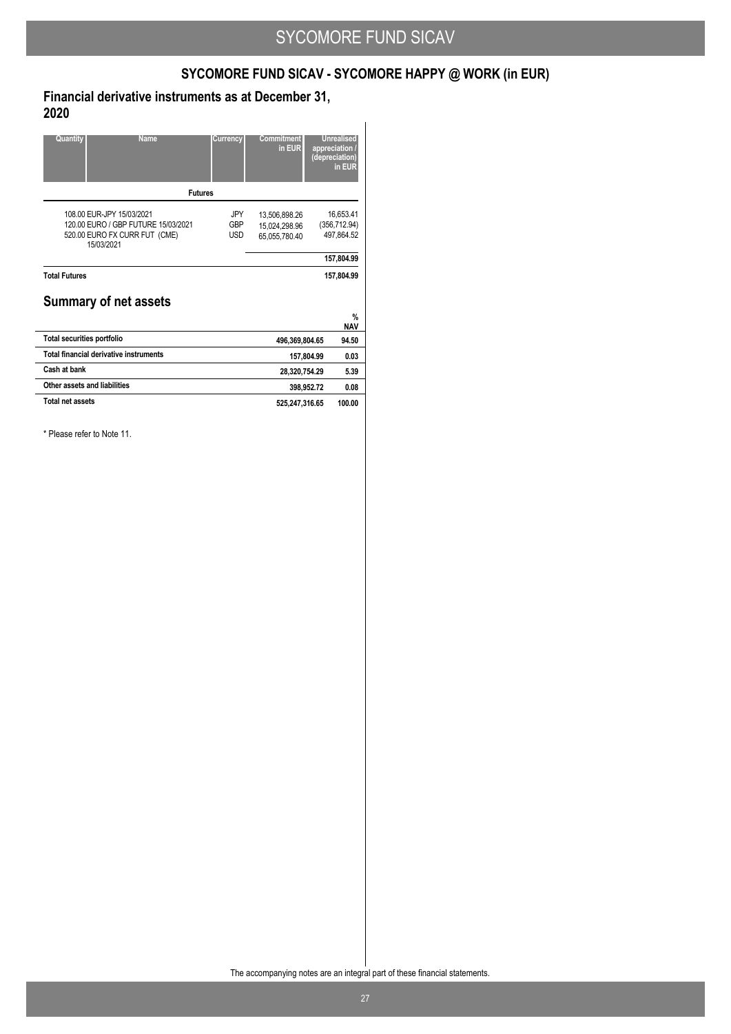## SYCOMORE FUND SICAV - SYCOMORE HAPPY @ WORK (in EUR)

### Financial derivative instruments as at December 31, 2020

| Quantity | Name | Currency | Commitment in EUR | Unrealised appreciation / (depreciation) in EUR |
|---|---|---|---|---|
| | **Futures** | | | |
| 108.00 | EUR-JPY 15/03/2021 | JPY | 13,506,898.26 | 16,653.41 |
| 120.00 | EURO / GBP FUTURE 15/03/2021 | GBP | 15,024,298.96 | (356,712.94) |
| 520.00 | EURO FX CURR FUT (CME) 15/03/2021 | USD | 65,055,780.40 | 497,864.52 |
| | | | | **157,804.99** |
| **Total Futures** | | | | **157,804.99** |

## Summary of net assets

| | | % NAV |
|---|---|---|
| **Total securities portfolio** | **496,369,804.65** | **94.50** |
| **Total financial derivative instruments** | **157,804.99** | **0.03** |
| **Cash at bank** | **28,320,754.29** | **5.39** |
| **Other assets and liabilities** | **398,952.72** | **0.08** |
| **Total net assets** | **525,247,316.65** | **100.00** |

\* Please refer to Note 11.

The accompanying notes are an integral part of these financial statements.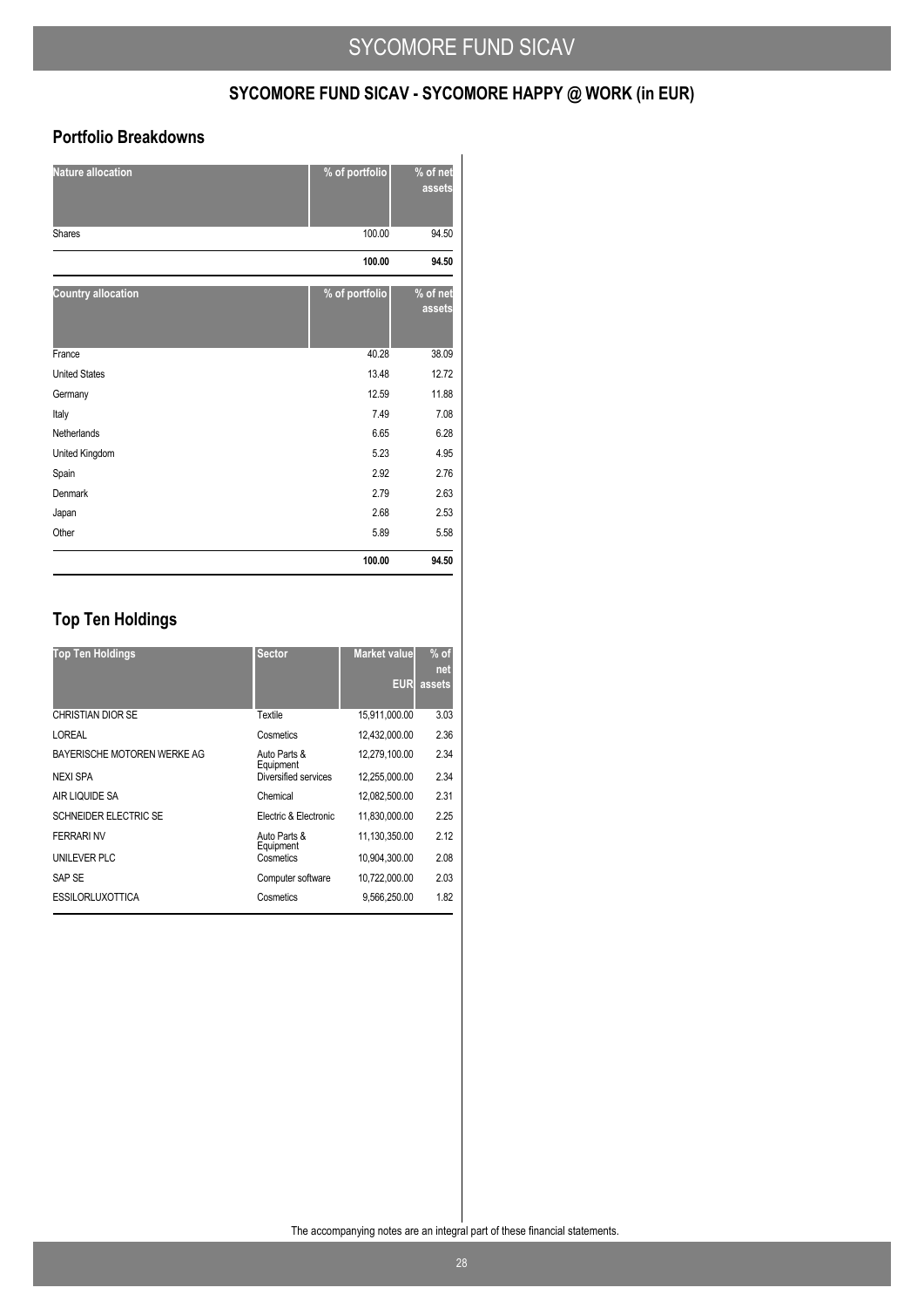## SYCOMORE FUND SICAV - SYCOMORE HAPPY @ WORK (in EUR)

### Portfolio Breakdowns

| Nature allocation | % of portfolio | % of net assets |
|---|---|---|
| Shares | 100.00 | 94.50 |
| | **100.00** | **94.50** |

| Country allocation | % of portfolio | % of net assets |
|---|---|---|
| France | 40.28 | 38.09 |
| United States | 13.48 | 12.72 |
| Germany | 12.59 | 11.88 |
| Italy | 7.49 | 7.08 |
| Netherlands | 6.65 | 6.28 |
| United Kingdom | 5.23 | 4.95 |
| Spain | 2.92 | 2.76 |
| Denmark | 2.79 | 2.63 |
| Japan | 2.68 | 2.53 |
| Other | 5.89 | 5.58 |
| | **100.00** | **94.50** |

### Top Ten Holdings

| Top Ten Holdings | Sector | Market value EUR | % of net assets |
|---|---|---|---|
| CHRISTIAN DIOR SE | Textile | 15,911,000.00 | 3.03 |
| LOREAL | Cosmetics | 12,432,000.00 | 2.36 |
| BAYERISCHE MOTOREN WERKE AG | Auto Parts & Equipment | 12,279,100.00 | 2.34 |
| NEXI SPA | Diversified services | 12,255,000.00 | 2.34 |
| AIR LIQUIDE SA | Chemical | 12,082,500.00 | 2.31 |
| SCHNEIDER ELECTRIC SE | Electric & Electronic | 11,830,000.00 | 2.25 |
| FERRARI NV | Auto Parts & Equipment | 11,130,350.00 | 2.12 |
| UNILEVER PLC | Cosmetics | 10,904,300.00 | 2.08 |
| SAP SE | Computer software | 10,722,000.00 | 2.03 |
| ESSILORLUXOTTICA | Cosmetics | 9,566,250.00 | 1.82 |

The accompanying notes are an integral part of these financial statements.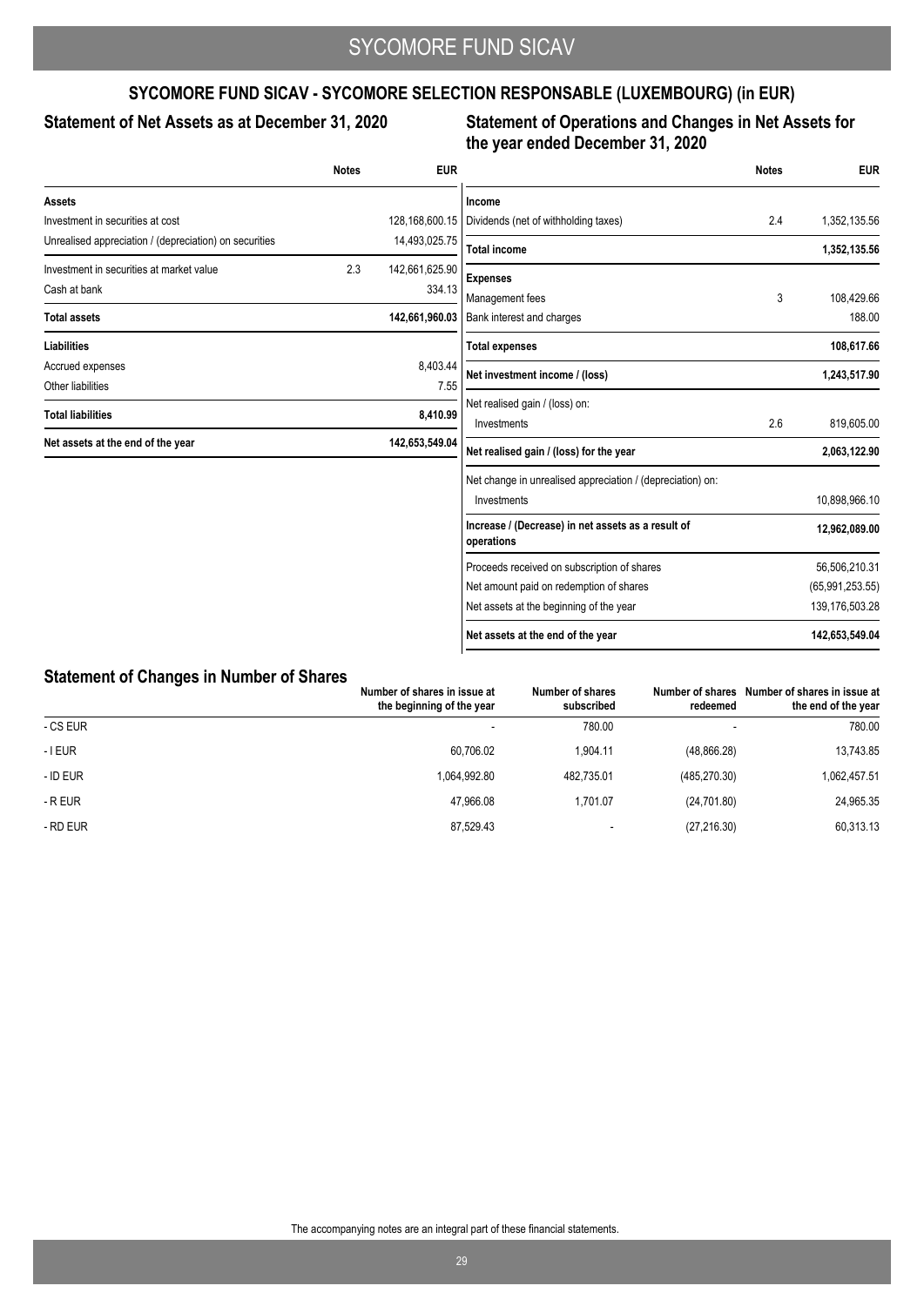## SYCOMORE FUND SICAV - SYCOMORE SELECTION RESPONSABLE (LUXEMBOURG) (in EUR)

### Statement of Net Assets as at December 31, 2020

| | Notes | EUR |
|---|---|---|
| **Assets** | | |
| Investment in securities at cost | | 128,168,600.15 |
| Unrealised appreciation / (depreciation) on securities | | 14,493,025.75 |
| Investment in securities at market value | 2.3 | 142,661,625.90 |
| Cash at bank | | 334.13 |
| **Total assets** | | **142,661,960.03** |
| **Liabilities** | | |
| Accrued expenses | | 8,403.44 |
| Other liabilities | | 7.55 |
| **Total liabilities** | | **8,410.99** |
| **Net assets at the end of the year** | | **142,653,549.04** |

### Statement of Operations and Changes in Net Assets for the year ended December 31, 2020

| | Notes | EUR |
|---|---|---|
| **Income** | | |
| Dividends (net of withholding taxes) | 2.4 | 1,352,135.56 |
| **Total income** | | **1,352,135.56** |
| **Expenses** | | |
| Management fees | 3 | 108,429.66 |
| Bank interest and charges | | 188.00 |
| **Total expenses** | | **108,617.66** |
| **Net investment income / (loss)** | | **1,243,517.90** |
| Net realised gain / (loss) on: | | |
| Investments | 2.6 | 819,605.00 |
| **Net realised gain / (loss) for the year** | | **2,063,122.90** |
| Net change in unrealised appreciation / (depreciation) on: | | |
| Investments | | 10,898,966.10 |
| **Increase / (Decrease) in net assets as a result of operations** | | **12,962,089.00** |
| Proceeds received on subscription of shares | | 56,506,210.31 |
| Net amount paid on redemption of shares | | (65,991,253.55) |
| Net assets at the beginning of the year | | 139,176,503.28 |
| **Net assets at the end of the year** | | **142,653,549.04** |

### Statement of Changes in Number of Shares

| | Number of shares in issue at the beginning of the year | Number of shares subscribed | Number of shares redeemed | Number of shares in issue at the end of the year |
|---|---|---|---|---|
| - CS EUR | - | 780.00 | - | 780.00 |
| - I EUR | 60,706.02 | 1,904.11 | (48,866.28) | 13,743.85 |
| - ID EUR | 1,064,992.80 | 482,735.01 | (485,270.30) | 1,062,457.51 |
| - R EUR | 47,966.08 | 1,701.07 | (24,701.80) | 24,965.35 |
| - RD EUR | 87,529.43 | - | (27,216.30) | 60,313.13 |

The accompanying notes are an integral part of these financial statements.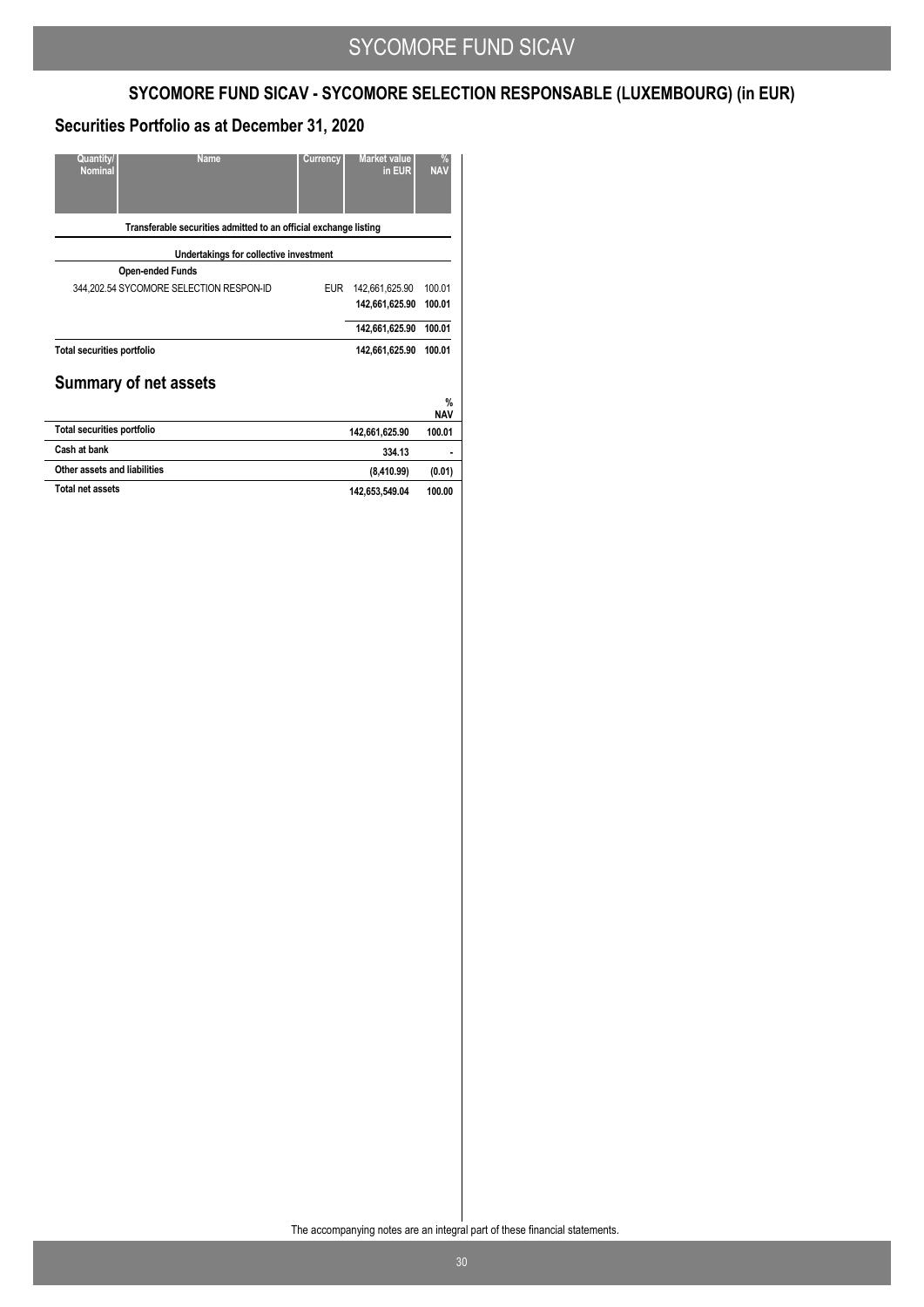## SYCOMORE FUND SICAV - SYCOMORE SELECTION RESPONSABLE (LUXEMBOURG) (in EUR)

## Securities Portfolio as at December 31, 2020

| Quantity/ Nominal | Name | Currency | Market value in EUR | % NAV |
|---|---|---|---|---|
| | **Transferable securities admitted to an official exchange listing** | | | |
| | **Undertakings for collective investment** | | | |
| | **Open-ended Funds** | | | |
| 344,202.54 | SYCOMORE SELECTION RESPON-ID | EUR | 142,661,625.90 | 100.01 |
| | | | **142,661,625.90** | **100.01** |
| | | | **142,661,625.90** | **100.01** |
| **Total securities portfolio** | | | **142,661,625.90** | **100.01** |

## Summary of net assets

| | | % NAV |
|---|---|---|
| **Total securities portfolio** | **142,661,625.90** | **100.01** |
| **Cash at bank** | **334.13** | **-** |
| **Other assets and liabilities** | **(8,410.99)** | **(0.01)** |
| **Total net assets** | **142,653,549.04** | **100.00** |

The accompanying notes are an integral part of these financial statements.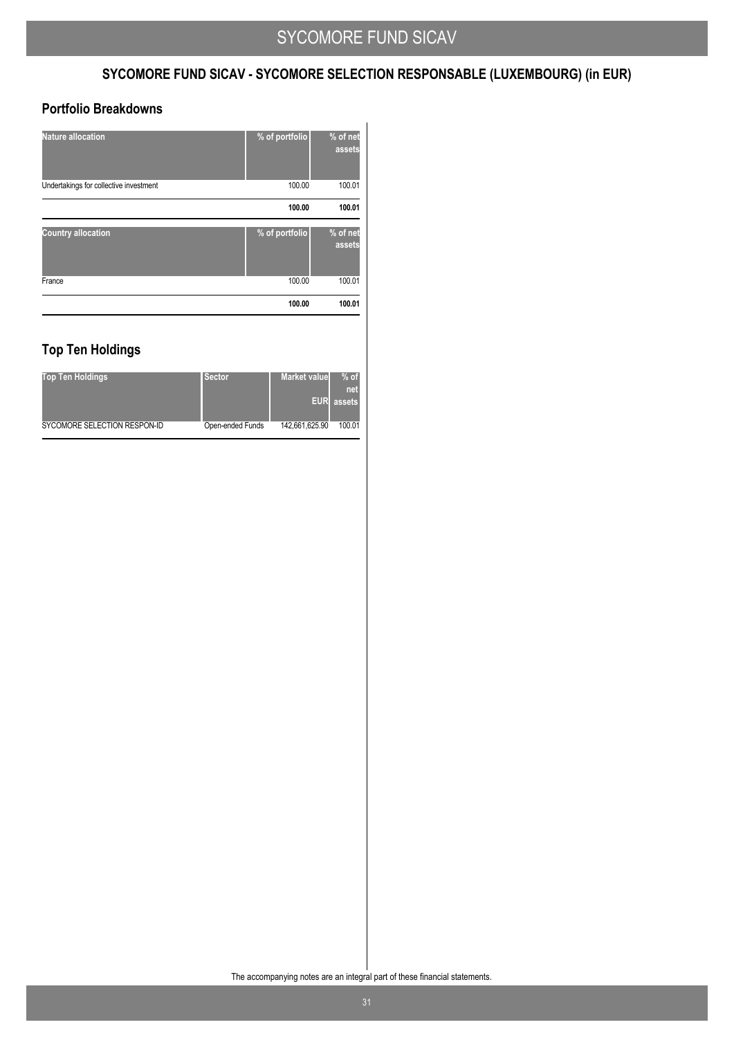## SYCOMORE FUND SICAV - SYCOMORE SELECTION RESPONSABLE (LUXEMBOURG) (in EUR)

### Portfolio Breakdowns

| Nature allocation | % of portfolio | % of net assets |
|---|---|---|
| Undertakings for collective investment | 100.00 | 100.01 |
| | **100.00** | **100.01** |

| Country allocation | % of portfolio | % of net assets |
|---|---|---|
| France | 100.00 | 100.01 |
| | **100.00** | **100.01** |

### Top Ten Holdings

| Top Ten Holdings | Sector | Market value EUR | % of net assets |
|---|---|---|---|
| SYCOMORE SELECTION RESPON-ID | Open-ended Funds | 142,661,625.90 | 100.01 |

The accompanying notes are an integral part of these financial statements.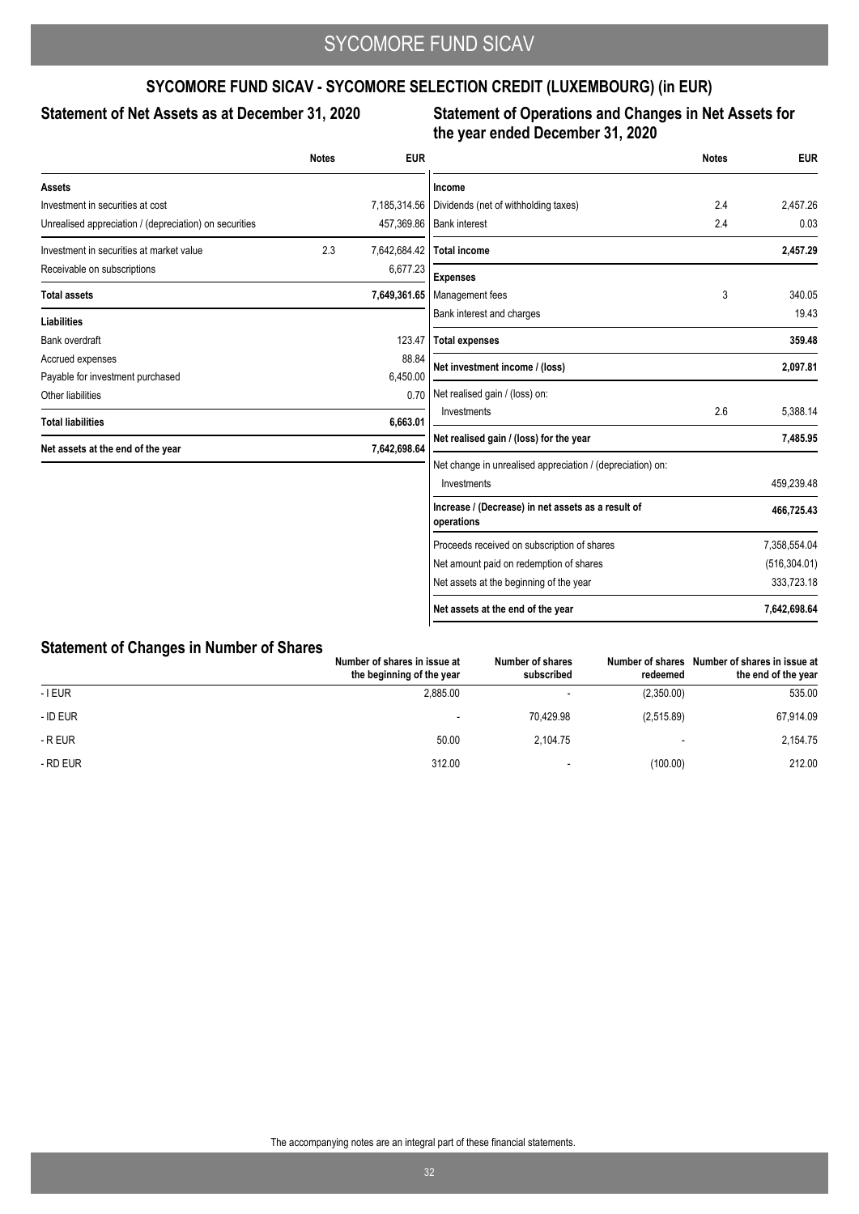## SYCOMORE FUND SICAV - SYCOMORE SELECTION CREDIT (LUXEMBOURG) (in EUR)

### Statement of Net Assets as at December 31, 2020

| | Notes | EUR |
|---|---|---|
| **Assets** | | |
| Investment in securities at cost | | 7,185,314.56 |
| Unrealised appreciation / (depreciation) on securities | | 457,369.86 |
| Investment in securities at market value | 2.3 | 7,642,684.42 |
| Receivable on subscriptions | | 6,677.23 |
| **Total assets** | | **7,649,361.65** |
| **Liabilities** | | |
| Bank overdraft | | 123.47 |
| Accrued expenses | | 88.84 |
| Payable for investment purchased | | 6,450.00 |
| Other liabilities | | 0.70 |
| **Total liabilities** | | **6,663.01** |
| **Net assets at the end of the year** | | **7,642,698.64** |

### Statement of Operations and Changes in Net Assets for the year ended December 31, 2020

| | Notes | EUR |
|---|---|---|
| **Income** | | |
| Dividends (net of withholding taxes) | 2.4 | 2,457.26 |
| Bank interest | 2.4 | 0.03 |
| **Total income** | | **2,457.29** |
| **Expenses** | | |
| Management fees | 3 | 340.05 |
| Bank interest and charges | | 19.43 |
| **Total expenses** | | **359.48** |
| **Net investment income / (loss)** | | **2,097.81** |
| Net realised gain / (loss) on: | | |
| Investments | 2.6 | 5,388.14 |
| **Net realised gain / (loss) for the year** | | **7,485.95** |
| Net change in unrealised appreciation / (depreciation) on: | | |
| Investments | | 459,239.48 |
| **Increase / (Decrease) in net assets as a result of operations** | | **466,725.43** |
| Proceeds received on subscription of shares | | 7,358,554.04 |
| Net amount paid on redemption of shares | | (516,304.01) |
| Net assets at the beginning of the year | | 333,723.18 |
| **Net assets at the end of the year** | | **7,642,698.64** |

### Statement of Changes in Number of Shares

| | Number of shares in issue at the beginning of the year | Number of shares subscribed | Number of shares redeemed | Number of shares in issue at the end of the year |
|---|---|---|---|---|
| - I EUR | 2,885.00 | - | (2,350.00) | 535.00 |
| - ID EUR | - | 70,429.98 | (2,515.89) | 67,914.09 |
| - R EUR | 50.00 | 2,104.75 | - | 2,154.75 |
| - RD EUR | 312.00 | - | (100.00) | 212.00 |

The accompanying notes are an integral part of these financial statements.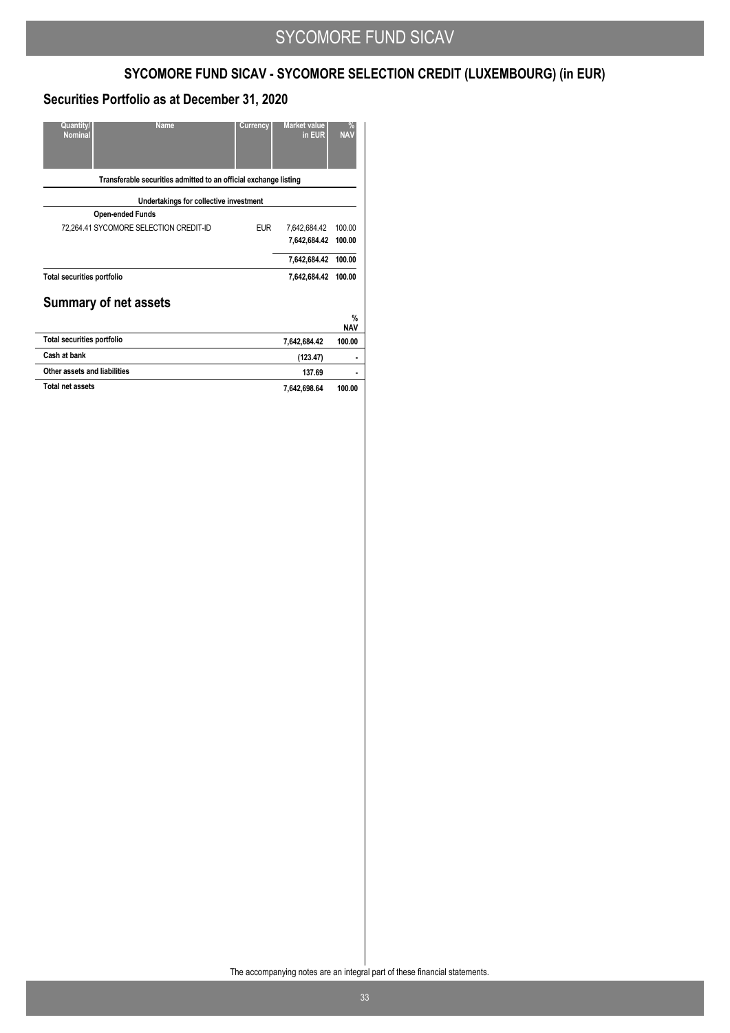## SYCOMORE FUND SICAV - SYCOMORE SELECTION CREDIT (LUXEMBOURG) (in EUR)

## Securities Portfolio as at December 31, 2020

| Quantity/ Nominal | Name | Currency | Market value in EUR | % NAV |
|---|---|---|---|---|
| | **Transferable securities admitted to an official exchange listing** | | | |
| | **Undertakings for collective investment** | | | |
| | **Open-ended Funds** | | | |
| 72,264.41 | SYCOMORE SELECTION CREDIT-ID | EUR | 7,642,684.42 | 100.00 |
| | | | **7,642,684.42** | **100.00** |
| | | | **7,642,684.42** | **100.00** |
| **Total securities portfolio** | | | **7,642,684.42** | **100.00** |

## Summary of net assets

| | | % NAV |
|---|---|---|
| **Total securities portfolio** | **7,642,684.42** | **100.00** |
| **Cash at bank** | **(123.47)** | **-** |
| **Other assets and liabilities** | **137.69** | **-** |
| **Total net assets** | **7,642,698.64** | **100.00** |

The accompanying notes are an integral part of these financial statements.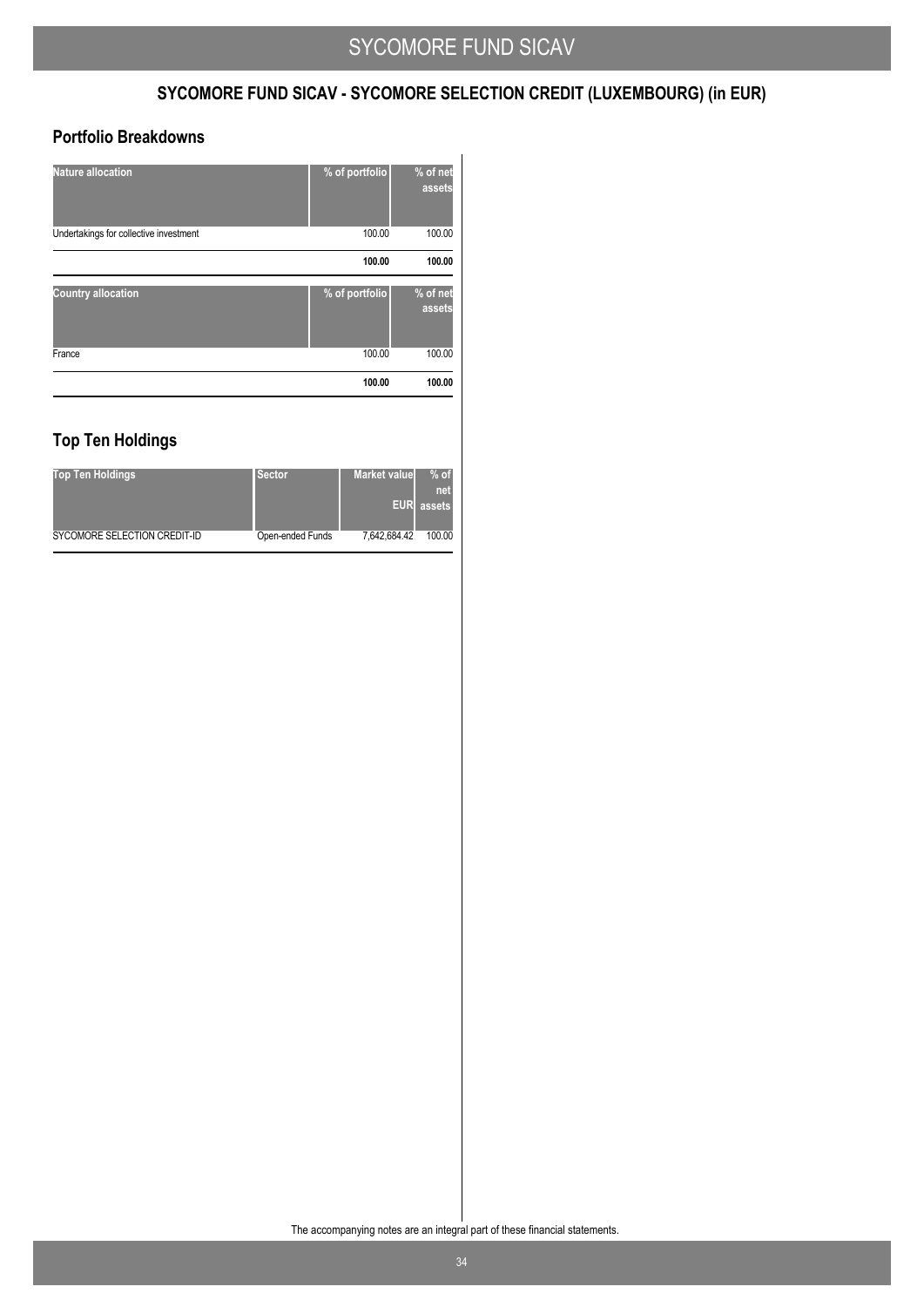## SYCOMORE FUND SICAV - SYCOMORE SELECTION CREDIT (LUXEMBOURG) (in EUR)

### Portfolio Breakdowns

| Nature allocation | % of portfolio | % of net assets |
|---|---|---|
| Undertakings for collective investment | 100.00 | 100.00 |
| | **100.00** | **100.00** |

| Country allocation | % of portfolio | % of net assets |
|---|---|---|
| France | 100.00 | 100.00 |
| | **100.00** | **100.00** |

### Top Ten Holdings

| Top Ten Holdings | Sector | Market value EUR | % of net assets |
|---|---|---|---|
| SYCOMORE SELECTION CREDIT-ID | Open-ended Funds | 7,642,684.42 | 100.00 |

The accompanying notes are an integral part of these financial statements.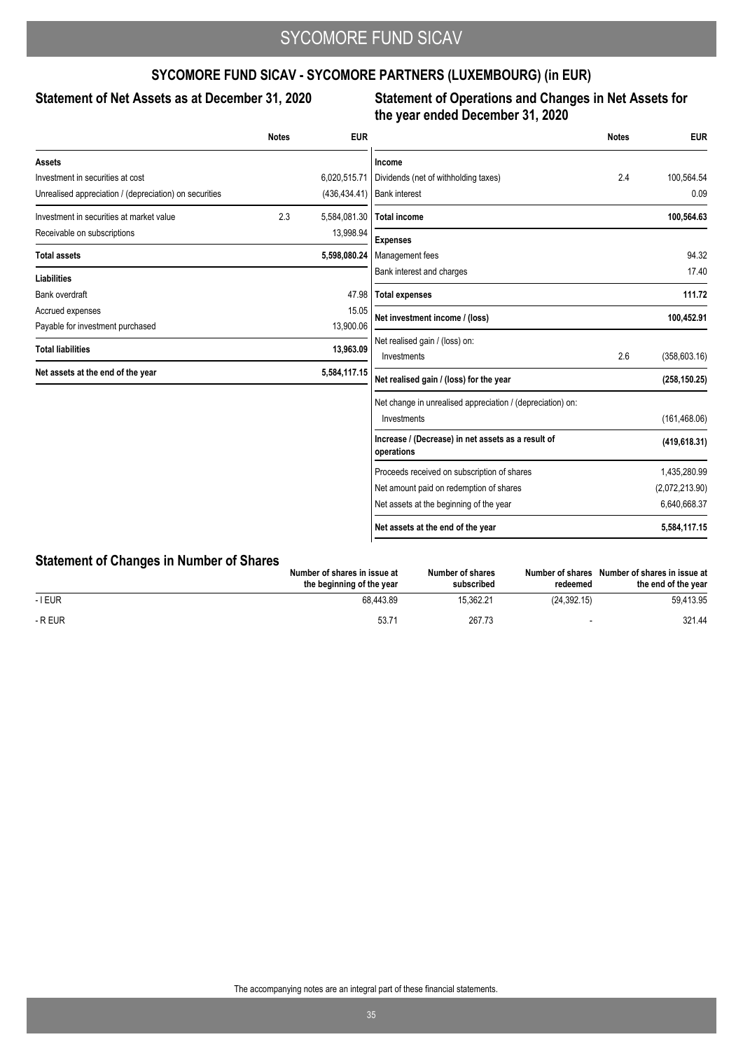## SYCOMORE FUND SICAV - SYCOMORE PARTNERS (LUXEMBOURG) (in EUR)

### Statement of Net Assets as at December 31, 2020

| | Notes | EUR |
|---|---|---|
| **Assets** | | |
| Investment in securities at cost | | 6,020,515.71 |
| Unrealised appreciation / (depreciation) on securities | | (436,434.41) |
| Investment in securities at market value | 2.3 | 5,584,081.30 |
| Receivable on subscriptions | | 13,998.94 |
| **Total assets** | | **5,598,080.24** |
| **Liabilities** | | |
| Bank overdraft | | 47.98 |
| Accrued expenses | | 15.05 |
| Payable for investment purchased | | 13,900.06 |
| **Total liabilities** | | **13,963.09** |
| **Net assets at the end of the year** | | **5,584,117.15** |

### Statement of Operations and Changes in Net Assets for the year ended December 31, 2020

| | Notes | EUR |
|---|---|---|
| **Income** | | |
| Dividends (net of withholding taxes) | 2.4 | 100,564.54 |
| Bank interest | | 0.09 |
| **Total income** | | **100,564.63** |
| **Expenses** | | |
| Management fees | | 94.32 |
| Bank interest and charges | | 17.40 |
| **Total expenses** | | **111.72** |
| **Net investment income / (loss)** | | **100,452.91** |
| Net realised gain / (loss) on: | | |
| Investments | 2.6 | (358,603.16) |
| **Net realised gain / (loss) for the year** | | **(258,150.25)** |
| Net change in unrealised appreciation / (depreciation) on: | | |
| Investments | | (161,468.06) |
| **Increase / (Decrease) in net assets as a result of operations** | | **(419,618.31)** |
| Proceeds received on subscription of shares | | 1,435,280.99 |
| Net amount paid on redemption of shares | | (2,072,213.90) |
| Net assets at the beginning of the year | | 6,640,668.37 |
| **Net assets at the end of the year** | | **5,584,117.15** |

### Statement of Changes in Number of Shares

| | Number of shares in issue at the beginning of the year | Number of shares subscribed | Number of shares redeemed | Number of shares in issue at the end of the year |
|---|---|---|---|---|
| - I EUR | 68,443.89 | 15,362.21 | (24,392.15) | 59,413.95 |
| - R EUR | 53.71 | 267.73 | - | 321.44 |

The accompanying notes are an integral part of these financial statements.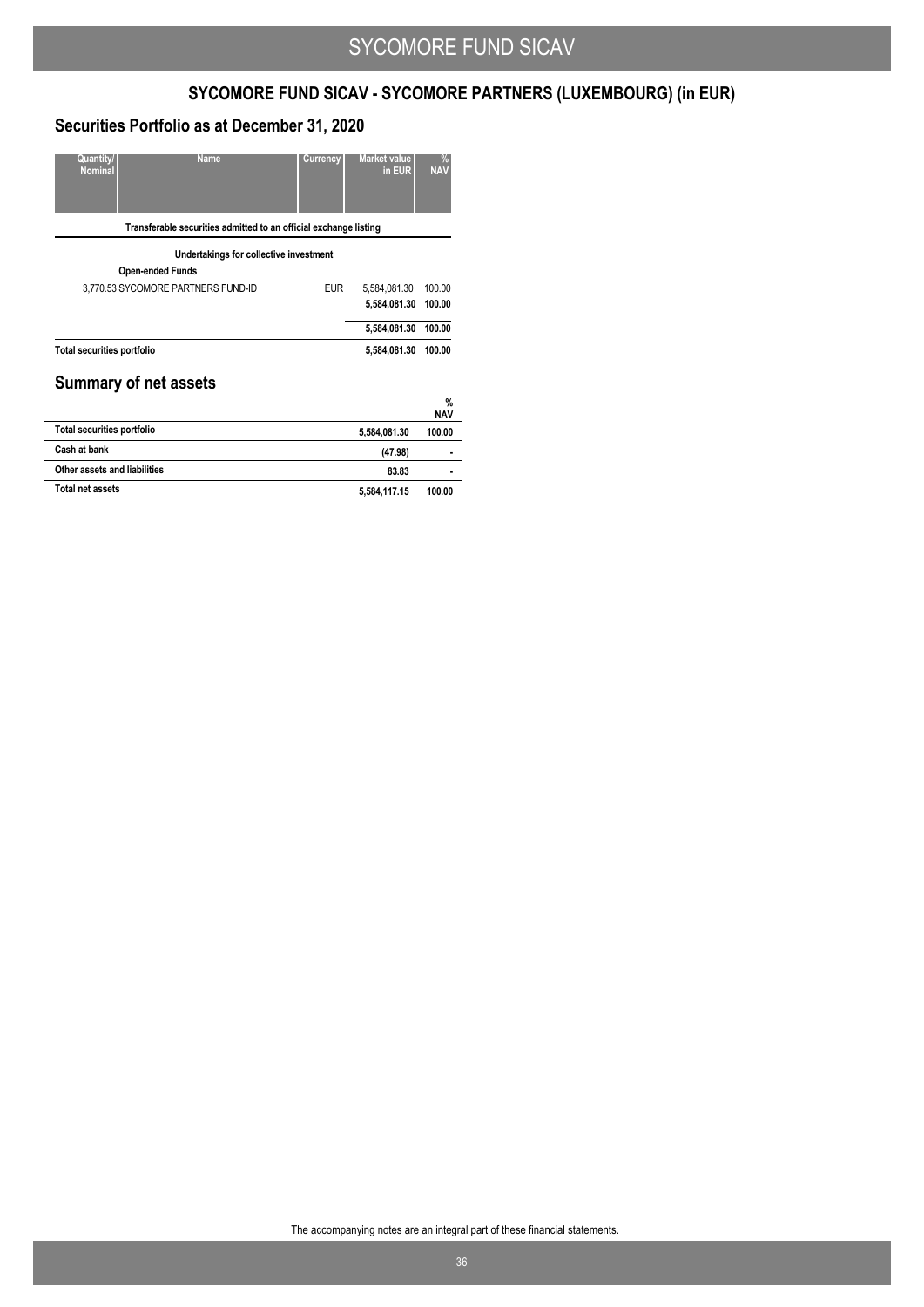## SYCOMORE FUND SICAV - SYCOMORE PARTNERS (LUXEMBOURG) (in EUR)

## Securities Portfolio as at December 31, 2020

| Quantity/ Nominal | Name | Currency | Market value in EUR | % NAV |
|---|---|---|---|---|
| | **Transferable securities admitted to an official exchange listing** | | | |
| | **Undertakings for collective investment** | | | |
| | **Open-ended Funds** | | | |
| 3,770.53 | SYCOMORE PARTNERS FUND-ID | EUR | 5,584,081.30 | 100.00 |
| | | | **5,584,081.30** | **100.00** |
| | | | **5,584,081.30** | **100.00** |
| **Total securities portfolio** | | | **5,584,081.30** | **100.00** |

## Summary of net assets

| | | % NAV |
|---|---|---|
| **Total securities portfolio** | **5,584,081.30** | **100.00** |
| **Cash at bank** | **(47.98)** | **-** |
| **Other assets and liabilities** | **83.83** | **-** |
| **Total net assets** | **5,584,117.15** | **100.00** |

The accompanying notes are an integral part of these financial statements.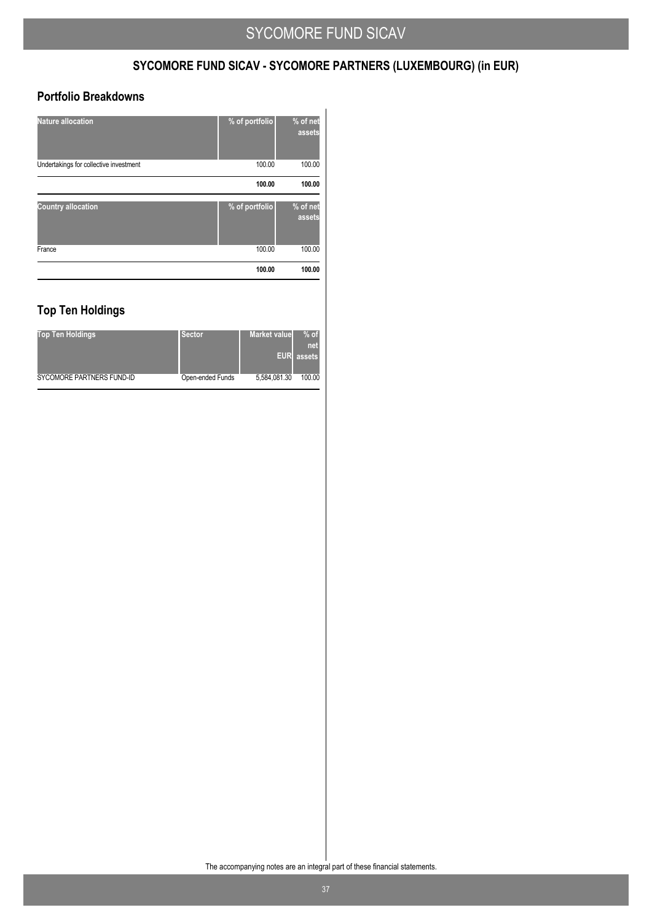## SYCOMORE FUND SICAV - SYCOMORE PARTNERS (LUXEMBOURG) (in EUR)

### Portfolio Breakdowns

| Nature allocation | % of portfolio | % of net assets |
|---|---|---|
| Undertakings for collective investment | 100.00 | 100.00 |
| | **100.00** | **100.00** |

| Country allocation | % of portfolio | % of net assets |
|---|---|---|
| France | 100.00 | 100.00 |
| | **100.00** | **100.00** |

### Top Ten Holdings

| Top Ten Holdings | Sector | Market value EUR | % of net assets |
|---|---|---|---|
| SYCOMORE PARTNERS FUND-ID | Open-ended Funds | 5,584,081.30 | 100.00 |

The accompanying notes are an integral part of these financial statements.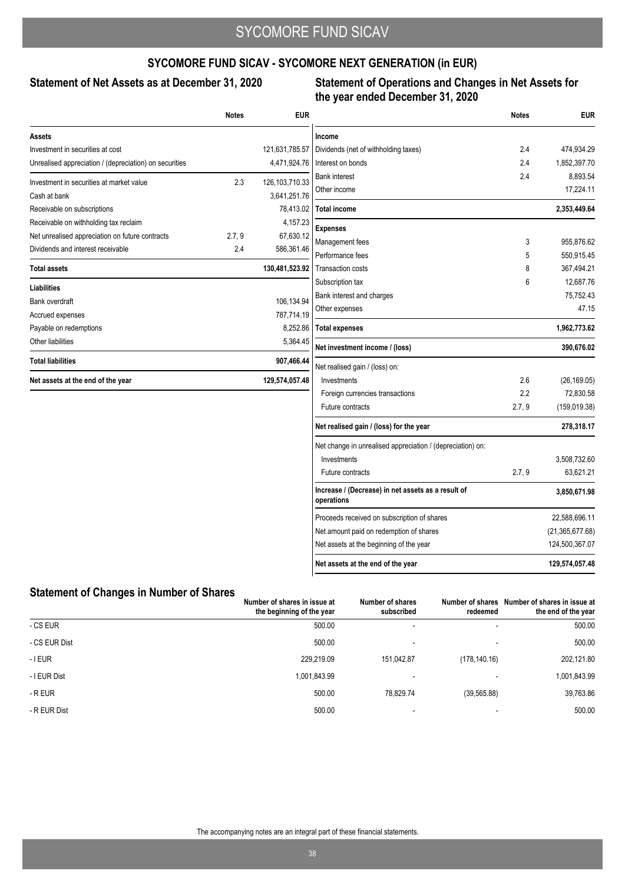## SYCOMORE FUND SICAV - SYCOMORE NEXT GENERATION (in EUR)

### Statement of Net Assets as at December 31, 2020

| | Notes | EUR |
|---|---|---|
| **Assets** | | |
| Investment in securities at cost | | 121,631,785.57 |
| Unrealised appreciation / (depreciation) on securities | | 4,471,924.76 |
| Investment in securities at market value | 2.3 | 126,103,710.33 |
| Cash at bank | | 3,641,251.76 |
| Receivable on subscriptions | | 78,413.02 |
| Receivable on withholding tax reclaim | | 4,157.23 |
| Net unrealised appreciation on future contracts | 2.7, 9 | 67,630.12 |
| Dividends and interest receivable | 2.4 | 586,361.46 |
| **Total assets** | | **130,481,523.92** |
| **Liabilities** | | |
| Bank overdraft | | 106,134.94 |
| Accrued expenses | | 787,714.19 |
| Payable on redemptions | | 8,252.86 |
| Other liabilities | | 5,364.45 |
| **Total liabilities** | | **907,466.44** |
| **Net assets at the end of the year** | | **129,574,057.48** |

### Statement of Operations and Changes in Net Assets for the year ended December 31, 2020

| | Notes | EUR |
|---|---|---|
| **Income** | | |
| Dividends (net of withholding taxes) | 2.4 | 474,934.29 |
| Interest on bonds | 2.4 | 1,852,397.70 |
| Bank interest | 2.4 | 8,893.54 |
| Other income | | 17,224.11 |
| **Total income** | | **2,353,449.64** |
| **Expenses** | | |
| Management fees | 3 | 955,876.62 |
| Performance fees | 5 | 550,915.45 |
| Transaction costs | 8 | 367,494.21 |
| Subscription tax | 6 | 12,687.76 |
| Bank interest and charges | | 75,752.43 |
| Other expenses | | 47.15 |
| **Total expenses** | | **1,962,773.62** |
| **Net investment income / (loss)** | | **390,676.02** |
| Net realised gain / (loss) on: | | |
| Investments | 2.6 | (26,169.05) |
| Foreign currencies transactions | 2.2 | 72,830.58 |
| Future contracts | 2.7, 9 | (159,019.38) |
| **Net realised gain / (loss) for the year** | | **278,318.17** |
| Net change in unrealised appreciation / (depreciation) on: | | |
| Investments | | 3,508,732.60 |
| Future contracts | 2.7, 9 | 63,621.21 |
| **Increase / (Decrease) in net assets as a result of operations** | | **3,850,671.98** |
| Proceeds received on subscription of shares | | 22,588,696.11 |
| Net amount paid on redemption of shares | | (21,365,677.68) |
| Net assets at the beginning of the year | | 124,500,367.07 |
| **Net assets at the end of the year** | | **129,574,057.48** |

### Statement of Changes in Number of Shares

| | Number of shares in issue at the beginning of the year | Number of shares subscribed | Number of shares redeemed | Number of shares in issue at the end of the year |
|---|---|---|---|---|
| - CS EUR | 500.00 | - | - | 500.00 |
| - CS EUR Dist | 500.00 | - | - | 500.00 |
| - I EUR | 229,219.09 | 151,042.87 | (178,140.16) | 202,121.80 |
| - I EUR Dist | 1,001,843.99 | - | - | 1,001,843.99 |
| - R EUR | 500.00 | 78,829.74 | (39,565.88) | 39,763.86 |
| - R EUR Dist | 500.00 | - | - | 500.00 |

The accompanying notes are an integral part of these financial statements.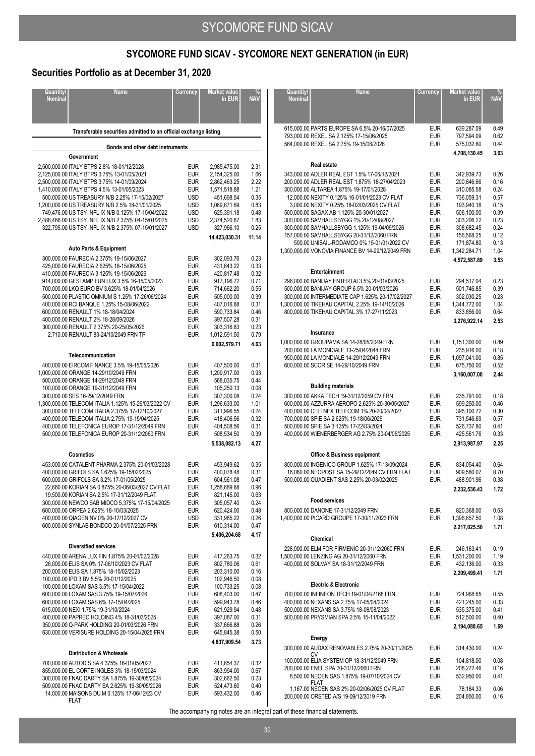## SYCOMORE FUND SICAV - SYCOMORE NEXT GENERATION (in EUR)

## Securities Portfolio as at December 31, 2020

| Quantity/ Nominal | Name | Currency | Market value in EUR | % NAV |
|---|---|---|---|---|
| | **Transferable securities admitted to an official exchange listing** | | | |
| | **Bonds and other debt instruments** | | | |
| | **Government** | | | |
| 2,500,000.00 | ITALY BTPS 2.8% 18-01/12/2028 | EUR | 2,985,475.00 | 2.31 |
| 2,125,000.00 | ITALY BTPS 3.75% 13-01/05/2021 | EUR | 2,154,325.00 | 1.66 |
| 2,500,000.00 | ITALY BTPS 3.75% 14-01/09/2024 | EUR | 2,862,463.25 | 2.22 |
| 1,410,000.00 | ITALY BTPS 4.5% 13-01/05/2023 | EUR | 1,571,518.88 | 1.21 |
| 500,000.00 | US TREASURY N/B 2.25% 17-15/02/2027 | USD | 451,698.54 | 0.35 |
| 1,200,000.00 | US TREASURY N/B 2.5% 18-31/01/2025 | USD | 1,069,671.69 | 0.83 |
| 749,476.00 | US TSY INFL IX N/B 0.125% 17-15/04/2022 | USD | 625,391.18 | 0.48 |
| 2,486,466.00 | US TSY INFL IX N/B 2.375% 04-15/01/2025 | USD | 2,374,520.67 | 1.83 |
| 322,795.00 | US TSY INFL IX N/B 2.375% 07-15/01/2027 | USD | 327,966.10 | 0.25 |
| | | | **14,423,030.31** | **11.14** |
| | **Auto Parts & Equipment** | | | |
| 300,000.00 | FAURECIA 2.375% 19-15/06/2027 | EUR | 302,093.76 | 0.23 |
| 425,000.00 | FAURECIA 2.625% 18-15/06/2025 | EUR | 431,643.22 | 0.33 |
| 410,000.00 | FAURECIA 3.125% 19-15/06/2026 | EUR | 420,817.48 | 0.32 |
| 914,000.00 | GESTAMP FUN LUX 3.5% 16-15/05/2023 | EUR | 917,196.72 | 0.71 |
| 700,000.00 | LKQ EURO BV 3.625% 18-01/04/2026 | EUR | 714,662.20 | 0.55 |
| 500,000.00 | PLASTIC OMNIUM S 1.25% 17-26/06/2024 | EUR | 505,000.00 | 0.39 |
| 400,000.00 | RCI BANQUE 1.25% 15-08/06/2022 | EUR | 407,016.88 | 0.31 |
| 600,000.00 | RENAULT 1% 18-18/04/2024 | EUR | 590,733.84 | 0.46 |
| 400,000.00 | RENAULT 2% 18-28/09/2026 | EUR | 397,507.28 | 0.31 |
| 300,000.00 | RENAULT 2.375% 20-25/05/2026 | EUR | 303,316.83 | 0.23 |
| 2,710.00 | RENAULT 83-24/10/2049 FRN TP | EUR | 1,012,591.50 | 0.79 |
| | | | **6,002,579.71** | **4.63** |
| | **Telecommunication** | | | |
| 400,000.00 | EIRCOM FINANCE 3.5% 19-15/05/2026 | EUR | 407,500.00 | 0.31 |
| 1,000,000.00 | ORANGE 14-29/10/2049 FRN | EUR | 1,209,917.00 | 0.93 |
| 500,000.00 | ORANGE 14-29/12/2049 FRN | EUR | 568,035.75 | 0.44 |
| 100,000.00 | ORANGE 19-31/12/2049 FRN | EUR | 105,250.13 | 0.08 |
| 300,000.00 | SES 16-29/12/2049 FRN | EUR | 307,300.08 | 0.24 |
| 1,300,000.00 | TELECOM ITALIA 1.125% 15-26/03/2022 CV | EUR | 1,296,633.00 | 1.01 |
| 300,000.00 | TELECOM ITALIA 2.375% 17-12/10/2027 | EUR | 311,996.55 | 0.24 |
| 400,000.00 | TELECOM ITALIA 2.75% 19-15/04/2025 | EUR | 418,406.56 | 0.32 |
| 400,000.00 | TELEFONICA EUROP 17-31/12/2049 FRN | EUR | 404,508.56 | 0.31 |
| 500,000.00 | TELEFONICA EUROP 20-31/12/2060 FRN | EUR | 508,534.50 | 0.39 |
| | | | **5,538,082.13** | **4.27** |
| | **Cosmetics** | | | |
| 453,000.00 | CATALENT PHARMA 2.375% 20-01/03/2028 | EUR | 453,949.62 | 0.35 |
| 400,000.00 | GRIFOLS SA 1.625% 19-15/02/2025 | EUR | 400,078.48 | 0.31 |
| 600,000.00 | GRIFOLS SA 3.2% 17-01/05/2025 | EUR | 604,561.08 | 0.47 |
| 22,660.00 | KORIAN SA 0.875% 20-06/03/2027 CV FLAT | EUR | 1,258,689.88 | 0.96 |
| 19,500.00 | KORIAN SA 2.5% 17-31/12/2049 FLAT | EUR | 821,145.00 | 0.63 |
| 300,000.00 | NEWCO SAB MIDCO 5.375% 17-15/04/2025 | EUR | 305,057.40 | 0.24 |
| 600,000.00 | ORPEA 2.625% 18-10/03/2025 | EUR | 620,424.00 | 0.48 |
| 400,000.00 | QIAGEN NV 0% 20-17/12/2027 CV | USD | 331,985.22 | 0.26 |
| 600,000.00 | SYNLAB BONDCO 20-01/07/2025 FRN | EUR | 610,314.00 | 0.47 |
| | | | **5,406,204.68** | **4.17** |
| | **Diversified services** | | | |
| 440,000.00 | ARENA LUX FIN 1.875% 20-01/02/2028 | EUR | 417,263.75 | 0.32 |
| 26,000.00 | ELIS SA 0% 17-06/10/2023 CV FLAT | EUR | 802,780.06 | 0.61 |
| 200,000.00 | ELIS SA 1.875% 18-15/02/2023 | EUR | 203,310.00 | 0.16 |
| 100,000.00 | IPD 3 BV 5.5% 20-01/12/2025 | EUR | 102,946.50 | 0.08 |
| 100,000.00 | LOXAM SAS 3.5% 17-15/04/2022 | EUR | 100,733.25 | 0.08 |
| 600,000.00 | LOXAM SAS 3.75% 19-15/07/2026 | EUR | 608,403.00 | 0.47 |
| 600,000.00 | LOXAM SAS 6% 17-15/04/2025 | EUR | 599,943.78 | 0.46 |
| 615,000.00 | NEXI 1.75% 19-31/10/2024 | EUR | 621,929.94 | 0.48 |
| 400,000.00 | PAPREC HOLDING 4% 18-31/03/2025 | EUR | 397,087.00 | 0.31 |
| 350,000.00 | Q-PARK HOLDING 20-01/03/2026 FRN | EUR | 337,666.88 | 0.26 |
| 630,000.00 | VERISURE HOLDING 20-15/04/2025 FRN | EUR | 645,845.38 | 0.50 |
| | | | **4,837,909.54** | **3.73** |
| | **Distribution & Wholesale** | | | |
| 700,000.00 | AUTODIS SA 4.375% 16-01/05/2022 | EUR | 411,654.37 | 0.32 |
| 855,000.00 | EL CORTE INGLES 3% 18-15/03/2024 | EUR | 863,994.00 | 0.67 |
| 300,000.00 | FNAC DARTY SA 1.875% 19-30/05/2024 | EUR | 302,662.50 | 0.23 |
| 509,000.00 | FNAC DARTY SA 2.625% 19-30/05/2026 | EUR | 524,473.60 | 0.40 |
| 14,000.00 | MAISONS DU M 0.125% 17-06/12/23 CV FLAT | EUR | 593,432.00 | 0.46 |
| 615,000.00 | PARTS EUROPE SA 6.5% 20-16/07/2025 | EUR | 639,287.09 | 0.49 |
| 793,000.00 | REXEL SA 2.125% 17-15/06/2025 | EUR | 797,594.09 | 0.62 |
| 564,000.00 | REXEL SA 2.75% 19-15/06/2026 | EUR | 575,032.80 | 0.44 |
| | | | **4,708,130.45** | **3.63** |
| | **Real estate** | | | |
| 343,000.00 | ADLER REAL EST 1.5% 17-06/12/2021 | EUR | 342,939.73 | 0.26 |
| 200,000.00 | ADLER REAL EST 1.875% 18-27/04/2023 | EUR | 200,846.66 | 0.16 |
| 300,000.00 | ALTAREA 1.875% 19-17/01/2028 | EUR | 310,085.58 | 0.24 |
| 12,000.00 | NEXITY 0.125% 16-01/01/2023 CV FLAT | EUR | 736,059.31 | 0.57 |
| 3,000.00 | NEXITY 0.25% 18-02/03/2025 CV FLAT | EUR | 193,940.18 | 0.15 |
| 500,000.00 | SAGAX AB 1.125% 20-30/01/2027 | EUR | 506,100.00 | 0.39 |
| 300,000.00 | SAMHALLSBYGG 1% 20-12/08/2027 | EUR | 303,206.22 | 0.23 |
| 300,000.00 | SAMHALLSBYGG 1.125% 19-04/09/2026 | EUR | 308,682.45 | 0.24 |
| 157,000.00 | SAMHALLSBYGG 20-31/12/2060 FRN | EUR | 156,568.25 | 0.12 |
| 500.00 | UNIBAIL-RODAMCO 0% 15-01/01/2022 CV | EUR | 171,874.80 | 0.13 |
| 1,300,000.00 | VONOVIA FINANCE BV 14-29/12/2049 FRN | EUR | 1,342,284.71 | 1.04 |
| | | | **4,572,587.89** | **3.53** |
| | **Entertainment** | | | |
| 296,000.00 | BANIJAY ENTERTAI 3.5% 20-01/03/2025 | EUR | 294,517.04 | 0.23 |
| 500,000.00 | BANIJAY GROUP 6.5% 20-01/03/2026 | EUR | 501,746.85 | 0.39 |
| 300,000.00 | INTERMEDIATE CAP 1.625% 20-17/02/2027 | EUR | 302,030.25 | 0.23 |
| 1,300,000.00 | TIKEHAU CAPITAL 2.25% 19-14/10/2026 | EUR | 1,344,772.00 | 1.04 |
| 800,000.00 | TIKEHAU CAPITAL 3% 17-27/11/2023 | EUR | 833,856.00 | 0.64 |
| | | | **3,276,922.14** | **2.53** |
| | **Insurance** | | | |
| 1,000,000.00 | GROUPAMA SA 14-28/05/2049 FRN | EUR | 1,151,300.00 | 0.89 |
| 200,000.00 | LA MONDIALE 13-25/04/2044 FRN | EUR | 235,916.00 | 0.18 |
| 950,000.00 | LA MONDIALE 14-29/12/2049 FRN | EUR | 1,097,041.00 | 0.85 |
| 600,000.00 | SCOR SE 14-29/10/2049 FRN | EUR | 675,750.00 | 0.52 |
| | | | **3,160,007.00** | **2.44** |
| | **Building materials** | | | |
| 300,000.00 | AKKA TECH 19-31/12/2059 CV FRN | EUR | 235,791.00 | 0.18 |
| 600,000.00 | AZZURRA AEROPO 2.625% 20-30/05/2027 | EUR | 599,250.00 | 0.46 |
| 400,000.00 | CELLNEX TELECOM 1% 20-20/04/2027 | EUR | 395,100.72 | 0.30 |
| 700,000.00 | SPIE SA 2.625% 19-18/06/2026 | EUR | 731,546.69 | 0.57 |
| 500,000.00 | SPIE SA 3.125% 17-22/03/2024 | EUR | 526,737.80 | 0.41 |
| 400,000.00 | WIENERBERGER AG 2.75% 20-04/06/2025 | EUR | 425,561.76 | 0.33 |
| | | | **2,913,987.97** | **2.25** |
| | **Office & Business equipment** | | | |
| 800,000.00 | INGENICO GROUP 1.625% 17-13/09/2024 | EUR | 834,054.40 | 0.64 |
| 16,060.00 | NEOPOST SA 15-29/12/2049 CV FRN FLAT | EUR | 909,580.07 | 0.70 |
| 500,000.00 | QUADIENT SAS 2.25% 20-03/02/2025 | EUR | 488,901.96 | 0.38 |
| | | | **2,232,536.43** | **1.72** |
| | **Food services** | | | |
| 800,000.00 | DANONE 17-31/12/2049 FRN | EUR | 820,368.00 | 0.63 |
| 1,400,000.00 | PICARD GROUPE 17-30/11/2023 FRN | EUR | 1,396,657.50 | 1.08 |
| | | | **2,217,025.50** | **1.71** |
| | **Chemical** | | | |
| 228,000.00 | ELM FOR FIRMENIC 20-31/12/2060 FRN | EUR | 246,163.41 | 0.19 |
| 1,500,000.00 | LENZING AG 20-31/12/2060 FRN | EUR | 1,531,200.00 | 1.19 |
| 400,000.00 | SOLVAY SA 18-31/12/2049 FRN | EUR | 432,136.00 | 0.33 |
| | | | **2,209,499.41** | **1.71** |
| | **Electric & Electronic** | | | |
| 700,000.00 | INFINEON TECH 19-01/04/2168 FRN | EUR | 724,968.65 | 0.55 |
| 400,000.00 | NEXANS SA 2.75% 17-05/04/2024 | EUR | 421,245.00 | 0.33 |
| 500,000.00 | NEXANS SA 3.75% 18-08/08/2023 | EUR | 535,375.00 | 0.41 |
| 500,000.00 | PRYSMIAN SPA 2.5% 15-11/04/2022 | EUR | 512,500.00 | 0.40 |
| | | | **2,194,088.65** | **1.69** |
| | **Energy** | | | |
| 300,000.00 | AUDAX RENOVABLES 2.75% 20-30/11/2025 CV | EUR | 314,430.00 | 0.24 |
| 100,000.00 | ELIA SYSTEM OP 18-31/12/2049 FRN | EUR | 104,818.00 | 0.08 |
| 200,000.00 | ENEL SPA 20-31/12/2060 FRN | EUR | 208,272.46 | 0.16 |
| 8,500.00 | NEOEN SAS 1.875% 19-07/10/2024 CV FLAT | EUR | 532,950.00 | 0.41 |
| 1,167.00 | NEOEN SAS 2% 20-02/06/2025 CV FLAT | EUR | 78,184.33 | 0.06 |
| 200,000.00 | ORSTED A/S 19-09/12/3019 FRN | EUR | 204,850.00 | 0.16 |

The accompanying notes are an integral part of these financial statements.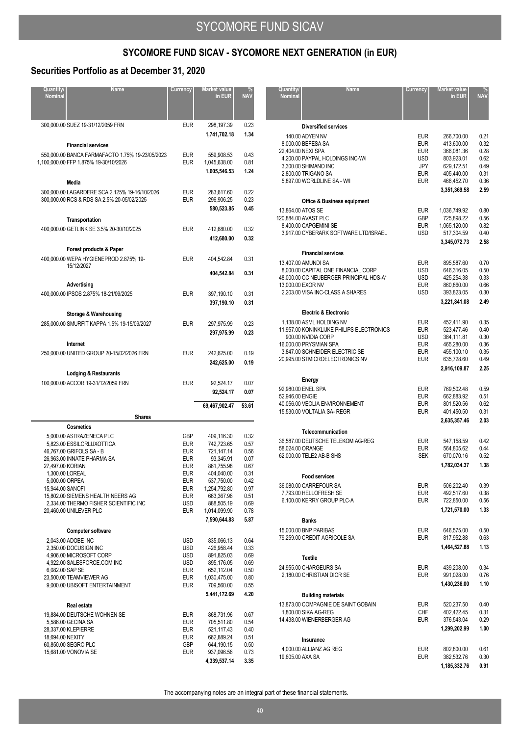## SYCOMORE FUND SICAV - SYCOMORE NEXT GENERATION (in EUR)

## Securities Portfolio as at December 31, 2020

| Quantity/ Nominal | Name | Currency | Market value in EUR | % NAV |
|---|---|---|---|---|
| 300,000.00 | SUEZ 19-31/12/2059 FRN | EUR | 298,197.39 | 0.23 |
| | | | 1,741,702.18 | 1.34 |
| | **Financial services** | | | |
| 550,000.00 | BANCA FARMAFACTO 1.75% 19-23/05/2023 | EUR | 559,908.53 | 0.43 |
| 1,100,000.00 | FFP 1.875% 19-30/10/2026 | EUR | 1,045,638.00 | 0.81 |
| | | | 1,605,546.53 | 1.24 |
| | **Media** | | | |
| 300,000.00 | LAGARDERE SCA 2.125% 19-16/10/2026 | EUR | 283,617.60 | 0.22 |
| 300,000.00 | RCS & RDS SA 2.5% 20-05/02/2025 | EUR | 296,906.25 | 0.23 |
| | | | 580,523.85 | 0.45 |
| | **Transportation** | | | |
| 400,000.00 | GETLINK SE 3.5% 20-30/10/2025 | EUR | 412,680.00 | 0.32 |
| | | | 412,680.00 | 0.32 |
| | **Forest products & Paper** | | | |
| 400,000.00 | WEPA HYGIENEPROD 2.875% 19-15/12/2027 | EUR | 404,542.84 | 0.31 |
| | | | 404,542.84 | 0.31 |
| | **Advertising** | | | |
| 400,000.00 | IPSOS 2.875% 18-21/09/2025 | EUR | 397,190.10 | 0.31 |
| | | | 397,190.10 | 0.31 |
| | **Storage & Warehousing** | | | |
| 285,000.00 | SMURFIT KAPPA 1.5% 19-15/09/2027 | EUR | 297,975.99 | 0.23 |
| | | | 297,975.99 | 0.23 |
| | **Internet** | | | |
| 250,000.00 | UNITED GROUP 20-15/02/2026 FRN | EUR | 242,625.00 | 0.19 |
| | | | 242,625.00 | 0.19 |
| | **Lodging & Restaurants** | | | |
| 100,000.00 | ACCOR 19-31/12/2059 FRN | EUR | 92,524.17 | 0.07 |
| | | | 92,524.17 | 0.07 |
| | | | 69,467,902.47 | 53.61 |
| | **Shares** | | | |
| | **Cosmetics** | | | |
| 5,000.00 | ASTRAZENECA PLC | GBP | 409,116.30 | 0.32 |
| 5,823.00 | ESSILORLUXOTTICA | EUR | 742,723.65 | 0.57 |
| 46,767.00 | GRIFOLS SA - B | EUR | 721,147.14 | 0.56 |
| 26,963.00 | INNATE PHARMA SA | EUR | 93,345.91 | 0.07 |
| 27,497.00 | KORIAN | EUR | 861,755.98 | 0.67 |
| 1,300.00 | LOREAL | EUR | 404,040.00 | 0.31 |
| 5,000.00 | ORPEA | EUR | 537,750.00 | 0.42 |
| 15,944.00 | SANOFI | EUR | 1,254,792.80 | 0.97 |
| 15,802.00 | SIEMENS HEALTHINEERS AG | EUR | 663,367.96 | 0.51 |
| 2,334.00 | THERMO FISHER SCIENTIFIC INC | USD | 888,505.19 | 0.69 |
| 20,460.00 | UNILEVER PLC | EUR | 1,014,099.90 | 0.78 |
| | | | 7,590,644.83 | 5.87 |
| | **Computer software** | | | |
| 2,043.00 | ADOBE INC | USD | 835,066.13 | 0.64 |
| 2,350.00 | DOCUSIGN INC | USD | 426,958.44 | 0.33 |
| 4,906.00 | MICROSOFT CORP | USD | 891,825.03 | 0.69 |
| 4,922.00 | SALESFORCE.COM INC | USD | 895,176.05 | 0.69 |
| 6,082.00 | SAP SE | EUR | 652,112.04 | 0.50 |
| 23,500.00 | TEAMVIEWER AG | EUR | 1,030,475.00 | 0.80 |
| 9,000.00 | UBISOFT ENTERTAINMENT | EUR | 709,560.00 | 0.55 |
| | | | 5,441,172.69 | 4.20 |
| | **Real estate** | | | |
| 19,884.00 | DEUTSCHE WOHNEN SE | EUR | 868,731.96 | 0.67 |
| 5,586.00 | GECINA SA | EUR | 705,511.80 | 0.54 |
| 28,337.00 | KLEPIERRE | EUR | 521,117.43 | 0.40 |
| 18,694.00 | NEXITY | EUR | 662,889.24 | 0.51 |
| 60,850.00 | SEGRO PLC | GBP | 644,190.15 | 0.50 |
| 15,681.00 | VONOVIA SE | EUR | 937,096.56 | 0.73 |
| | | | 4,339,537.14 | 3.35 |
| | **Diversified services** | | | |
| 140.00 | ADYEN NV | EUR | 266,700.00 | 0.21 |
| 8,000.00 | BEFESA SA | EUR | 413,600.00 | 0.32 |
| 22,404.00 | NEXI SPA | EUR | 366,081.36 | 0.28 |
| 4,200.00 | PAYPAL HOLDINGS INC-W/I | USD | 803,923.01 | 0.62 |
| 3,300.00 | SHIMANO INC | JPY | 629,172.51 | 0.49 |
| 2,800.00 | TRIGANO SA | EUR | 405,440.00 | 0.31 |
| 5,897.00 | WORLDLINE SA - W/I | EUR | 466,452.70 | 0.36 |
| | | | 3,351,369.58 | 2.59 |
| | **Office & Business equipment** | | | |
| 13,864.00 | ATOS SE | EUR | 1,036,749.92 | 0.80 |
| 120,884.00 | AVAST PLC | GBP | 725,898.22 | 0.56 |
| 8,400.00 | CAPGEMINI SE | EUR | 1,065,120.00 | 0.82 |
| 3,917.00 | CYBERARK SOFTWARE LTD/ISRAEL | USD | 517,304.59 | 0.40 |
| | | | 3,345,072.73 | 2.58 |
| | **Financial services** | | | |
| 13,407.00 | AMUNDI SA | EUR | 895,587.60 | 0.70 |
| 8,000.00 | CAPITAL ONE FINANCIAL CORP | USD | 646,316.05 | 0.50 |
| 48,000.00 | CC NEUBERGER PRINCIPAL HDS-A* | USD | 425,254.38 | 0.33 |
| 13,000.00 | EXOR NV | EUR | 860,860.00 | 0.66 |
| 2,203.00 | VISA INC-CLASS A SHARES | USD | 393,823.05 | 0.30 |
| | | | 3,221,841.08 | 2.49 |
| | **Electric & Electronic** | | | |
| 1,138.00 | ASML HOLDING NV | EUR | 452,411.90 | 0.35 |
| 11,957.00 | KONINKLIJKE PHILIPS ELECTRONICS | EUR | 523,477.46 | 0.40 |
| 900.00 | NVIDIA CORP | USD | 384,111.81 | 0.30 |
| 16,000.00 | PRYSMIAN SPA | EUR | 465,280.00 | 0.36 |
| 3,847.00 | SCHNEIDER ELECTRIC SE | EUR | 455,100.10 | 0.35 |
| 20,995.00 | STMICROELECTRONICS NV | EUR | 635,728.60 | 0.49 |
| | | | 2,916,109.87 | 2.25 |
| | **Energy** | | | |
| 92,980.00 | ENEL SPA | EUR | 769,502.48 | 0.59 |
| 52,946.00 | ENGIE | EUR | 662,883.92 | 0.51 |
| 40,056.00 | VEOLIA ENVIRONNEMENT | EUR | 801,520.56 | 0.62 |
| 15,530.00 | VOLTALIA SA- REGR | EUR | 401,450.50 | 0.31 |
| | | | 2,635,357.46 | 2.03 |
| | **Telecommunication** | | | |
| 36,587.00 | DEUTSCHE TELEKOM AG-REG | EUR | 547,158.59 | 0.42 |
| 58,024.00 | ORANGE | EUR | 564,805.62 | 0.44 |
| 62,000.00 | TELE2 AB-B SHS | SEK | 670,070.16 | 0.52 |
| | | | 1,782,034.37 | 1.38 |
| | **Food services** | | | |
| 36,080.00 | CARREFOUR SA | EUR | 506,202.40 | 0.39 |
| 7,793.00 | HELLOFRESH SE | EUR | 492,517.60 | 0.38 |
| 6,100.00 | KERRY GROUP PLC-A | EUR | 722,850.00 | 0.56 |
| | | | 1,721,570.00 | 1.33 |
| | **Banks** | | | |
| 15,000.00 | BNP PARIBAS | EUR | 646,575.00 | 0.50 |
| 79,259.00 | CREDIT AGRICOLE SA | EUR | 817,952.88 | 0.63 |
| | | | 1,464,527.88 | 1.13 |
| | **Textile** | | | |
| 24,955.00 | CHARGEURS SA | EUR | 439,208.00 | 0.34 |
| 2,180.00 | CHRISTIAN DIOR SE | EUR | 991,028.00 | 0.76 |
| | | | 1,430,236.00 | 1.10 |
| | **Building materials** | | | |
| 13,873.00 | COMPAGNIE DE SAINT GOBAIN | EUR | 520,237.50 | 0.40 |
| 1,800.00 | SIKA AG-REG | CHF | 402,422.45 | 0.31 |
| 14,438.00 | WIENERBERGER AG | EUR | 376,543.04 | 0.29 |
| | | | 1,299,202.99 | 1.00 |
| | **Insurance** | | | |
| 4,000.00 | ALLIANZ AG REG | EUR | 802,800.00 | 0.61 |
| 19,605.00 | AXA SA | EUR | 382,532.76 | 0.30 |
| | | | 1,185,332.76 | 0.91 |

The accompanying notes are an integral part of these financial statements.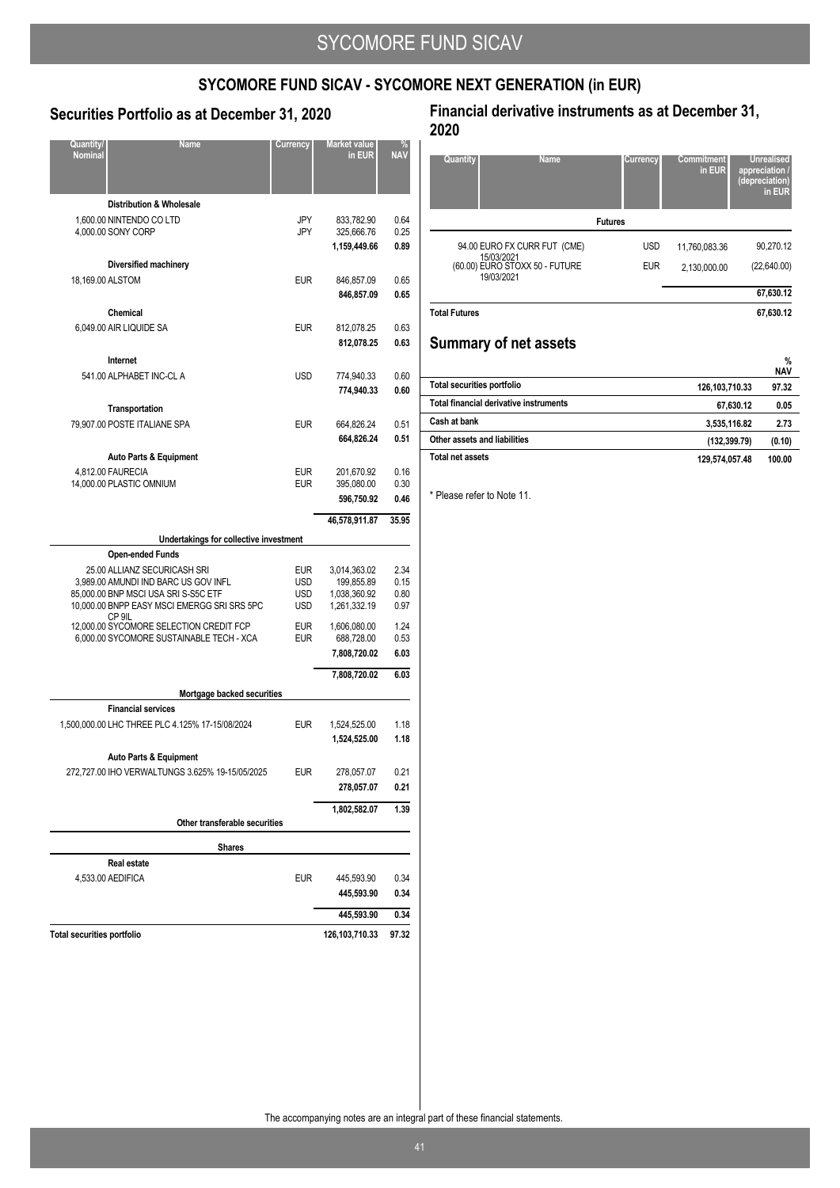## SYCOMORE FUND SICAV - SYCOMORE NEXT GENERATION (in EUR)

### Securities Portfolio as at December 31, 2020

| Quantity/ Nominal | Name | Currency | Market value in EUR | % NAV |
|---|---|---|---|---|
| | **Distribution & Wholesale** | | | |
| 1,600.00 | NINTENDO CO LTD | JPY | 833,782.90 | 0.64 |
| 4,000.00 | SONY CORP | JPY | 325,666.76 | 0.25 |
| | | | **1,159,449.66** | **0.89** |
| | **Diversified machinery** | | | |
| 18,169.00 | ALSTOM | EUR | 846,857.09 | 0.65 |
| | | | **846,857.09** | **0.65** |
| | **Chemical** | | | |
| 6,049.00 | AIR LIQUIDE SA | EUR | 812,078.25 | 0.63 |
| | | | **812,078.25** | **0.63** |
| | **Internet** | | | |
| 541.00 | ALPHABET INC-CL A | USD | 774,940.33 | 0.60 |
| | | | **774,940.33** | **0.60** |
| | **Transportation** | | | |
| 79,907.00 | POSTE ITALIANE SPA | EUR | 664,826.24 | 0.51 |
| | | | **664,826.24** | **0.51** |
| | **Auto Parts & Equipment** | | | |
| 4,812.00 | FAURECIA | EUR | 201,670.92 | 0.16 |
| 14,000.00 | PLASTIC OMNIUM | EUR | 395,080.00 | 0.30 |
| | | | **596,750.92** | **0.46** |
| | | | **46,578,911.87** | **35.95** |
| | **Undertakings for collective investment** | | | |
| | **Open-ended Funds** | | | |
| 25.00 | ALLIANZ SECURICASH SRI | EUR | 3,014,363.02 | 2.34 |
| 3,989.00 | AMUNDI IND BARC US GOV INFL | USD | 199,855.89 | 0.15 |
| 85,000.00 | BNP MSCI USA SRI S-S5C ETF | USD | 1,038,360.92 | 0.80 |
| 10,000.00 | BNPP EASY MSCI EMERGG SRI SRS 5PC CP 9IL | USD | 1,261,332.19 | 0.97 |
| 12,000.00 | SYCOMORE SELECTION CREDIT FCP | EUR | 1,606,080.00 | 1.24 |
| 6,000.00 | SYCOMORE SUSTAINABLE TECH - XCA | EUR | 688,728.00 | 0.53 |
| | | | **7,808,720.02** | **6.03** |
| | | | **7,808,720.02** | **6.03** |
| | **Mortgage backed securities** | | | |
| | **Financial services** | | | |
| 1,500,000.00 | LHC THREE PLC 4.125% 17-15/08/2024 | EUR | 1,524,525.00 | 1.18 |
| | | | **1,524,525.00** | **1.18** |
| | **Auto Parts & Equipment** | | | |
| 272,727.00 | IHO VERWALTUNGS 3.625% 19-15/05/2025 | EUR | 278,057.07 | 0.21 |
| | | | **278,057.07** | **0.21** |
| | | | **1,802,582.07** | **1.39** |
| | **Other transferable securities** | | | |
| | **Shares** | | | |
| | **Real estate** | | | |
| 4,533.00 | AEDIFICA | EUR | 445,593.90 | 0.34 |
| | | | **445,593.90** | **0.34** |
| | | | **445,593.90** | **0.34** |
| **Total securities portfolio** | | | **126,103,710.33** | **97.32** |

### Financial derivative instruments as at December 31, 2020

| Quantity | Name | Currency | Commitment in EUR | Unrealised appreciation / (depreciation) in EUR |
|---|---|---|---|---|
| | **Futures** | | | |
| 94.00 | EURO FX CURR FUT (CME) 15/03/2021 | USD | 11,760,083.36 | 90,270.12 |
| (60.00) | EURO STOXX 50 - FUTURE 19/03/2021 | EUR | 2,130,000.00 | (22,640.00) |
| | | | | **67,630.12** |
| **Total Futures** | | | | **67,630.12** |

### Summary of net assets

| | | % NAV |
|---|---|---|
| **Total securities portfolio** | **126,103,710.33** | **97.32** |
| **Total financial derivative instruments** | **67,630.12** | **0.05** |
| **Cash at bank** | **3,535,116.82** | **2.73** |
| **Other assets and liabilities** | **(132,399.79)** | **(0.10)** |
| **Total net assets** | **129,574,057.48** | **100.00** |

\* Please refer to Note 11.

The accompanying notes are an integral part of these financial statements.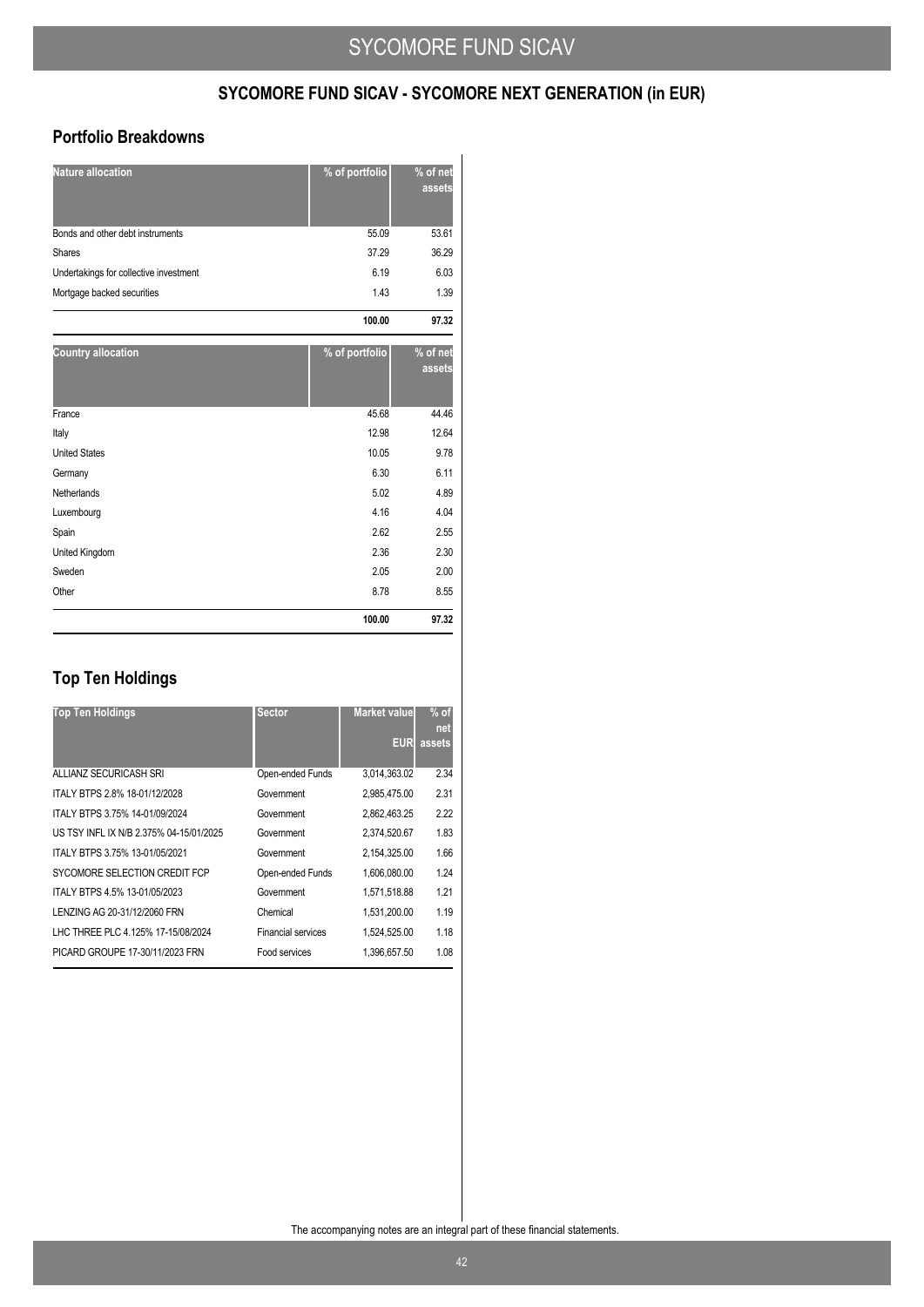## SYCOMORE FUND SICAV - SYCOMORE NEXT GENERATION (in EUR)

### Portfolio Breakdowns

| Nature allocation | % of portfolio | % of net assets |
|---|---|---|
| Bonds and other debt instruments | 55.09 | 53.61 |
| Shares | 37.29 | 36.29 |
| Undertakings for collective investment | 6.19 | 6.03 |
| Mortgage backed securities | 1.43 | 1.39 |
| | **100.00** | **97.32** |

| Country allocation | % of portfolio | % of net assets |
|---|---|---|
| France | 45.68 | 44.46 |
| Italy | 12.98 | 12.64 |
| United States | 10.05 | 9.78 |
| Germany | 6.30 | 6.11 |
| Netherlands | 5.02 | 4.89 |
| Luxembourg | 4.16 | 4.04 |
| Spain | 2.62 | 2.55 |
| United Kingdom | 2.36 | 2.30 |
| Sweden | 2.05 | 2.00 |
| Other | 8.78 | 8.55 |
| | **100.00** | **97.32** |

### Top Ten Holdings

| Top Ten Holdings | Sector | Market value EUR | % of net assets |
|---|---|---|---|
| ALLIANZ SECURICASH SRI | Open-ended Funds | 3,014,363.02 | 2.34 |
| ITALY BTPS 2.8% 18-01/12/2028 | Government | 2,985,475.00 | 2.31 |
| ITALY BTPS 3.75% 14-01/09/2024 | Government | 2,862,463.25 | 2.22 |
| US TSY INFL IX N/B 2.375% 04-15/01/2025 | Government | 2,374,520.67 | 1.83 |
| ITALY BTPS 3.75% 13-01/05/2021 | Government | 2,154,325.00 | 1.66 |
| SYCOMORE SELECTION CREDIT FCP | Open-ended Funds | 1,606,080.00 | 1.24 |
| ITALY BTPS 4.5% 13-01/05/2023 | Government | 1,571,518.88 | 1.21 |
| LENZING AG 20-31/12/2060 FRN | Chemical | 1,531,200.00 | 1.19 |
| LHC THREE PLC 4.125% 17-15/08/2024 | Financial services | 1,524,525.00 | 1.18 |
| PICARD GROUPE 17-30/11/2023 FRN | Food services | 1,396,657.50 | 1.08 |

The accompanying notes are an integral part of these financial statements.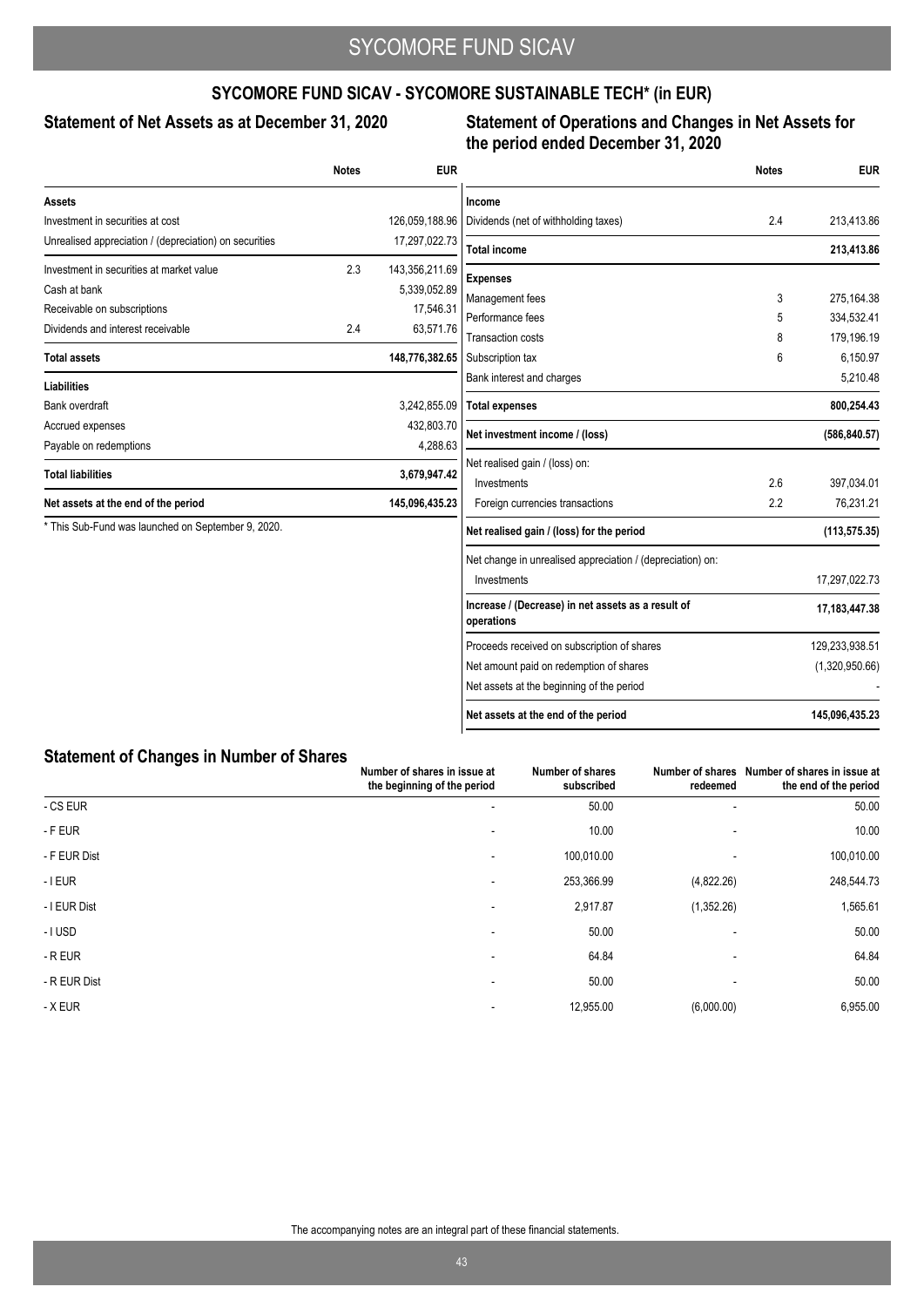## SYCOMORE FUND SICAV - SYCOMORE SUSTAINABLE TECH* (in EUR)

### Statement of Net Assets as at December 31, 2020

| | Notes | EUR |
|---|---|---|
| **Assets** | | |
| Investment in securities at cost | | 126,059,188.96 |
| Unrealised appreciation / (depreciation) on securities | | 17,297,022.73 |
| Investment in securities at market value | 2.3 | 143,356,211.69 |
| Cash at bank | | 5,339,052.89 |
| Receivable on subscriptions | | 17,546.31 |
| Dividends and interest receivable | 2.4 | 63,571.76 |
| **Total assets** | | **148,776,382.65** |
| **Liabilities** | | |
| Bank overdraft | | 3,242,855.09 |
| Accrued expenses | | 432,803.70 |
| Payable on redemptions | | 4,288.63 |
| **Total liabilities** | | **3,679,947.42** |
| **Net assets at the end of the period** | | **145,096,435.23** |

\* This Sub-Fund was launched on September 9, 2020.

### Statement of Operations and Changes in Net Assets for the period ended December 31, 2020

| | Notes | EUR |
|---|---|---|
| **Income** | | |
| Dividends (net of withholding taxes) | 2.4 | 213,413.86 |
| **Total income** | | **213,413.86** |
| **Expenses** | | |
| Management fees | 3 | 275,164.38 |
| Performance fees | 5 | 334,532.41 |
| Transaction costs | 8 | 179,196.19 |
| Subscription tax | 6 | 6,150.97 |
| Bank interest and charges | | 5,210.48 |
| **Total expenses** | | **800,254.43** |
| **Net investment income / (loss)** | | **(586,840.57)** |
| Net realised gain / (loss) on: | | |
| Investments | 2.6 | 397,034.01 |
| Foreign currencies transactions | 2.2 | 76,231.21 |
| **Net realised gain / (loss) for the period** | | **(113,575.35)** |
| Net change in unrealised appreciation / (depreciation) on: | | |
| Investments | | 17,297,022.73 |
| **Increase / (Decrease) in net assets as a result of operations** | | **17,183,447.38** |
| Proceeds received on subscription of shares | | 129,233,938.51 |
| Net amount paid on redemption of shares | | (1,320,950.66) |
| Net assets at the beginning of the period | | - |
| **Net assets at the end of the period** | | **145,096,435.23** |

### Statement of Changes in Number of Shares

| | Number of shares in issue at the beginning of the period | Number of shares subscribed | Number of shares redeemed | Number of shares in issue at the end of the period |
|---|---|---|---|---|
| - CS EUR | - | 50.00 | - | 50.00 |
| - F EUR | - | 10.00 | - | 10.00 |
| - F EUR Dist | - | 100,010.00 | - | 100,010.00 |
| - I EUR | - | 253,366.99 | (4,822.26) | 248,544.73 |
| - I EUR Dist | - | 2,917.87 | (1,352.26) | 1,565.61 |
| - I USD | - | 50.00 | - | 50.00 |
| - R EUR | - | 64.84 | - | 64.84 |
| - R EUR Dist | - | 50.00 | - | 50.00 |
| - X EUR | - | 12,955.00 | (6,000.00) | 6,955.00 |

The accompanying notes are an integral part of these financial statements.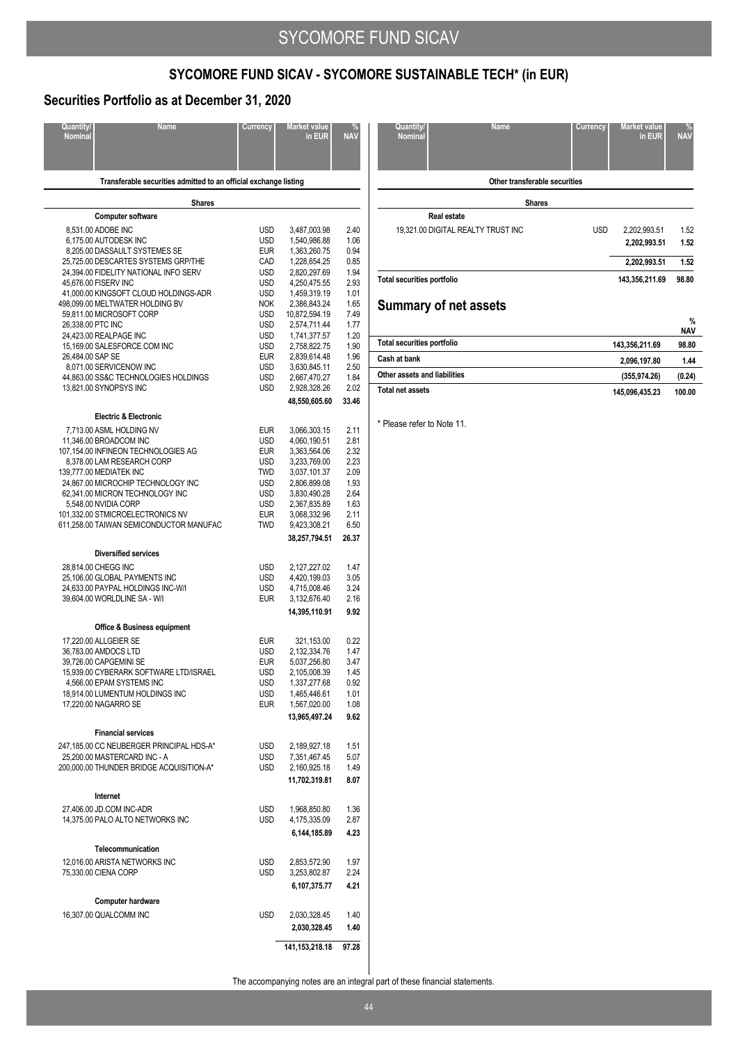# SYCOMORE FUND SICAV - SYCOMORE SUSTAINABLE TECH* (in EUR)

## Securities Portfolio as at December 31, 2020

| Quantity/ Nominal | Name | Currency | Market value in EUR | % NAV |
|---|---|---|---|---|
| | **Transferable securities admitted to an official exchange listing** | | | |
| | **Shares** | | | |
| | **Computer software** | | | |
| 8,531.00 | ADOBE INC | USD | 3,487,003.98 | 2.40 |
| 6,175.00 | AUTODESK INC | USD | 1,540,986.88 | 1.06 |
| 8,205.00 | DASSAULT SYSTEMES SE | EUR | 1,363,260.75 | 0.94 |
| 25,725.00 | DESCARTES SYSTEMS GRP/THE | CAD | 1,228,654.25 | 0.85 |
| 24,394.00 | FIDELITY NATIONAL INFO SERV | USD | 2,820,297.69 | 1.94 |
| 45,676.00 | FISERV INC | USD | 4,250,475.55 | 2.93 |
| 41,000.00 | KINGSOFT CLOUD HOLDINGS-ADR | USD | 1,459,319.19 | 1.01 |
| 498,099.00 | MELTWATER HOLDING BV | NOK | 2,386,843.24 | 1.65 |
| 59,811.00 | MICROSOFT CORP | USD | 10,872,594.19 | 7.49 |
| 26,338.00 | PTC INC | USD | 2,574,711.44 | 1.77 |
| 24,423.00 | REALPAGE INC | USD | 1,741,377.57 | 1.20 |
| 15,169.00 | SALESFORCE.COM INC | USD | 2,758,822.75 | 1.90 |
| 26,484.00 | SAP SE | EUR | 2,839,614.48 | 1.96 |
| 8,071.00 | SERVICENOW INC | USD | 3,630,845.11 | 2.50 |
| 44,863.00 | SS&C TECHNOLOGIES HOLDINGS | USD | 2,667,470.27 | 1.84 |
| 13,821.00 | SYNOPSYS INC | USD | 2,928,328.26 | 2.02 |
| | | | **48,550,605.60** | **33.46** |
| | **Electric & Electronic** | | | |
| 7,713.00 | ASML HOLDING NV | EUR | 3,066,303.15 | 2.11 |
| 11,346.00 | BROADCOM INC | USD | 4,060,190.51 | 2.81 |
| 107,154.00 | INFINEON TECHNOLOGIES AG | EUR | 3,363,564.06 | 2.32 |
| 8,378.00 | LAM RESEARCH CORP | USD | 3,233,769.00 | 2.23 |
| 139,777.00 | MEDIATEK INC | TWD | 3,037,101.37 | 2.09 |
| 24,867.00 | MICROCHIP TECHNOLOGY INC | USD | 2,806,899.08 | 1.93 |
| 62,341.00 | MICRON TECHNOLOGY INC | USD | 3,830,490.28 | 2.64 |
| 5,548.00 | NVIDIA CORP | USD | 2,367,835.89 | 1.63 |
| 101,332.00 | STMICROELECTRONICS NV | EUR | 3,068,332.96 | 2.11 |
| 611,258.00 | TAIWAN SEMICONDUCTOR MANUFAC | TWD | 9,423,308.21 | 6.50 |
| | | | **38,257,794.51** | **26.37** |
| | **Diversified services** | | | |
| 28,814.00 | CHEGG INC | USD | 2,127,227.02 | 1.47 |
| 25,106.00 | GLOBAL PAYMENTS INC | USD | 4,420,199.03 | 3.05 |
| 24,633.00 | PAYPAL HOLDINGS INC-W/I | USD | 4,715,008.46 | 3.24 |
| 39,604.00 | WORLDLINE SA - W/I | EUR | 3,132,676.40 | 2.16 |
| | | | **14,395,110.91** | **9.92** |
| | **Office & Business equipment** | | | |
| 17,220.00 | ALLGEIER SE | EUR | 321,153.00 | 0.22 |
| 36,783.00 | AMDOCS LTD | USD | 2,132,334.76 | 1.47 |
| 39,726.00 | CAPGEMINI SE | EUR | 5,037,256.80 | 3.47 |
| 15,939.00 | CYBERARK SOFTWARE LTD/ISRAEL | USD | 2,105,008.39 | 1.45 |
| 4,566.00 | EPAM SYSTEMS INC | USD | 1,337,277.68 | 0.92 |
| 18,914.00 | LUMENTUM HOLDINGS INC | USD | 1,465,446.61 | 1.01 |
| 17,220.00 | NAGARRO SE | EUR | 1,567,020.00 | 1.08 |
| | | | **13,965,497.24** | **9.62** |
| | **Financial services** | | | |
| 247,185.00 | CC NEUBERGER PRINCIPAL HDS-A* | USD | 2,189,927.18 | 1.51 |
| 25,200.00 | MASTERCARD INC - A | USD | 7,351,467.45 | 5.07 |
| 200,000.00 | THUNDER BRIDGE ACQUISITION-A* | USD | 2,160,925.18 | 1.49 |
| | | | **11,702,319.81** | **8.07** |
| | **Internet** | | | |
| 27,406.00 | JD.COM INC-ADR | USD | 1,968,850.80 | 1.36 |
| 14,375.00 | PALO ALTO NETWORKS INC | USD | 4,175,335.09 | 2.87 |
| | | | **6,144,185.89** | **4.23** |
| | **Telecommunication** | | | |
| 12,016.00 | ARISTA NETWORKS INC | USD | 2,853,572.90 | 1.97 |
| 75,330.00 | CIENA CORP | USD | 3,253,802.87 | 2.24 |
| | | | **6,107,375.77** | **4.21** |
| | **Computer hardware** | | | |
| 16,307.00 | QUALCOMM INC | USD | 2,030,328.45 | 1.40 |
| | | | **2,030,328.45** | **1.40** |
| | | | **141,153,218.18** | **97.28** |
| | **Other transferable securities** | | | |
| | **Shares** | | | |
| | **Real estate** | | | |
| 19,321.00 | DIGITAL REALTY TRUST INC | USD | 2,202,993.51 | 1.52 |
| | | | **2,202,993.51** | **1.52** |
| | | | **2,202,993.51** | **1.52** |
| | **Total securities portfolio** | | **143,356,211.69** | **98.80** |

## Summary of net assets

| | | % NAV |
|---|---|---|
| **Total securities portfolio** | **143,356,211.69** | **98.80** |
| **Cash at bank** | **2,096,197.80** | **1.44** |
| **Other assets and liabilities** | **(355,974.26)** | **(0.24)** |
| **Total net assets** | **145,096,435.23** | **100.00** |

\* Please refer to Note 11.

The accompanying notes are an integral part of these financial statements.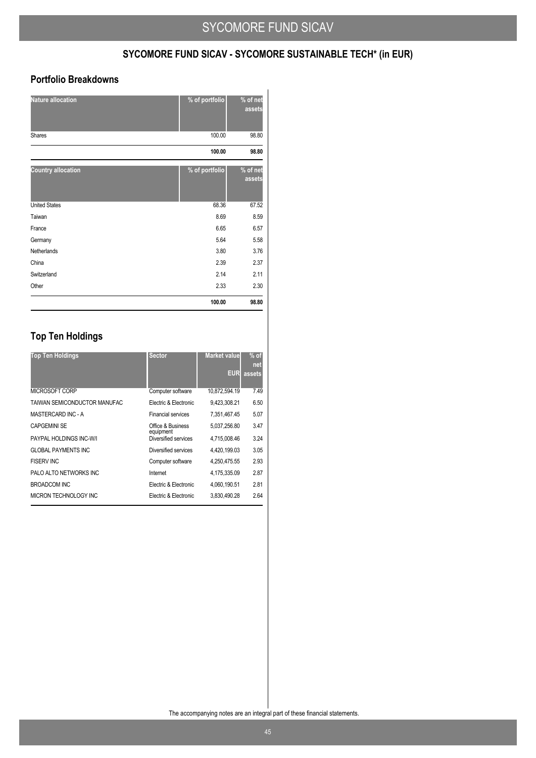## SYCOMORE FUND SICAV - SYCOMORE SUSTAINABLE TECH* (in EUR)

### Portfolio Breakdowns

| Nature allocation | % of portfolio | % of net assets |
|---|---|---|
| Shares | 100.00 | 98.80 |
| | **100.00** | **98.80** |

| Country allocation | % of portfolio | % of net assets |
|---|---|---|
| United States | 68.36 | 67.52 |
| Taiwan | 8.69 | 8.59 |
| France | 6.65 | 6.57 |
| Germany | 5.64 | 5.58 |
| Netherlands | 3.80 | 3.76 |
| China | 2.39 | 2.37 |
| Switzerland | 2.14 | 2.11 |
| Other | 2.33 | 2.30 |
| | **100.00** | **98.80** |

### Top Ten Holdings

| Top Ten Holdings | Sector | Market value EUR | % of net assets |
|---|---|---|---|
| MICROSOFT CORP | Computer software | 10,872,594.19 | 7.49 |
| TAIWAN SEMICONDUCTOR MANUFAC | Electric & Electronic | 9,423,308.21 | 6.50 |
| MASTERCARD INC - A | Financial services | 7,351,467.45 | 5.07 |
| CAPGEMINI SE | Office & Business equipment | 5,037,256.80 | 3.47 |
| PAYPAL HOLDINGS INC-W/I | Diversified services | 4,715,008.46 | 3.24 |
| GLOBAL PAYMENTS INC | Diversified services | 4,420,199.03 | 3.05 |
| FISERV INC | Computer software | 4,250,475.55 | 2.93 |
| PALO ALTO NETWORKS INC | Internet | 4,175,335.09 | 2.87 |
| BROADCOM INC | Electric & Electronic | 4,060,190.51 | 2.81 |
| MICRON TECHNOLOGY INC | Electric & Electronic | 3,830,490.28 | 2.64 |

The accompanying notes are an integral part of these financial statements.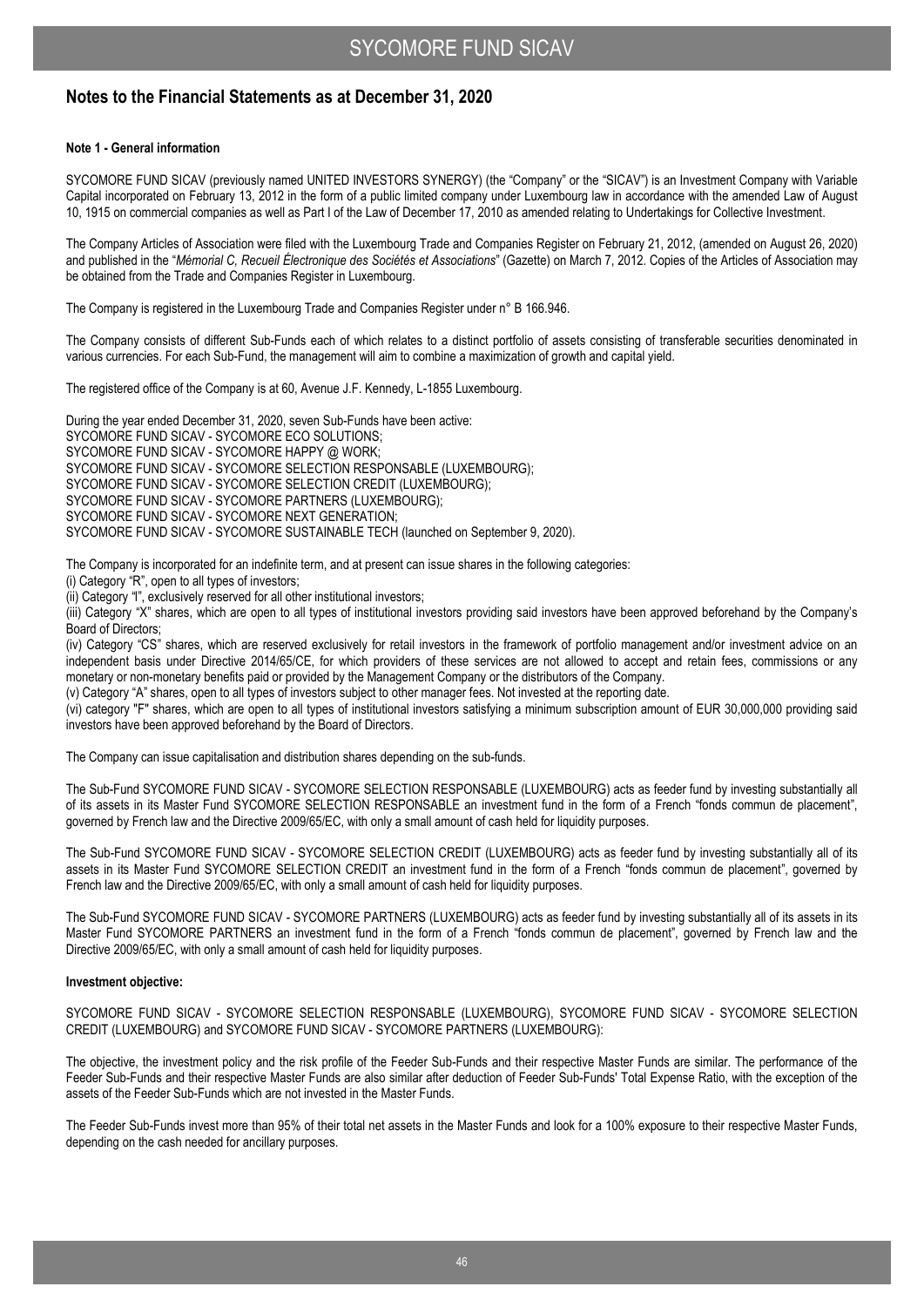## Notes to the Financial Statements as at December 31, 2020

**Note 1 - General information**

SYCOMORE FUND SICAV (previously named UNITED INVESTORS SYNERGY) (the "Company" or the "SICAV") is an Investment Company with Variable Capital incorporated on February 13, 2012 in the form of a public limited company under Luxembourg law in accordance with the amended Law of August 10, 1915 on commercial companies as well as Part I of the Law of December 17, 2010 as amended relating to Undertakings for Collective Investment.

The Company Articles of Association were filed with the Luxembourg Trade and Companies Register on February 21, 2012, (amended on August 26, 2020) and published in the "*Mémorial C, Recueil Électronique des Sociétés et Associations*" (Gazette) on March 7, 2012. Copies of the Articles of Association may be obtained from the Trade and Companies Register in Luxembourg.

The Company is registered in the Luxembourg Trade and Companies Register under n° B 166.946.

The Company consists of different Sub-Funds each of which relates to a distinct portfolio of assets consisting of transferable securities denominated in various currencies. For each Sub-Fund, the management will aim to combine a maximization of growth and capital yield.

The registered office of the Company is at 60, Avenue J.F. Kennedy, L-1855 Luxembourg.

During the year ended December 31, 2020, seven Sub-Funds have been active:
SYCOMORE FUND SICAV - SYCOMORE ECO SOLUTIONS;
SYCOMORE FUND SICAV - SYCOMORE HAPPY @ WORK;
SYCOMORE FUND SICAV - SYCOMORE SELECTION RESPONSABLE (LUXEMBOURG);
SYCOMORE FUND SICAV - SYCOMORE SELECTION CREDIT (LUXEMBOURG);
SYCOMORE FUND SICAV - SYCOMORE PARTNERS (LUXEMBOURG);
SYCOMORE FUND SICAV - SYCOMORE NEXT GENERATION;
SYCOMORE FUND SICAV - SYCOMORE SUSTAINABLE TECH (launched on September 9, 2020).

The Company is incorporated for an indefinite term, and at present can issue shares in the following categories:
(i) Category "R", open to all types of investors;
(ii) Category "I", exclusively reserved for all other institutional investors;
(iii) Category "X" shares, which are open to all types of institutional investors providing said investors have been approved beforehand by the Company's Board of Directors;
(iv) Category "CS" shares, which are reserved exclusively for retail investors in the framework of portfolio management and/or investment advice on an independent basis under Directive 2014/65/CE, for which providers of these services are not allowed to accept and retain fees, commissions or any monetary or non-monetary benefits paid or provided by the Management Company or the distributors of the Company.
(v) Category "A" shares, open to all types of investors subject to other manager fees. Not invested at the reporting date.
(vi) category "F" shares, which are open to all types of institutional investors satisfying a minimum subscription amount of EUR 30,000,000 providing said investors have been approved beforehand by the Board of Directors.

The Company can issue capitalisation and distribution shares depending on the sub-funds.

The Sub-Fund SYCOMORE FUND SICAV - SYCOMORE SELECTION RESPONSABLE (LUXEMBOURG) acts as feeder fund by investing substantially all of its assets in its Master Fund SYCOMORE SELECTION RESPONSABLE an investment fund in the form of a French "fonds commun de placement", governed by French law and the Directive 2009/65/EC, with only a small amount of cash held for liquidity purposes.

The Sub-Fund SYCOMORE FUND SICAV - SYCOMORE SELECTION CREDIT (LUXEMBOURG) acts as feeder fund by investing substantially all of its assets in its Master Fund SYCOMORE SELECTION CREDIT an investment fund in the form of a French "fonds commun de placement", governed by French law and the Directive 2009/65/EC, with only a small amount of cash held for liquidity purposes.

The Sub-Fund SYCOMORE FUND SICAV - SYCOMORE PARTNERS (LUXEMBOURG) acts as feeder fund by investing substantially all of its assets in its Master Fund SYCOMORE PARTNERS an investment fund in the form of a French "fonds commun de placement", governed by French law and the Directive 2009/65/EC, with only a small amount of cash held for liquidity purposes.

**Investment objective:**

SYCOMORE FUND SICAV - SYCOMORE SELECTION RESPONSABLE (LUXEMBOURG), SYCOMORE FUND SICAV - SYCOMORE SELECTION CREDIT (LUXEMBOURG) and SYCOMORE FUND SICAV - SYCOMORE PARTNERS (LUXEMBOURG):

The objective, the investment policy and the risk profile of the Feeder Sub-Funds and their respective Master Funds are similar. The performance of the Feeder Sub-Funds and their respective Master Funds are also similar after deduction of Feeder Sub-Funds' Total Expense Ratio, with the exception of the assets of the Feeder Sub-Funds which are not invested in the Master Funds.

The Feeder Sub-Funds invest more than 95% of their total net assets in the Master Funds and look for a 100% exposure to their respective Master Funds, depending on the cash needed for ancillary purposes.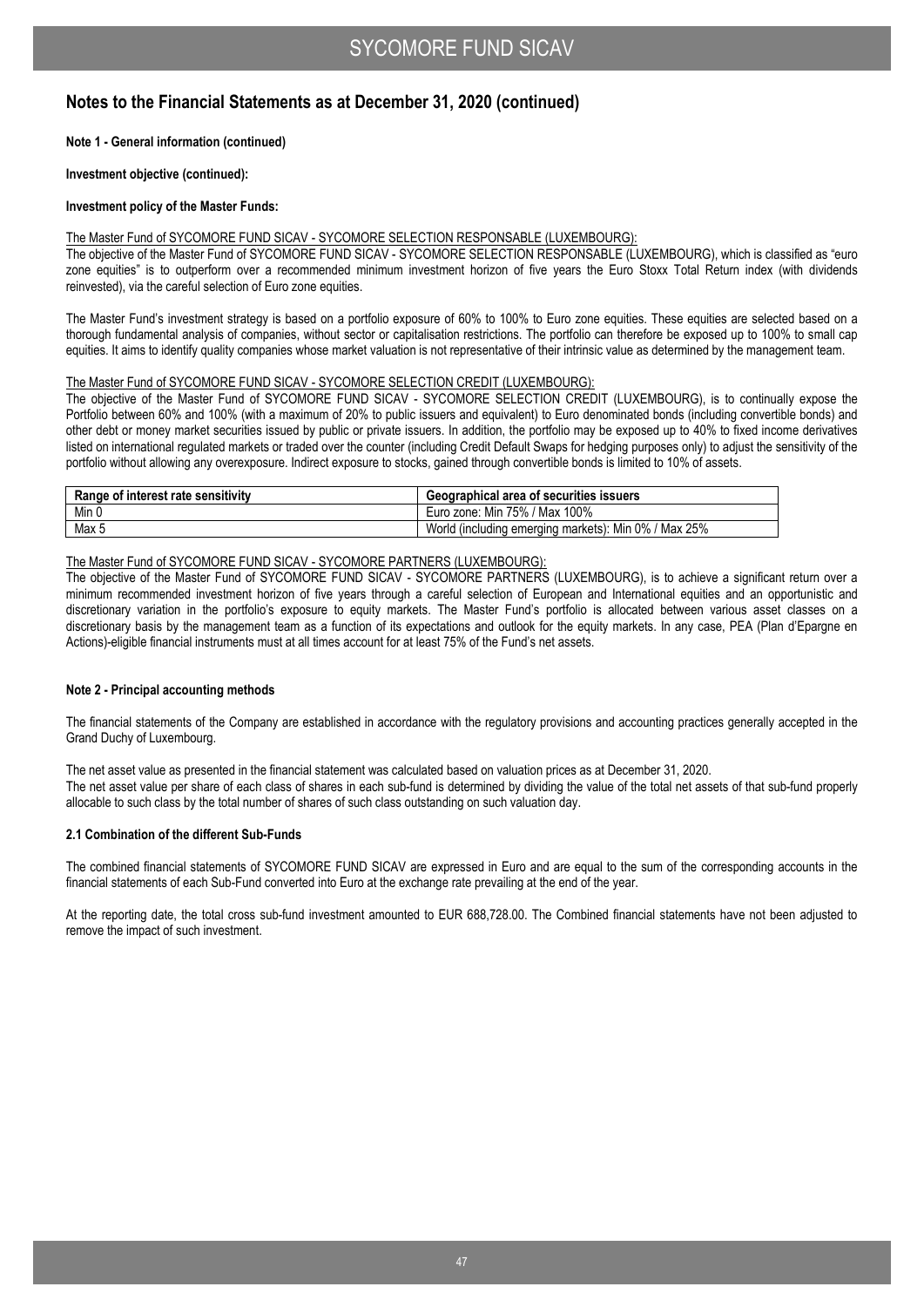## Notes to the Financial Statements as at December 31, 2020 (continued)

**Note 1 - General information (continued)**

**Investment objective (continued):**

**Investment policy of the Master Funds:**

The Master Fund of SYCOMORE FUND SICAV - SYCOMORE SELECTION RESPONSABLE (LUXEMBOURG):

The objective of the Master Fund of SYCOMORE FUND SICAV - SYCOMORE SELECTION RESPONSABLE (LUXEMBOURG), which is classified as "euro zone equities" is to outperform over a recommended minimum investment horizon of five years the Euro Stoxx Total Return index (with dividends reinvested), via the careful selection of Euro zone equities.

The Master Fund's investment strategy is based on a portfolio exposure of 60% to 100% to Euro zone equities. These equities are selected based on a thorough fundamental analysis of companies, without sector or capitalisation restrictions. The portfolio can therefore be exposed up to 100% to small cap equities. It aims to identify quality companies whose market valuation is not representative of their intrinsic value as determined by the management team.

The Master Fund of SYCOMORE FUND SICAV - SYCOMORE SELECTION CREDIT (LUXEMBOURG):

The objective of the Master Fund of SYCOMORE FUND SICAV - SYCOMORE SELECTION CREDIT (LUXEMBOURG), is to continually expose the Portfolio between 60% and 100% (with a maximum of 20% to public issuers and equivalent) to Euro denominated bonds (including convertible bonds) and other debt or money market securities issued by public or private issuers. In addition, the portfolio may be exposed up to 40% to fixed income derivatives listed on international regulated markets or traded over the counter (including Credit Default Swaps for hedging purposes only) to adjust the sensitivity of the portfolio without allowing any overexposure. Indirect exposure to stocks, gained through convertible bonds is limited to 10% of assets.

| Range of interest rate sensitivity | Geographical area of securities issuers |
|---|---|
| Min 0 | Euro zone: Min 75% / Max 100% |
| Max 5 | World (including emerging markets): Min 0% / Max 25% |

The Master Fund of SYCOMORE FUND SICAV - SYCOMORE PARTNERS (LUXEMBOURG):

The objective of the Master Fund of SYCOMORE FUND SICAV - SYCOMORE PARTNERS (LUXEMBOURG), is to achieve a significant return over a minimum recommended investment horizon of five years through a careful selection of European and International equities and an opportunistic and discretionary variation in the portfolio's exposure to equity markets. The Master Fund's portfolio is allocated between various asset classes on a discretionary basis by the management team as a function of its expectations and outlook for the equity markets. In any case, PEA (Plan d'Epargne en Actions)-eligible financial instruments must at all times account for at least 75% of the Fund's net assets.

**Note 2 - Principal accounting methods**

The financial statements of the Company are established in accordance with the regulatory provisions and accounting practices generally accepted in the Grand Duchy of Luxembourg.

The net asset value as presented in the financial statement was calculated based on valuation prices as at December 31, 2020.

The net asset value per share of each class of shares in each sub-fund is determined by dividing the value of the total net assets of that sub-fund properly allocable to such class by the total number of shares of such class outstanding on such valuation day.

**2.1 Combination of the different Sub-Funds**

The combined financial statements of SYCOMORE FUND SICAV are expressed in Euro and are equal to the sum of the corresponding accounts in the financial statements of each Sub-Fund converted into Euro at the exchange rate prevailing at the end of the year.

At the reporting date, the total cross sub-fund investment amounted to EUR 688,728.00. The Combined financial statements have not been adjusted to remove the impact of such investment.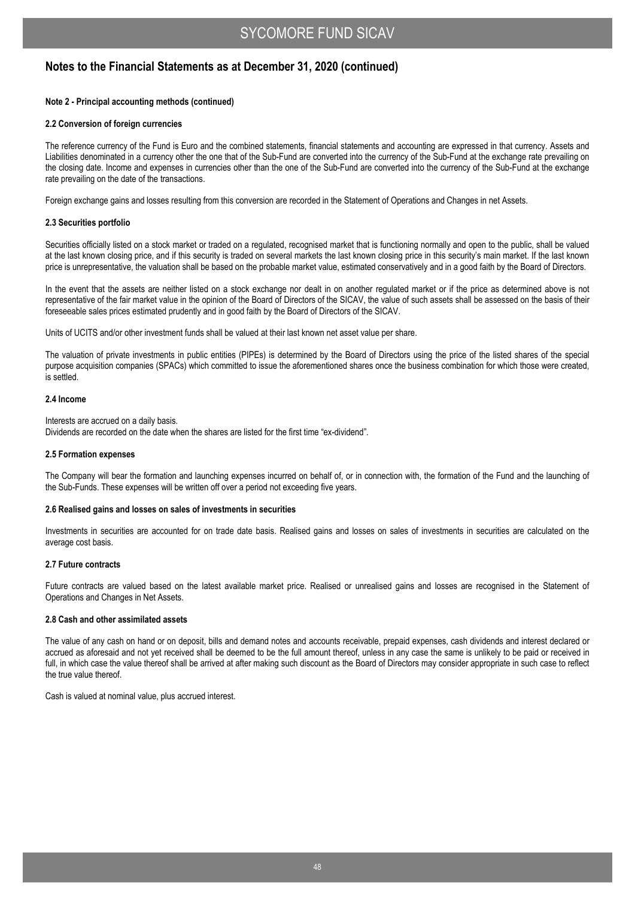## Notes to the Financial Statements as at December 31, 2020 (continued)

**Note 2 - Principal accounting methods (continued)**

**2.2 Conversion of foreign currencies**

The reference currency of the Fund is Euro and the combined statements, financial statements and accounting are expressed in that currency. Assets and Liabilities denominated in a currency other the one that of the Sub-Fund are converted into the currency of the Sub-Fund at the exchange rate prevailing on the closing date. Income and expenses in currencies other than the one of the Sub-Fund are converted into the currency of the Sub-Fund at the exchange rate prevailing on the date of the transactions.

Foreign exchange gains and losses resulting from this conversion are recorded in the Statement of Operations and Changes in net Assets.

**2.3 Securities portfolio**

Securities officially listed on a stock market or traded on a regulated, recognised market that is functioning normally and open to the public, shall be valued at the last known closing price, and if this security is traded on several markets the last known closing price in this security's main market. If the last known price is unrepresentative, the valuation shall be based on the probable market value, estimated conservatively and in a good faith by the Board of Directors.

In the event that the assets are neither listed on a stock exchange nor dealt in on another regulated market or if the price as determined above is not representative of the fair market value in the opinion of the Board of Directors of the SICAV, the value of such assets shall be assessed on the basis of their foreseeable sales prices estimated prudently and in good faith by the Board of Directors of the SICAV.

Units of UCITS and/or other investment funds shall be valued at their last known net asset value per share.

The valuation of private investments in public entities (PIPEs) is determined by the Board of Directors using the price of the listed shares of the special purpose acquisition companies (SPACs) which committed to issue the aforementioned shares once the business combination for which those were created, is settled.

**2.4 Income**

Interests are accrued on a daily basis.
Dividends are recorded on the date when the shares are listed for the first time "ex-dividend".

**2.5 Formation expenses**

The Company will bear the formation and launching expenses incurred on behalf of, or in connection with, the formation of the Fund and the launching of the Sub-Funds. These expenses will be written off over a period not exceeding five years.

**2.6 Realised gains and losses on sales of investments in securities**

Investments in securities are accounted for on trade date basis. Realised gains and losses on sales of investments in securities are calculated on the average cost basis.

**2.7 Future contracts**

Future contracts are valued based on the latest available market price. Realised or unrealised gains and losses are recognised in the Statement of Operations and Changes in Net Assets.

**2.8 Cash and other assimilated assets**

The value of any cash on hand or on deposit, bills and demand notes and accounts receivable, prepaid expenses, cash dividends and interest declared or accrued as aforesaid and not yet received shall be deemed to be the full amount thereof, unless in any case the same is unlikely to be paid or received in full, in which case the value thereof shall be arrived at after making such discount as the Board of Directors may consider appropriate in such case to reflect the true value thereof.

Cash is valued at nominal value, plus accrued interest.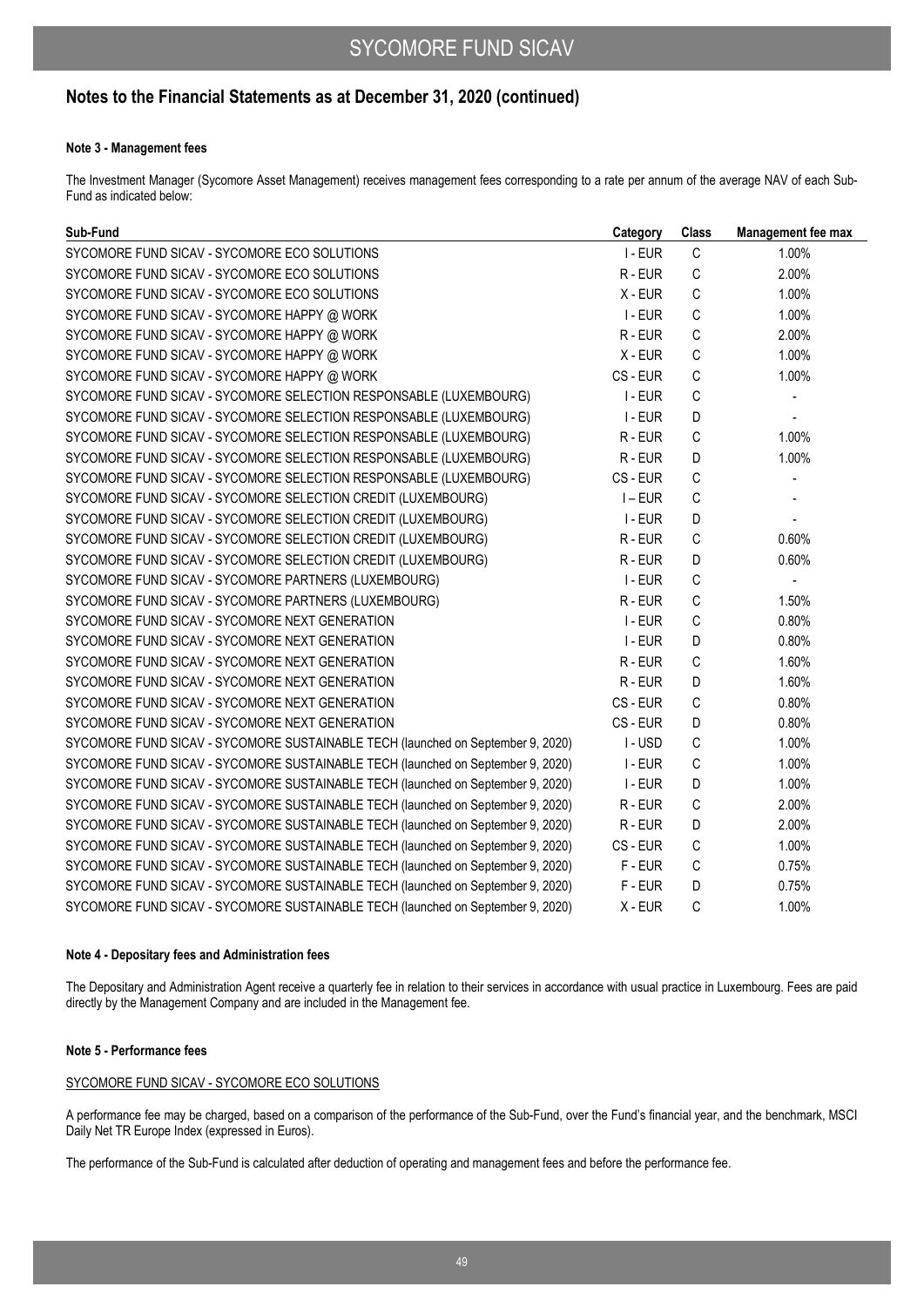## Notes to the Financial Statements as at December 31, 2020 (continued)

### Note 3 - Management fees

The Investment Manager (Sycomore Asset Management) receives management fees corresponding to a rate per annum of the average NAV of each Sub-Fund as indicated below:

| Sub-Fund | Category | Class | Management fee max |
|---|---|---|---|
| SYCOMORE FUND SICAV - SYCOMORE ECO SOLUTIONS | I - EUR | C | 1.00% |
| SYCOMORE FUND SICAV - SYCOMORE ECO SOLUTIONS | R - EUR | C | 2.00% |
| SYCOMORE FUND SICAV - SYCOMORE ECO SOLUTIONS | X - EUR | C | 1.00% |
| SYCOMORE FUND SICAV - SYCOMORE HAPPY @ WORK | I - EUR | C | 1.00% |
| SYCOMORE FUND SICAV - SYCOMORE HAPPY @ WORK | R - EUR | C | 2.00% |
| SYCOMORE FUND SICAV - SYCOMORE HAPPY @ WORK | X - EUR | C | 1.00% |
| SYCOMORE FUND SICAV - SYCOMORE HAPPY @ WORK | CS - EUR | C | 1.00% |
| SYCOMORE FUND SICAV - SYCOMORE SELECTION RESPONSABLE (LUXEMBOURG) | I - EUR | C | - |
| SYCOMORE FUND SICAV - SYCOMORE SELECTION RESPONSABLE (LUXEMBOURG) | I - EUR | D | - |
| SYCOMORE FUND SICAV - SYCOMORE SELECTION RESPONSABLE (LUXEMBOURG) | R - EUR | C | 1.00% |
| SYCOMORE FUND SICAV - SYCOMORE SELECTION RESPONSABLE (LUXEMBOURG) | R - EUR | D | 1.00% |
| SYCOMORE FUND SICAV - SYCOMORE SELECTION RESPONSABLE (LUXEMBOURG) | CS - EUR | C | - |
| SYCOMORE FUND SICAV - SYCOMORE SELECTION CREDIT (LUXEMBOURG) | I – EUR | C | - |
| SYCOMORE FUND SICAV - SYCOMORE SELECTION CREDIT (LUXEMBOURG) | I - EUR | D | - |
| SYCOMORE FUND SICAV - SYCOMORE SELECTION CREDIT (LUXEMBOURG) | R - EUR | C | 0.60% |
| SYCOMORE FUND SICAV - SYCOMORE SELECTION CREDIT (LUXEMBOURG) | R - EUR | D | 0.60% |
| SYCOMORE FUND SICAV - SYCOMORE PARTNERS (LUXEMBOURG) | I - EUR | C | - |
| SYCOMORE FUND SICAV - SYCOMORE PARTNERS (LUXEMBOURG) | R - EUR | C | 1.50% |
| SYCOMORE FUND SICAV - SYCOMORE NEXT GENERATION | I - EUR | C | 0.80% |
| SYCOMORE FUND SICAV - SYCOMORE NEXT GENERATION | I - EUR | D | 0.80% |
| SYCOMORE FUND SICAV - SYCOMORE NEXT GENERATION | R - EUR | C | 1.60% |
| SYCOMORE FUND SICAV - SYCOMORE NEXT GENERATION | R - EUR | D | 1.60% |
| SYCOMORE FUND SICAV - SYCOMORE NEXT GENERATION | CS - EUR | C | 0.80% |
| SYCOMORE FUND SICAV - SYCOMORE NEXT GENERATION | CS - EUR | D | 0.80% |
| SYCOMORE FUND SICAV - SYCOMORE SUSTAINABLE TECH (launched on September 9, 2020) | I - USD | C | 1.00% |
| SYCOMORE FUND SICAV - SYCOMORE SUSTAINABLE TECH (launched on September 9, 2020) | I - EUR | C | 1.00% |
| SYCOMORE FUND SICAV - SYCOMORE SUSTAINABLE TECH (launched on September 9, 2020) | I - EUR | D | 1.00% |
| SYCOMORE FUND SICAV - SYCOMORE SUSTAINABLE TECH (launched on September 9, 2020) | R - EUR | C | 2.00% |
| SYCOMORE FUND SICAV - SYCOMORE SUSTAINABLE TECH (launched on September 9, 2020) | R - EUR | D | 2.00% |
| SYCOMORE FUND SICAV - SYCOMORE SUSTAINABLE TECH (launched on September 9, 2020) | CS - EUR | C | 1.00% |
| SYCOMORE FUND SICAV - SYCOMORE SUSTAINABLE TECH (launched on September 9, 2020) | F - EUR | C | 0.75% |
| SYCOMORE FUND SICAV - SYCOMORE SUSTAINABLE TECH (launched on September 9, 2020) | F - EUR | D | 0.75% |
| SYCOMORE FUND SICAV - SYCOMORE SUSTAINABLE TECH (launched on September 9, 2020) | X - EUR | C | 1.00% |

### Note 4 - Depositary fees and Administration fees

The Depositary and Administration Agent receive a quarterly fee in relation to their services in accordance with usual practice in Luxembourg. Fees are paid directly by the Management Company and are included in the Management fee.

### Note 5 - Performance fees

SYCOMORE FUND SICAV - SYCOMORE ECO SOLUTIONS

A performance fee may be charged, based on a comparison of the performance of the Sub-Fund, over the Fund's financial year, and the benchmark, MSCI Daily Net TR Europe Index (expressed in Euros).

The performance of the Sub-Fund is calculated after deduction of operating and management fees and before the performance fee.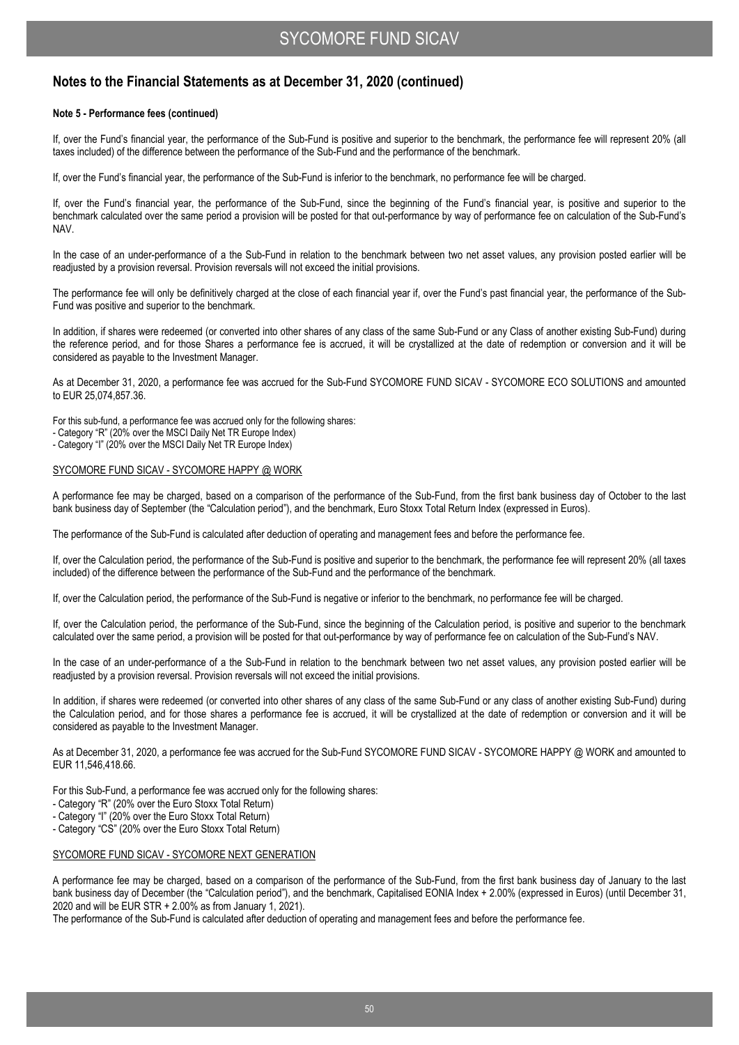## Notes to the Financial Statements as at December 31, 2020 (continued)

**Note 5 - Performance fees (continued)**

If, over the Fund's financial year, the performance of the Sub-Fund is positive and superior to the benchmark, the performance fee will represent 20% (all taxes included) of the difference between the performance of the Sub-Fund and the performance of the benchmark.

If, over the Fund's financial year, the performance of the Sub-Fund is inferior to the benchmark, no performance fee will be charged.

If, over the Fund's financial year, the performance of the Sub-Fund, since the beginning of the Fund's financial year, is positive and superior to the benchmark calculated over the same period a provision will be posted for that out-performance by way of performance fee on calculation of the Sub-Fund's NAV.

In the case of an under-performance of a the Sub-Fund in relation to the benchmark between two net asset values, any provision posted earlier will be readjusted by a provision reversal. Provision reversals will not exceed the initial provisions.

The performance fee will only be definitively charged at the close of each financial year if, over the Fund's past financial year, the performance of the Sub-Fund was positive and superior to the benchmark.

In addition, if shares were redeemed (or converted into other shares of any class of the same Sub-Fund or any Class of another existing Sub-Fund) during the reference period, and for those Shares a performance fee is accrued, it will be crystallized at the date of redemption or conversion and it will be considered as payable to the Investment Manager.

As at December 31, 2020, a performance fee was accrued for the Sub-Fund SYCOMORE FUND SICAV - SYCOMORE ECO SOLUTIONS and amounted to EUR 25,074,857.36.

For this sub-fund, a performance fee was accrued only for the following shares:
- Category "R" (20% over the MSCI Daily Net TR Europe Index)
- Category "I" (20% over the MSCI Daily Net TR Europe Index)

SYCOMORE FUND SICAV - SYCOMORE HAPPY @ WORK

A performance fee may be charged, based on a comparison of the performance of the Sub-Fund, from the first bank business day of October to the last bank business day of September (the "Calculation period"), and the benchmark, Euro Stoxx Total Return Index (expressed in Euros).

The performance of the Sub-Fund is calculated after deduction of operating and management fees and before the performance fee.

If, over the Calculation period, the performance of the Sub-Fund is positive and superior to the benchmark, the performance fee will represent 20% (all taxes included) of the difference between the performance of the Sub-Fund and the performance of the benchmark.

If, over the Calculation period, the performance of the Sub-Fund is negative or inferior to the benchmark, no performance fee will be charged.

If, over the Calculation period, the performance of the Sub-Fund, since the beginning of the Calculation period, is positive and superior to the benchmark calculated over the same period, a provision will be posted for that out-performance by way of performance fee on calculation of the Sub-Fund's NAV.

In the case of an under-performance of a the Sub-Fund in relation to the benchmark between two net asset values, any provision posted earlier will be readjusted by a provision reversal. Provision reversals will not exceed the initial provisions.

In addition, if shares were redeemed (or converted into other shares of any class of the same Sub-Fund or any class of another existing Sub-Fund) during the Calculation period, and for those shares a performance fee is accrued, it will be crystallized at the date of redemption or conversion and it will be considered as payable to the Investment Manager.

As at December 31, 2020, a performance fee was accrued for the Sub-Fund SYCOMORE FUND SICAV - SYCOMORE HAPPY @ WORK and amounted to EUR 11,546,418.66.

For this Sub-Fund, a performance fee was accrued only for the following shares:
- Category "R" (20% over the Euro Stoxx Total Return)
- Category "I" (20% over the Euro Stoxx Total Return)
- Category "CS" (20% over the Euro Stoxx Total Return)

SYCOMORE FUND SICAV - SYCOMORE NEXT GENERATION

A performance fee may be charged, based on a comparison of the performance of the Sub-Fund, from the first bank business day of January to the last bank business day of December (the "Calculation period"), and the benchmark, Capitalised EONIA Index + 2.00% (expressed in Euros) (until December 31, 2020 and will be EUR STR + 2.00% as from January 1, 2021).

The performance of the Sub-Fund is calculated after deduction of operating and management fees and before the performance fee.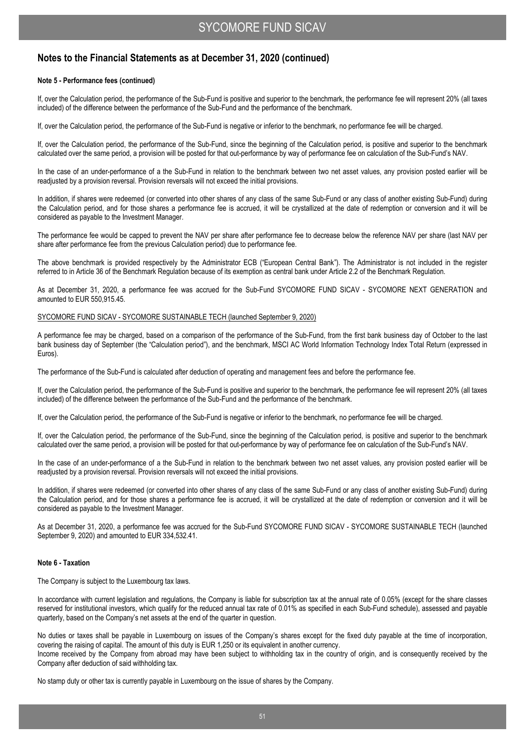## Notes to the Financial Statements as at December 31, 2020 (continued)

**Note 5 - Performance fees (continued)**

If, over the Calculation period, the performance of the Sub-Fund is positive and superior to the benchmark, the performance fee will represent 20% (all taxes included) of the difference between the performance of the Sub-Fund and the performance of the benchmark.

If, over the Calculation period, the performance of the Sub-Fund is negative or inferior to the benchmark, no performance fee will be charged.

If, over the Calculation period, the performance of the Sub-Fund, since the beginning of the Calculation period, is positive and superior to the benchmark calculated over the same period, a provision will be posted for that out-performance by way of performance fee on calculation of the Sub-Fund's NAV.

In the case of an under-performance of a the Sub-Fund in relation to the benchmark between two net asset values, any provision posted earlier will be readjusted by a provision reversal. Provision reversals will not exceed the initial provisions.

In addition, if shares were redeemed (or converted into other shares of any class of the same Sub-Fund or any class of another existing Sub-Fund) during the Calculation period, and for those shares a performance fee is accrued, it will be crystallized at the date of redemption or conversion and it will be considered as payable to the Investment Manager.

The performance fee would be capped to prevent the NAV per share after performance fee to decrease below the reference NAV per share (last NAV per share after performance fee from the previous Calculation period) due to performance fee.

The above benchmark is provided respectively by the Administrator ECB ("European Central Bank"). The Administrator is not included in the register referred to in Article 36 of the Benchmark Regulation because of its exemption as central bank under Article 2.2 of the Benchmark Regulation.

As at December 31, 2020, a performance fee was accrued for the Sub-Fund SYCOMORE FUND SICAV - SYCOMORE NEXT GENERATION and amounted to EUR 550,915.45.

SYCOMORE FUND SICAV - SYCOMORE SUSTAINABLE TECH (launched September 9, 2020)

A performance fee may be charged, based on a comparison of the performance of the Sub-Fund, from the first bank business day of October to the last bank business day of September (the "Calculation period"), and the benchmark, MSCI AC World Information Technology Index Total Return (expressed in Euros).

The performance of the Sub-Fund is calculated after deduction of operating and management fees and before the performance fee.

If, over the Calculation period, the performance of the Sub-Fund is positive and superior to the benchmark, the performance fee will represent 20% (all taxes included) of the difference between the performance of the Sub-Fund and the performance of the benchmark.

If, over the Calculation period, the performance of the Sub-Fund is negative or inferior to the benchmark, no performance fee will be charged.

If, over the Calculation period, the performance of the Sub-Fund, since the beginning of the Calculation period, is positive and superior to the benchmark calculated over the same period, a provision will be posted for that out-performance by way of performance fee on calculation of the Sub-Fund's NAV.

In the case of an under-performance of a the Sub-Fund in relation to the benchmark between two net asset values, any provision posted earlier will be readjusted by a provision reversal. Provision reversals will not exceed the initial provisions.

In addition, if shares were redeemed (or converted into other shares of any class of the same Sub-Fund or any class of another existing Sub-Fund) during the Calculation period, and for those shares a performance fee is accrued, it will be crystallized at the date of redemption or conversion and it will be considered as payable to the Investment Manager.

As at December 31, 2020, a performance fee was accrued for the Sub-Fund SYCOMORE FUND SICAV - SYCOMORE SUSTAINABLE TECH (launched September 9, 2020) and amounted to EUR 334,532.41.

**Note 6 - Taxation**

The Company is subject to the Luxembourg tax laws.

In accordance with current legislation and regulations, the Company is liable for subscription tax at the annual rate of 0.05% (except for the share classes reserved for institutional investors, which qualify for the reduced annual tax rate of 0.01% as specified in each Sub-Fund schedule), assessed and payable quarterly, based on the Company's net assets at the end of the quarter in question.

No duties or taxes shall be payable in Luxembourg on issues of the Company's shares except for the fixed duty payable at the time of incorporation, covering the raising of capital. The amount of this duty is EUR 1,250 or its equivalent in another currency.
Income received by the Company from abroad may have been subject to withholding tax in the country of origin, and is consequently received by the Company after deduction of said withholding tax.

No stamp duty or other tax is currently payable in Luxembourg on the issue of shares by the Company.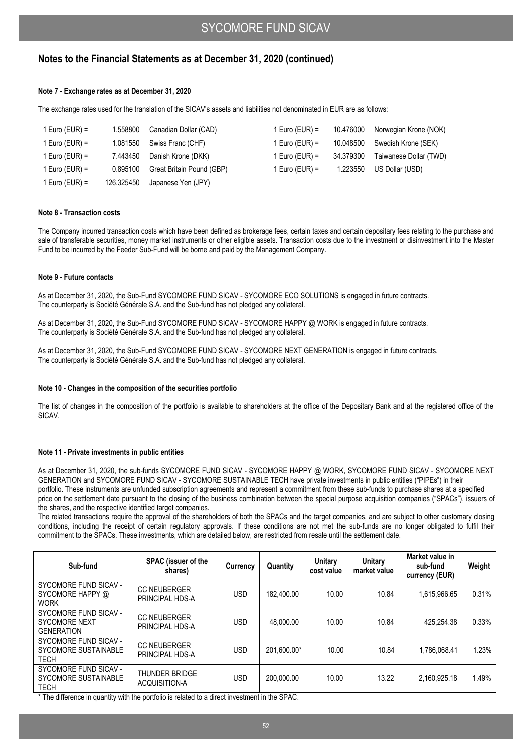## Notes to the Financial Statements as at December 31, 2020 (continued)

### Note 7 - Exchange rates as at December 31, 2020

The exchange rates used for the translation of the SICAV's assets and liabilities not denominated in EUR are as follows:

| | | | | | |
|---|---|---|---|---|---|
| 1 Euro (EUR) = | 1.558800 | Canadian Dollar (CAD) | 1 Euro (EUR) = | 10.476000 | Norwegian Krone (NOK) |
| 1 Euro (EUR) = | 1.081550 | Swiss Franc (CHF) | 1 Euro (EUR) = | 10.048500 | Swedish Krone (SEK) |
| 1 Euro (EUR) = | 7.443450 | Danish Krone (DKK) | 1 Euro (EUR) = | 34.379300 | Taiwanese Dollar (TWD) |
| 1 Euro (EUR) = | 0.895100 | Great Britain Pound (GBP) | 1 Euro (EUR) = | 1.223550 | US Dollar (USD) |
| 1 Euro (EUR) = | 126.325450 | Japanese Yen (JPY) | | | |

### Note 8 - Transaction costs

The Company incurred transaction costs which have been defined as brokerage fees, certain taxes and certain depositary fees relating to the purchase and sale of transferable securities, money market instruments or other eligible assets. Transaction costs due to the investment or disinvestment into the Master Fund to be incurred by the Feeder Sub-Fund will be borne and paid by the Management Company.

### Note 9 - Future contacts

As at December 31, 2020, the Sub-Fund SYCOMORE FUND SICAV - SYCOMORE ECO SOLUTIONS is engaged in future contracts. The counterparty is Société Générale S.A. and the Sub-fund has not pledged any collateral.

As at December 31, 2020, the Sub-Fund SYCOMORE FUND SICAV - SYCOMORE HAPPY @ WORK is engaged in future contracts. The counterparty is Société Générale S.A. and the Sub-fund has not pledged any collateral.

As at December 31, 2020, the Sub-Fund SYCOMORE FUND SICAV - SYCOMORE NEXT GENERATION is engaged in future contracts. The counterparty is Société Générale S.A. and the Sub-fund has not pledged any collateral.

### Note 10 - Changes in the composition of the securities portfolio

The list of changes in the composition of the portfolio is available to shareholders at the office of the Depositary Bank and at the registered office of the SICAV.

### Note 11 - Private investments in public entities

As at December 31, 2020, the sub-funds SYCOMORE FUND SICAV - SYCOMORE HAPPY @ WORK, SYCOMORE FUND SICAV - SYCOMORE NEXT GENERATION and SYCOMORE FUND SICAV - SYCOMORE SUSTAINABLE TECH have private investments in public entities ("PIPEs") in their portfolio. These instruments are unfunded subscription agreements and represent a commitment from these sub-funds to purchase shares at a specified price on the settlement date pursuant to the closing of the business combination between the special purpose acquisition companies ("SPACs"), issuers of the shares, and the respective identified target companies.

The related transactions require the approval of the shareholders of both the SPACs and the target companies, and are subject to other customary closing conditions, including the receipt of certain regulatory approvals. If these conditions are not met the sub-funds are no longer obligated to fulfil their commitment to the SPACs. These investments, which are detailed below, are restricted from resale until the settlement date.

| Sub-fund | SPAC (issuer of the shares) | Currency | Quantity | Unitary cost value | Unitary market value | Market value in sub-fund currency (EUR) | Weight |
|---|---|---|---|---|---|---|---|
| SYCOMORE FUND SICAV - SYCOMORE HAPPY @ WORK | CC NEUBERGER PRINCIPAL HDS-A | USD | 182,400.00 | 10.00 | 10.84 | 1,615,966.65 | 0.31% |
| SYCOMORE FUND SICAV - SYCOMORE NEXT GENERATION | CC NEUBERGER PRINCIPAL HDS-A | USD | 48,000.00 | 10.00 | 10.84 | 425,254.38 | 0.33% |
| SYCOMORE FUND SICAV - SYCOMORE SUSTAINABLE TECH | CC NEUBERGER PRINCIPAL HDS-A | USD | 201,600.00* | 10.00 | 10.84 | 1,786,068.41 | 1.23% |
| SYCOMORE FUND SICAV - SYCOMORE SUSTAINABLE TECH | THUNDER BRIDGE ACQUISITION-A | USD | 200,000.00 | 10.00 | 13.22 | 2,160,925.18 | 1.49% |

* The difference in quantity with the portfolio is related to a direct investment in the SPAC.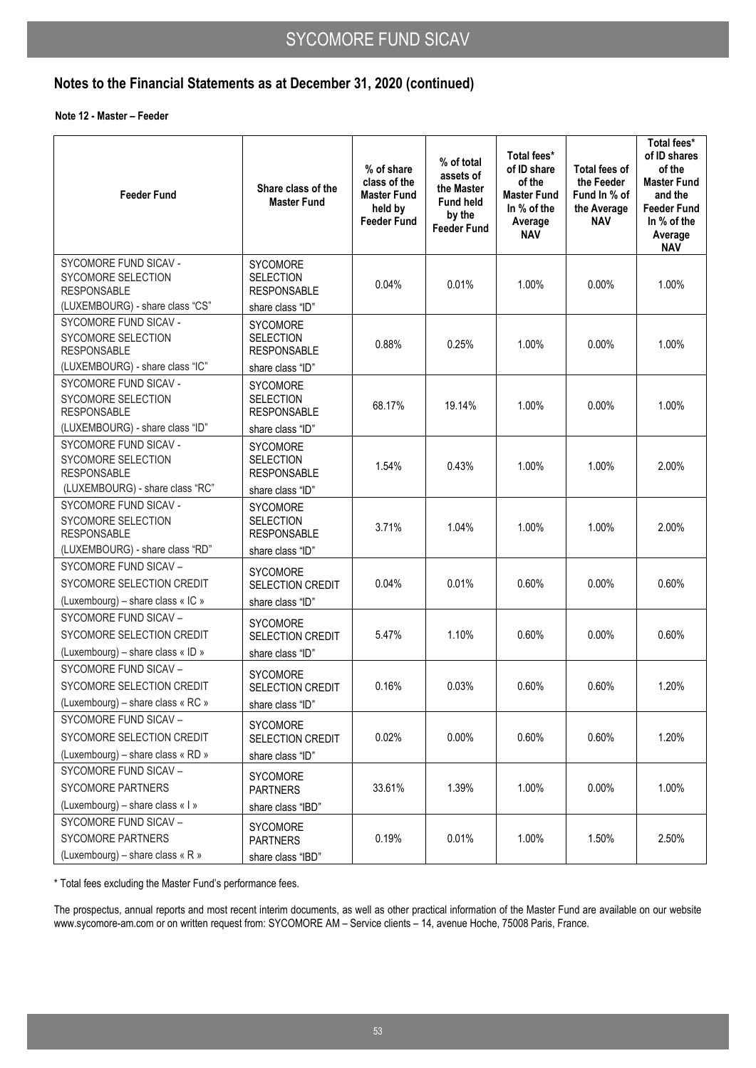## Notes to the Financial Statements as at December 31, 2020 (continued)

### Note 12 - Master – Feeder

| Feeder Fund | Share class of the Master Fund | % of share class of the Master Fund held by Feeder Fund | % of total assets of the Master Fund held by the Feeder Fund | Total fees* of ID share of the Master Fund In % of the Average NAV | Total fees of the Feeder Fund In % of the Average NAV | Total fees* of ID shares of the Master Fund and the Feeder Fund In % of the Average NAV |
|---|---|---|---|---|---|---|
| SYCOMORE FUND SICAV - SYCOMORE SELECTION RESPONSABLE (LUXEMBOURG) - share class "CS" | SYCOMORE SELECTION RESPONSABLE share class "ID" | 0.04% | 0.01% | 1.00% | 0.00% | 1.00% |
| SYCOMORE FUND SICAV - SYCOMORE SELECTION RESPONSABLE (LUXEMBOURG) - share class "IC" | SYCOMORE SELECTION RESPONSABLE share class "ID" | 0.88% | 0.25% | 1.00% | 0.00% | 1.00% |
| SYCOMORE FUND SICAV - SYCOMORE SELECTION RESPONSABLE (LUXEMBOURG) - share class "ID" | SYCOMORE SELECTION RESPONSABLE share class "ID" | 68.17% | 19.14% | 1.00% | 0.00% | 1.00% |
| SYCOMORE FUND SICAV - SYCOMORE SELECTION RESPONSABLE (LUXEMBOURG) - share class "RC" | SYCOMORE SELECTION RESPONSABLE share class "ID" | 1.54% | 0.43% | 1.00% | 1.00% | 2.00% |
| SYCOMORE FUND SICAV - SYCOMORE SELECTION RESPONSABLE (LUXEMBOURG) - share class "RD" | SYCOMORE SELECTION RESPONSABLE share class "ID" | 3.71% | 1.04% | 1.00% | 1.00% | 2.00% |
| SYCOMORE FUND SICAV – SYCOMORE SELECTION CREDIT (Luxembourg) – share class « IC » | SYCOMORE SELECTION CREDIT share class "ID" | 0.04% | 0.01% | 0.60% | 0.00% | 0.60% |
| SYCOMORE FUND SICAV – SYCOMORE SELECTION CREDIT (Luxembourg) – share class « ID » | SYCOMORE SELECTION CREDIT share class "ID" | 5.47% | 1.10% | 0.60% | 0.00% | 0.60% |
| SYCOMORE FUND SICAV – SYCOMORE SELECTION CREDIT (Luxembourg) – share class « RC » | SYCOMORE SELECTION CREDIT share class "ID" | 0.16% | 0.03% | 0.60% | 0.60% | 1.20% |
| SYCOMORE FUND SICAV – SYCOMORE SELECTION CREDIT (Luxembourg) – share class « RD » | SYCOMORE SELECTION CREDIT share class "ID" | 0.02% | 0.00% | 0.60% | 0.60% | 1.20% |
| SYCOMORE FUND SICAV – SYCOMORE PARTNERS (Luxembourg) – share class « I » | SYCOMORE PARTNERS share class "IBD" | 33.61% | 1.39% | 1.00% | 0.00% | 1.00% |
| SYCOMORE FUND SICAV – SYCOMORE PARTNERS (Luxembourg) – share class « R » | SYCOMORE PARTNERS share class "IBD" | 0.19% | 0.01% | 1.00% | 1.50% | 2.50% |

\* Total fees excluding the Master Fund's performance fees.

The prospectus, annual reports and most recent interim documents, as well as other practical information of the Master Fund are available on our website www.sycomore-am.com or on written request from: SYCOMORE AM – Service clients – 14, avenue Hoche, 75008 Paris, France.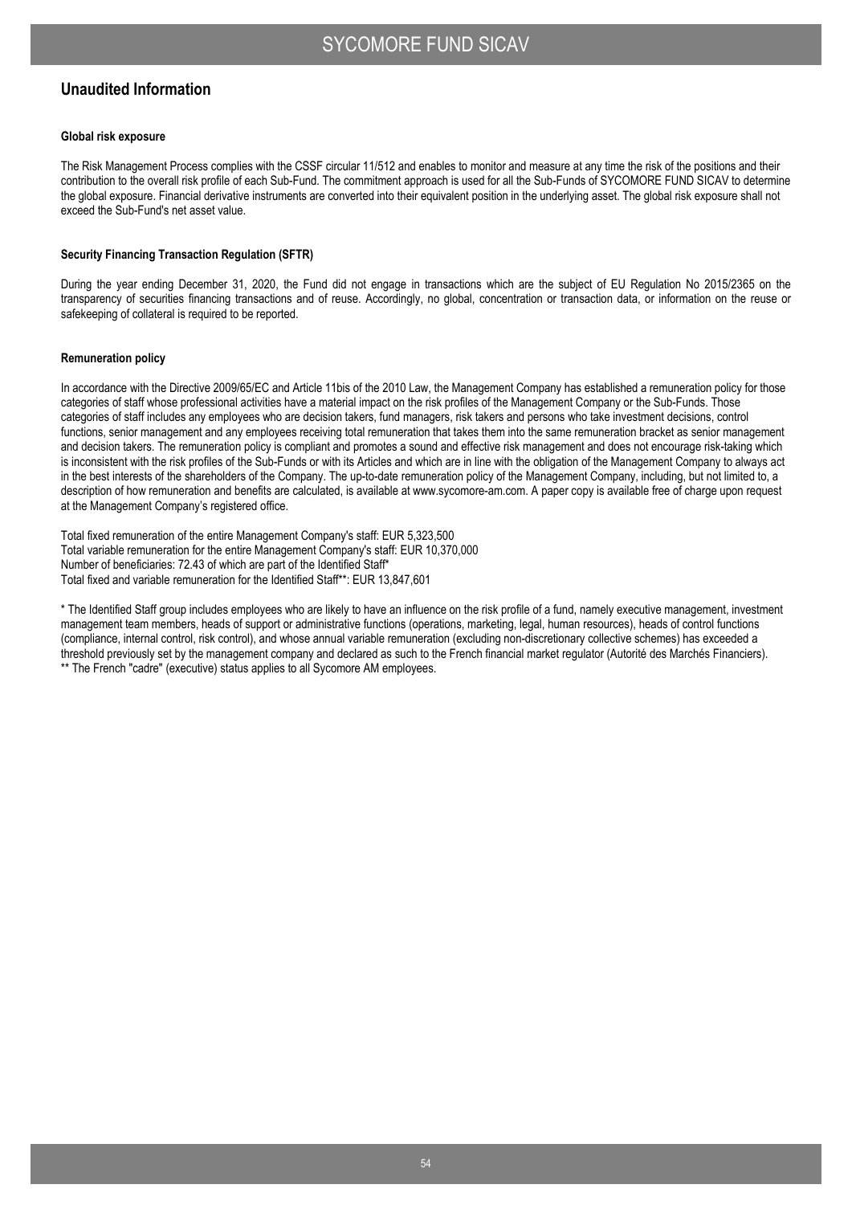## Unaudited Information

**Global risk exposure**

The Risk Management Process complies with the CSSF circular 11/512 and enables to monitor and measure at any time the risk of the positions and their contribution to the overall risk profile of each Sub-Fund. The commitment approach is used for all the Sub-Funds of SYCOMORE FUND SICAV to determine the global exposure. Financial derivative instruments are converted into their equivalent position in the underlying asset. The global risk exposure shall not exceed the Sub-Fund's net asset value.

**Security Financing Transaction Regulation (SFTR)**

During the year ending December 31, 2020, the Fund did not engage in transactions which are the subject of EU Regulation No 2015/2365 on the transparency of securities financing transactions and of reuse. Accordingly, no global, concentration or transaction data, or information on the reuse or safekeeping of collateral is required to be reported.

**Remuneration policy**

In accordance with the Directive 2009/65/EC and Article 11bis of the 2010 Law, the Management Company has established a remuneration policy for those categories of staff whose professional activities have a material impact on the risk profiles of the Management Company or the Sub-Funds. Those categories of staff includes any employees who are decision takers, fund managers, risk takers and persons who take investment decisions, control functions, senior management and any employees receiving total remuneration that takes them into the same remuneration bracket as senior management and decision takers. The remuneration policy is compliant and promotes a sound and effective risk management and does not encourage risk-taking which is inconsistent with the risk profiles of the Sub-Funds or with its Articles and which are in line with the obligation of the Management Company to always act in the best interests of the shareholders of the Company. The up-to-date remuneration policy of the Management Company, including, but not limited to, a description of how remuneration and benefits are calculated, is available at www.sycomore-am.com. A paper copy is available free of charge upon request at the Management Company's registered office.

Total fixed remuneration of the entire Management Company's staff: EUR 5,323,500
Total variable remuneration for the entire Management Company's staff: EUR 10,370,000
Number of beneficiaries: 72.43 of which are part of the Identified Staff*
Total fixed and variable remuneration for the Identified Staff**: EUR 13,847,601

\* The Identified Staff group includes employees who are likely to have an influence on the risk profile of a fund, namely executive management, investment management team members, heads of support or administrative functions (operations, marketing, legal, human resources), heads of control functions (compliance, internal control, risk control), and whose annual variable remuneration (excluding non-discretionary collective schemes) has exceeded a threshold previously set by the management company and declared as such to the French financial market regulator (Autorité des Marchés Financiers).
\*\* The French "cadre" (executive) status applies to all Sycomore AM employees.